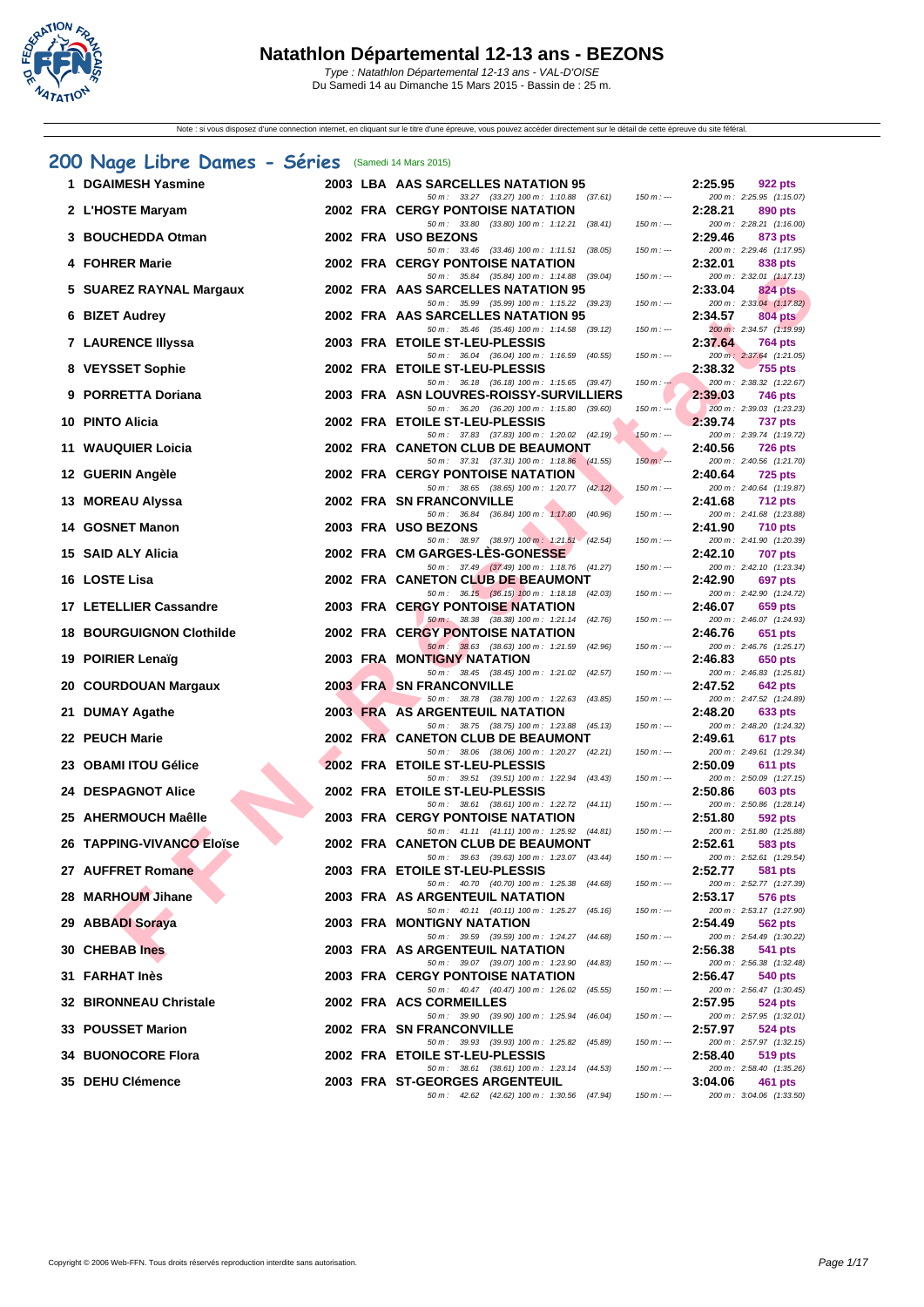# Natathlon Départemental 12-13 ans - BEZONS

*Type : Natathlon Départemental 12-13 ans - VAL-D'OISE*
Du Samedi 14 au Dimanche 15 Mars 2015 - Bassin de : 25 m.

Note : si vous disposez d'une connection internet, en cliquant sur le titre d'une épreuve, vous pouvez accéder directement sur le détail de cette épreuve du site féféral.

## 200 Nage Libre Dames - Séries (Samedi 14 Mars 2015)

| Rang | Nom | Année | Nat. | Club | Temps | Points |
|---|---|---|---|---|---|---|
| 1 | DGAIMESH Yasmine | 2003 | LBA | AAS SARCELLES NATATION 95 | 2:25.95 | 922 pts |
| | 50 m : 33.27 (33.27) 100 m : 1:10.88 (37.61) 150 m : --- 200 m : 2:25.95 (1:15.07) | | | | | |
| 2 | L'HOSTE Maryam | 2002 | FRA | CERGY PONTOISE NATATION | 2:28.21 | 890 pts |
| | 50 m : 33.80 (33.80) 100 m : 1:12.21 (38.41) 150 m : --- 200 m : 2:28.21 (1:16.00) | | | | | |
| 3 | BOUCHEDDA Otman | 2002 | FRA | USO BEZONS | 2:29.46 | 873 pts |
| | 50 m : 33.46 (33.46) 100 m : 1:11.51 (38.05) 150 m : --- 200 m : 2:29.46 (1:17.95) | | | | | |
| 4 | FOHRER Marie | 2002 | FRA | CERGY PONTOISE NATATION | 2:32.01 | 838 pts |
| | 50 m : 35.84 (35.84) 100 m : 1:14.88 (39.04) 150 m : --- 200 m : 2:32.01 (1:17.13) | | | | | |
| 5 | SUAREZ RAYNAL Margaux | 2002 | FRA | AAS SARCELLES NATATION 95 | 2:33.04 | 824 pts |
| | 50 m : 35.99 (35.99) 100 m : 1:15.22 (39.23) 150 m : --- 200 m : 2:33.04 (1:17.82) | | | | | |
| 6 | BIZET Audrey | 2002 | FRA | AAS SARCELLES NATATION 95 | 2:34.57 | 804 pts |
| | 50 m : 35.46 (35.46) 100 m : 1:14.58 (39.12) 150 m : --- 200 m : 2:34.57 (1:19.99) | | | | | |
| 7 | LAURENCE Illyssa | 2003 | FRA | ETOILE ST-LEU-PLESSIS | 2:37.64 | 764 pts |
| | 50 m : 36.04 (36.04) 100 m : 1:16.59 (40.55) 150 m : --- 200 m : 2:37.64 (1:21.05) | | | | | |
| 8 | VEYSSET Sophie | 2002 | FRA | ETOILE ST-LEU-PLESSIS | 2:38.32 | 755 pts |
| | 50 m : 36.18 (36.18) 100 m : 1:15.65 (39.47) 150 m : --- 200 m : 2:38.32 (1:22.67) | | | | | |
| 9 | PORRETTA Doriana | 2003 | FRA | ASN LOUVRES-ROISSY-SURVILLIERS | 2:39.03 | 746 pts |
| | 50 m : 36.20 (36.20) 100 m : 1:15.80 (39.60) 150 m : --- 200 m : 2:39.03 (1:23.23) | | | | | |
| 10 | PINTO Alicia | 2002 | FRA | ETOILE ST-LEU-PLESSIS | 2:39.74 | 737 pts |
| | 50 m : 37.83 (37.83) 100 m : 1:20.02 (42.19) 150 m : --- 200 m : 2:39.74 (1:19.72) | | | | | |
| 11 | WAUQUIER Loicia | 2002 | FRA | CANETON CLUB DE BEAUMONT | 2:40.56 | 726 pts |
| | 50 m : 37.31 (37.31) 100 m : 1:18.86 (41.55) 150 m : --- 200 m : 2:40.56 (1:21.70) | | | | | |
| 12 | GUERIN Angèle | 2002 | FRA | CERGY PONTOISE NATATION | 2:40.64 | 725 pts |
| | 50 m : 38.65 (38.65) 100 m : 1:20.77 (42.12) 150 m : --- 200 m : 2:40.64 (1:19.87) | | | | | |
| 13 | MOREAU Alyssa | 2002 | FRA | SN FRANCONVILLE | 2:41.68 | 712 pts |
| | 50 m : 36.84 (36.84) 100 m : 1:17.80 (40.96) 150 m : --- 200 m : 2:41.68 (1:23.88) | | | | | |
| 14 | GOSNET Manon | 2003 | FRA | USO BEZONS | 2:41.90 | 710 pts |
| | 50 m : 38.97 (38.97) 100 m : 1:21.51 (42.54) 150 m : --- 200 m : 2:41.90 (1:20.39) | | | | | |
| 15 | SAID ALY Alicia | 2002 | FRA | CM GARGES-LÈS-GONESSE | 2:42.10 | 707 pts |
| | 50 m : 37.49 (37.49) 100 m : 1:18.76 (41.27) 150 m : --- 200 m : 2:42.10 (1:23.34) | | | | | |
| 16 | LOSTE Lisa | 2002 | FRA | CANETON CLUB DE BEAUMONT | 2:42.90 | 697 pts |
| | 50 m : 36.15 (36.15) 100 m : 1:18.18 (42.03) 150 m : --- 200 m : 2:42.90 (1:24.72) | | | | | |
| 17 | LETELLIER Cassandre | 2003 | FRA | CERGY PONTOISE NATATION | 2:46.07 | 659 pts |
| | 50 m : 38.38 (38.38) 100 m : 1:21.14 (42.76) 150 m : --- 200 m : 2:46.07 (1:24.93) | | | | | |
| 18 | BOURGUIGNON Clothilde | 2002 | FRA | CERGY PONTOISE NATATION | 2:46.76 | 651 pts |
| | 50 m : 38.63 (38.63) 100 m : 1:21.59 (42.96) 150 m : --- 200 m : 2:46.76 (1:25.17) | | | | | |
| 19 | POIRIER Lenaïg | 2003 | FRA | MONTIGNY NATATION | 2:46.83 | 650 pts |
| | 50 m : 38.45 (38.45) 100 m : 1:21.02 (42.57) 150 m : --- 200 m : 2:46.83 (1:25.81) | | | | | |
| 20 | COURDOUAN Margaux | 2003 | FRA | SN FRANCONVILLE | 2:47.52 | 642 pts |
| | 50 m : 38.78 (38.78) 100 m : 1:22.63 (43.85) 150 m : --- 200 m : 2:47.52 (1:24.89) | | | | | |
| 21 | DUMAY Agathe | 2003 | FRA | AS ARGENTEUIL NATATION | 2:48.20 | 633 pts |
| | 50 m : 38.75 (38.75) 100 m : 1:23.88 (45.13) 150 m : --- 200 m : 2:48.20 (1:24.32) | | | | | |
| 22 | PEUCH Marie | 2002 | FRA | CANETON CLUB DE BEAUMONT | 2:49.61 | 617 pts |
| | 50 m : 38.06 (38.06) 100 m : 1:20.27 (42.21) 150 m : --- 200 m : 2:49.61 (1:29.34) | | | | | |
| 23 | OBAMI ITOU Gélice | 2002 | FRA | ETOILE ST-LEU-PLESSIS | 2:50.09 | 611 pts |
| | 50 m : 39.51 (39.51) 100 m : 1:22.94 (43.43) 150 m : --- 200 m : 2:50.09 (1:27.15) | | | | | |
| 24 | DESPAGNOT Alice | 2002 | FRA | ETOILE ST-LEU-PLESSIS | 2:50.86 | 603 pts |
| | 50 m : 38.61 (38.61) 100 m : 1:22.72 (44.11) 150 m : --- 200 m : 2:50.86 (1:28.14) | | | | | |
| 25 | AHERMOUCH Maêlle | 2003 | FRA | CERGY PONTOISE NATATION | 2:51.80 | 592 pts |
| | 50 m : 41.11 (41.11) 100 m : 1:25.92 (44.81) 150 m : --- 200 m : 2:51.80 (1:25.88) | | | | | |
| 26 | TAPPING-VIVANCO Eloïse | 2002 | FRA | CANETON CLUB DE BEAUMONT | 2:52.61 | 583 pts |
| | 50 m : 39.63 (39.63) 100 m : 1:23.07 (43.44) 150 m : --- 200 m : 2:52.61 (1:29.54) | | | | | |
| 27 | AUFFRET Romane | 2003 | FRA | ETOILE ST-LEU-PLESSIS | 2:52.77 | 581 pts |
| | 50 m : 40.70 (40.70) 100 m : 1:25.38 (44.68) 150 m : --- 200 m : 2:52.77 (1:27.39) | | | | | |
| 28 | MARHOUM Jihane | 2003 | FRA | AS ARGENTEUIL NATATION | 2:53.17 | 576 pts |
| | 50 m : 40.11 (40.11) 100 m : 1:25.27 (45.16) 150 m : --- 200 m : 2:53.17 (1:27.90) | | | | | |
| 29 | ABBADI Soraya | 2003 | FRA | MONTIGNY NATATION | 2:54.49 | 562 pts |
| | 50 m : 39.59 (39.59) 100 m : 1:24.27 (44.68) 150 m : --- 200 m : 2:54.49 (1:30.22) | | | | | |
| 30 | CHEBAB Ines | 2003 | FRA | AS ARGENTEUIL NATATION | 2:56.38 | 541 pts |
| | 50 m : 39.07 (39.07) 100 m : 1:23.90 (44.83) 150 m : --- 200 m : 2:56.38 (1:32.48) | | | | | |
| 31 | FARHAT Inès | 2003 | FRA | CERGY PONTOISE NATATION | 2:56.47 | 540 pts |
| | 50 m : 40.47 (40.47) 100 m : 1:26.02 (45.55) 150 m : --- 200 m : 2:56.47 (1:30.45) | | | | | |
| 32 | BIRONNEAU Christale | 2002 | FRA | ACS CORMEILLES | 2:57.95 | 524 pts |
| | 50 m : 39.90 (39.90) 100 m : 1:25.94 (46.04) 150 m : --- 200 m : 2:57.95 (1:32.01) | | | | | |
| 33 | POUSSET Marion | 2002 | FRA | SN FRANCONVILLE | 2:57.97 | 524 pts |
| | 50 m : 39.93 (39.93) 100 m : 1:25.82 (45.89) 150 m : --- 200 m : 2:57.97 (1:32.15) | | | | | |
| 34 | BUONOCORE Flora | 2002 | FRA | ETOILE ST-LEU-PLESSIS | 2:58.40 | 519 pts |
| | 50 m : 38.61 (38.61) 100 m : 1:23.14 (44.53) 150 m : --- 200 m : 2:58.40 (1:35.26) | | | | | |
| 35 | DEHU Clémence | 2003 | FRA | ST-GEORGES ARGENTEUIL | 3:04.06 | 461 pts |
| | 50 m : 42.62 (42.62) 100 m : 1:30.56 (47.94) 150 m : --- 200 m : 3:04.06 (1:33.50) | | | | | |

Copyright © 2006 Web-FFN. Tous droits réservés reproduction interdite sans autorisation.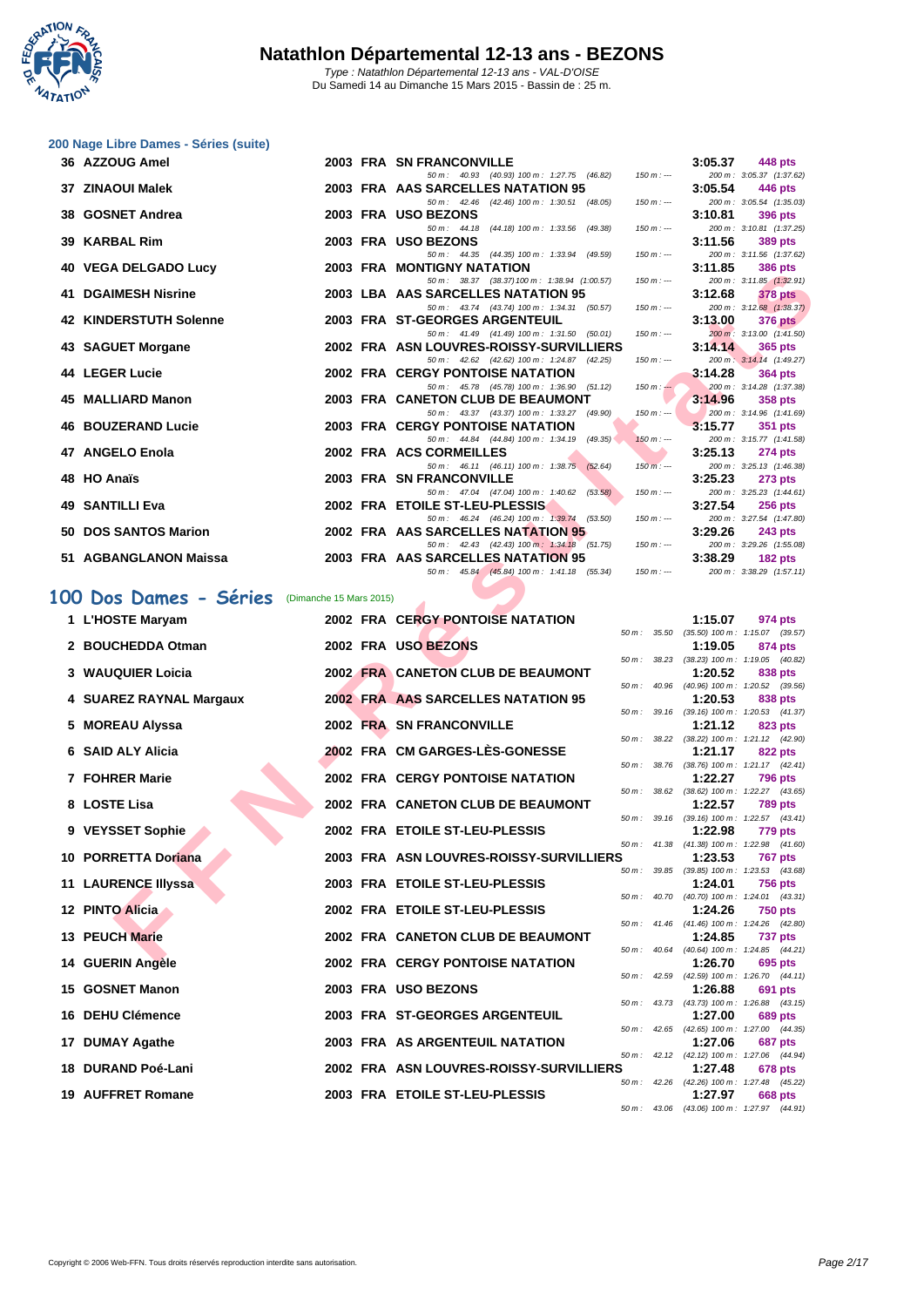# Natathlon Départemental 12-13 ans - BEZONS

Type : Natathlon Départemental 12-13 ans - VAL-D'OISE
Du Samedi 14 au Dimanche 15 Mars 2015 - Bassin de : 25 m.

### 200 Nage Libre Dames - Séries (suite)

| Rang | Nom | Année | Nat. | Club | Temps | Points |
|---|---|---|---|---|---|---|
| 36 | AZZOUG Amel | 2003 | FRA | SN FRANCONVILLE | 3:05.37 | 448 pts |
| | 50 m : 40.93 (40.93) 100 m : 1:27.75 (46.82) 150 m : --- 200 m : 3:05.37 (1:37.62) | | | | | |
| 37 | ZINAOUI Malek | 2003 | FRA | AAS SARCELLES NATATION 95 | 3:05.54 | 446 pts |
| | 50 m : 42.46 (42.46) 100 m : 1:30.51 (48.05) 150 m : --- 200 m : 3:05.54 (1:35.03) | | | | | |
| 38 | GOSNET Andrea | 2003 | FRA | USO BEZONS | 3:10.81 | 396 pts |
| | 50 m : 44.18 (44.18) 100 m : 1:33.56 (49.38) 150 m : --- 200 m : 3:10.81 (1:37.25) | | | | | |
| 39 | KARBAL Rim | 2003 | FRA | USO BEZONS | 3:11.56 | 389 pts |
| | 50 m : 44.35 (44.35) 100 m : 1:33.94 (49.59) 150 m : --- 200 m : 3:11.56 (1:37.62) | | | | | |
| 40 | VEGA DELGADO Lucy | 2003 | FRA | MONTIGNY NATATION | 3:11.85 | 386 pts |
| | 50 m : 38.37 (38.37) 100 m : 1:38.94 (1:00.57) 150 m : --- 200 m : 3:11.85 (1:32.91) | | | | | |
| 41 | DGAIMESH Nisrine | 2003 | LBA | AAS SARCELLES NATATION 95 | 3:12.68 | 378 pts |
| | 50 m : 43.74 (43.74) 100 m : 1:34.31 (50.57) 150 m : --- 200 m : 3:12.68 (1:38.37) | | | | | |
| 42 | KINDERSTUTH Solenne | 2003 | FRA | ST-GEORGES ARGENTEUIL | 3:13.00 | 376 pts |
| | 50 m : 41.49 (41.49) 100 m : 1:31.50 (50.01) 150 m : --- 200 m : 3:13.00 (1:41.50) | | | | | |
| 43 | SAGUET Morgane | 2002 | FRA | ASN LOUVRES-ROISSY-SURVILLIERS | 3:14.14 | 365 pts |
| | 50 m : 42.62 (42.62) 100 m : 1:24.87 (42.25) 150 m : --- 200 m : 3:14.14 (1:49.27) | | | | | |
| 44 | LEGER Lucie | 2002 | FRA | CERGY PONTOISE NATATION | 3:14.28 | 364 pts |
| | 50 m : 45.78 (45.78) 100 m : 1:36.90 (51.12) 150 m : --- 200 m : 3:14.28 (1:37.38) | | | | | |
| 45 | MALLIARD Manon | 2003 | FRA | CANETON CLUB DE BEAUMONT | 3:14.96 | 358 pts |
| | 50 m : 43.37 (43.37) 100 m : 1:33.27 (49.90) 150 m : --- 200 m : 3:14.96 (1:41.69) | | | | | |
| 46 | BOUZERAND Lucie | 2003 | FRA | CERGY PONTOISE NATATION | 3:15.77 | 351 pts |
| | 50 m : 44.84 (44.84) 100 m : 1:34.19 (49.35) 150 m : --- 200 m : 3:15.77 (1:41.58) | | | | | |
| 47 | ANGELO Enola | 2002 | FRA | ACS CORMEILLES | 3:25.13 | 274 pts |
| | 50 m : 46.11 (46.11) 100 m : 1:38.75 (52.64) 150 m : --- 200 m : 3:25.13 (1:46.38) | | | | | |
| 48 | HO Anaïs | 2003 | FRA | SN FRANCONVILLE | 3:25.23 | 273 pts |
| | 50 m : 47.04 (47.04) 100 m : 1:40.62 (53.58) 150 m : --- 200 m : 3:25.23 (1:44.61) | | | | | |
| 49 | SANTILLI Eva | 2002 | FRA | ETOILE ST-LEU-PLESSIS | 3:27.54 | 256 pts |
| | 50 m : 46.24 (46.24) 100 m : 1:39.74 (53.50) 150 m : --- 200 m : 3:27.54 (1:47.80) | | | | | |
| 50 | DOS SANTOS Marion | 2002 | FRA | AAS SARCELLES NATATION 95 | 3:29.26 | 243 pts |
| | 50 m : 42.43 (42.43) 100 m : 1:34.18 (51.75) 150 m : --- 200 m : 3:29.26 (1:55.08) | | | | | |
| 51 | AGBANGLANON Maissa | 2003 | FRA | AAS SARCELLES NATATION 95 | 3:38.29 | 182 pts |
| | 50 m : 45.84 (45.84) 100 m : 1:41.18 (55.34) 150 m : --- 200 m : 3:38.29 (1:57.11) | | | | | |

## 100 Dos Dames - Séries (Dimanche 15 Mars 2015)

| Rang | Nom | Année | Nat. | Club | Temps | Points |
|---|---|---|---|---|---|---|
| 1 | L'HOSTE Maryam | 2002 | FRA | CERGY PONTOISE NATATION | 1:15.07 | 974 pts |
| | 50 m : 35.50 (35.50) 100 m : 1:15.07 (39.57) | | | | | |
| 2 | BOUCHEDDA Otman | 2002 | FRA | USO BEZONS | 1:19.05 | 874 pts |
| | 50 m : 38.23 (38.23) 100 m : 1:19.05 (40.82) | | | | | |
| 3 | WAUQUIER Loicia | 2002 | FRA | CANETON CLUB DE BEAUMONT | 1:20.52 | 838 pts |
| | 50 m : 40.96 (40.96) 100 m : 1:20.52 (39.56) | | | | | |
| 4 | SUAREZ RAYNAL Margaux | 2002 | FRA | AAS SARCELLES NATATION 95 | 1:20.53 | 838 pts |
| | 50 m : 39.16 (39.16) 100 m : 1:20.53 (41.37) | | | | | |
| 5 | MOREAU Alyssa | 2002 | FRA | SN FRANCONVILLE | 1:21.12 | 823 pts |
| | 50 m : 38.22 (38.22) 100 m : 1:21.12 (42.90) | | | | | |
| 6 | SAID ALY Alicia | 2002 | FRA | CM GARGES-LÈS-GONESSE | 1:21.17 | 822 pts |
| | 50 m : 38.76 (38.76) 100 m : 1:21.17 (42.41) | | | | | |
| 7 | FOHRER Marie | 2002 | FRA | CERGY PONTOISE NATATION | 1:22.27 | 796 pts |
| | 50 m : 38.62 (38.62) 100 m : 1:22.27 (43.65) | | | | | |
| 8 | LOSTE Lisa | 2002 | FRA | CANETON CLUB DE BEAUMONT | 1:22.57 | 789 pts |
| | 50 m : 39.16 (39.16) 100 m : 1:22.57 (43.41) | | | | | |
| 9 | VEYSSET Sophie | 2002 | FRA | ETOILE ST-LEU-PLESSIS | 1:22.98 | 779 pts |
| | 50 m : 41.38 (41.38) 100 m : 1:22.98 (41.60) | | | | | |
| 10 | PORRETTA Doriana | 2003 | FRA | ASN LOUVRES-ROISSY-SURVILLIERS | 1:23.53 | 767 pts |
| | 50 m : 39.85 (39.85) 100 m : 1:23.53 (43.68) | | | | | |
| 11 | LAURENCE Illyssa | 2003 | FRA | ETOILE ST-LEU-PLESSIS | 1:24.01 | 756 pts |
| | 50 m : 40.70 (40.70) 100 m : 1:24.01 (43.31) | | | | | |
| 12 | PINTO Alicia | 2002 | FRA | ETOILE ST-LEU-PLESSIS | 1:24.26 | 750 pts |
| | 50 m : 41.46 (41.46) 100 m : 1:24.26 (42.80) | | | | | |
| 13 | PEUCH Marie | 2002 | FRA | CANETON CLUB DE BEAUMONT | 1:24.85 | 737 pts |
| | 50 m : 40.64 (40.64) 100 m : 1:24.85 (44.21) | | | | | |
| 14 | GUERIN Angèle | 2002 | FRA | CERGY PONTOISE NATATION | 1:26.70 | 695 pts |
| | 50 m : 42.59 (42.59) 100 m : 1:26.70 (44.11) | | | | | |
| 15 | GOSNET Manon | 2003 | FRA | USO BEZONS | 1:26.88 | 691 pts |
| | 50 m : 43.73 (43.73) 100 m : 1:26.88 (43.15) | | | | | |
| 16 | DEHU Clémence | 2003 | FRA | ST-GEORGES ARGENTEUIL | 1:27.00 | 689 pts |
| | 50 m : 42.65 (42.65) 100 m : 1:27.00 (44.35) | | | | | |
| 17 | DUMAY Agathe | 2003 | FRA | AS ARGENTEUIL NATATION | 1:27.06 | 687 pts |
| | 50 m : 42.12 (42.12) 100 m : 1:27.06 (44.94) | | | | | |
| 18 | DURAND Poé-Lani | 2002 | FRA | ASN LOUVRES-ROISSY-SURVILLIERS | 1:27.48 | 678 pts |
| | 50 m : 42.26 (42.26) 100 m : 1:27.48 (45.22) | | | | | |
| 19 | AUFFRET Romane | 2003 | FRA | ETOILE ST-LEU-PLESSIS | 1:27.97 | 668 pts |
| | 50 m : 43.06 (43.06) 100 m : 1:27.97 (44.91) | | | | | |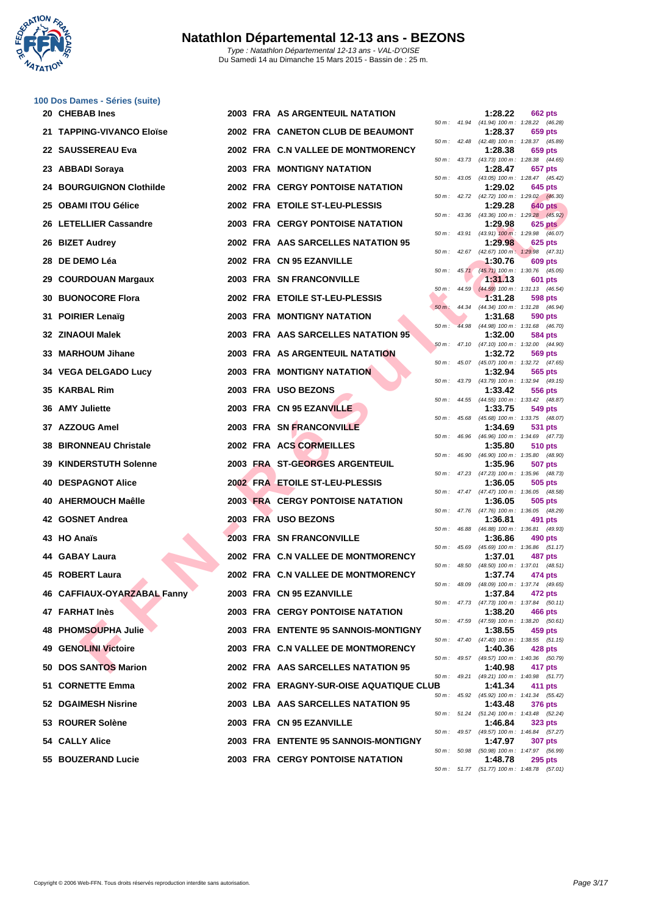# Natathlon Départemental 12-13 ans - BEZONS

*Type : Natathlon Départemental 12-13 ans - VAL-D'OISE*
Du Samedi 14 au Dimanche 15 Mars 2015 - Bassin de : 25 m.

## 100 Dos Dames - Séries (suite)

| Rang | Nom | Année | Nat. | Club | Temps | Points | Splits |
|---|---|---|---|---|---|---|---|
| 20 | CHEBAB Ines | 2003 | FRA | AS ARGENTEUIL NATATION | 1:28.22 | 662 pts | 50 m : 41.94 (41.94) 100 m : 1:28.22 (46.28) |
| 21 | TAPPING-VIVANCO Eloïse | 2002 | FRA | CANETON CLUB DE BEAUMONT | 1:28.37 | 659 pts | 50 m : 42.48 (42.48) 100 m : 1:28.37 (45.89) |
| 22 | SAUSSEREAU Eva | 2002 | FRA | C.N VALLEE DE MONTMORENCY | 1:28.38 | 659 pts | 50 m : 43.73 (43.73) 100 m : 1:28.38 (44.65) |
| 23 | ABBADI Soraya | 2003 | FRA | MONTIGNY NATATION | 1:28.47 | 657 pts | 50 m : 43.05 (43.05) 100 m : 1:28.47 (45.42) |
| 24 | BOURGUIGNON Clothilde | 2002 | FRA | CERGY PONTOISE NATATION | 1:29.02 | 645 pts | 50 m : 42.72 (42.72) 100 m : 1:29.02 (46.30) |
| 25 | OBAMI ITOU Gélice | 2002 | FRA | ETOILE ST-LEU-PLESSIS | 1:29.28 | 640 pts | 50 m : 43.36 (43.36) 100 m : 1:29.28 (45.92) |
| 26 | LETELLIER Cassandre | 2003 | FRA | CERGY PONTOISE NATATION | 1:29.98 | 625 pts | 50 m : 43.91 (43.91) 100 m : 1:29.98 (46.07) |
| 26 | BIZET Audrey | 2002 | FRA | AAS SARCELLES NATATION 95 | 1:29.98 | 625 pts | 50 m : 42.67 (42.67) 100 m : 1:29.98 (47.31) |
| 28 | DE DEMO Léa | 2002 | FRA | CN 95 EZANVILLE | 1:30.76 | 609 pts | 50 m : 45.71 (45.71) 100 m : 1:30.76 (45.05) |
| 29 | COURDOUAN Margaux | 2003 | FRA | SN FRANCONVILLE | 1:31.13 | 601 pts | 50 m : 44.59 (44.59) 100 m : 1:31.13 (46.54) |
| 30 | BUONOCORE Flora | 2002 | FRA | ETOILE ST-LEU-PLESSIS | 1:31.28 | 598 pts | 50 m : 44.34 (44.34) 100 m : 1:31.28 (46.94) |
| 31 | POIRIER Lenaïg | 2003 | FRA | MONTIGNY NATATION | 1:31.68 | 590 pts | 50 m : 44.98 (44.98) 100 m : 1:31.68 (46.70) |
| 32 | ZINAOUI Malek | 2003 | FRA | AAS SARCELLES NATATION 95 | 1:32.00 | 584 pts | 50 m : 47.10 (47.10) 100 m : 1:32.00 (44.90) |
| 33 | MARHOUM Jihane | 2003 | FRA | AS ARGENTEUIL NATATION | 1:32.72 | 569 pts | 50 m : 45.07 (45.07) 100 m : 1:32.72 (47.65) |
| 34 | VEGA DELGADO Lucy | 2003 | FRA | MONTIGNY NATATION | 1:32.94 | 565 pts | 50 m : 43.79 (43.79) 100 m : 1:32.94 (49.15) |
| 35 | KARBAL Rim | 2003 | FRA | USO BEZONS | 1:33.42 | 556 pts | 50 m : 44.55 (44.55) 100 m : 1:33.42 (48.87) |
| 36 | AMY Juliette | 2003 | FRA | CN 95 EZANVILLE | 1:33.75 | 549 pts | 50 m : 45.68 (45.68) 100 m : 1:33.75 (48.07) |
| 37 | AZZOUG Amel | 2003 | FRA | SN FRANCONVILLE | 1:34.69 | 531 pts | 50 m : 46.96 (46.96) 100 m : 1:34.69 (47.73) |
| 38 | BIRONNEAU Christale | 2002 | FRA | ACS CORMEILLES | 1:35.80 | 510 pts | 50 m : 46.90 (46.90) 100 m : 1:35.80 (48.90) |
| 39 | KINDERSTUTH Solenne | 2003 | FRA | ST-GEORGES ARGENTEUIL | 1:35.96 | 507 pts | 50 m : 47.23 (47.23) 100 m : 1:35.96 (48.73) |
| 40 | DESPAGNOT Alice | 2002 | FRA | ETOILE ST-LEU-PLESSIS | 1:36.05 | 505 pts | 50 m : 47.47 (47.47) 100 m : 1:36.05 (48.58) |
| 40 | AHERMOUCH Maêlle | 2003 | FRA | CERGY PONTOISE NATATION | 1:36.05 | 505 pts | 50 m : 47.76 (47.76) 100 m : 1:36.05 (48.29) |
| 42 | GOSNET Andrea | 2003 | FRA | USO BEZONS | 1:36.81 | 491 pts | 50 m : 46.88 (46.88) 100 m : 1:36.81 (49.93) |
| 43 | HO Anaïs | 2003 | FRA | SN FRANCONVILLE | 1:36.86 | 490 pts | 50 m : 45.69 (45.69) 100 m : 1:36.86 (51.17) |
| 44 | GABAY Laura | 2002 | FRA | C.N VALLEE DE MONTMORENCY | 1:37.01 | 487 pts | 50 m : 48.50 (48.50) 100 m : 1:37.01 (48.51) |
| 45 | ROBERT Laura | 2002 | FRA | C.N VALLEE DE MONTMORENCY | 1:37.74 | 474 pts | 50 m : 48.09 (48.09) 100 m : 1:37.74 (49.65) |
| 46 | CAFFIAUX-OYARZABAL Fanny | 2003 | FRA | CN 95 EZANVILLE | 1:37.84 | 472 pts | 50 m : 47.73 (47.73) 100 m : 1:37.84 (50.11) |
| 47 | FARHAT Inès | 2003 | FRA | CERGY PONTOISE NATATION | 1:38.20 | 466 pts | 50 m : 47.59 (47.59) 100 m : 1:38.20 (50.61) |
| 48 | PHOMSOUPHA Julie | 2003 | FRA | ENTENTE 95 SANNOIS-MONTIGNY | 1:38.55 | 459 pts | 50 m : 47.40 (47.40) 100 m : 1:38.55 (51.15) |
| 49 | GENOLINI Victoire | 2003 | FRA | C.N VALLEE DE MONTMORENCY | 1:40.36 | 428 pts | 50 m : 49.57 (49.57) 100 m : 1:40.36 (50.79) |
| 50 | DOS SANTOS Marion | 2002 | FRA | AAS SARCELLES NATATION 95 | 1:40.98 | 417 pts | 50 m : 49.21 (49.21) 100 m : 1:40.98 (51.77) |
| 51 | CORNETTE Emma | 2002 | FRA | ERAGNY-SUR-OISE AQUATIQUE CLUB | 1:41.34 | 411 pts | 50 m : 45.92 (45.92) 100 m : 1:41.34 (55.42) |
| 52 | DGAIMESH Nisrine | 2003 | LBA | AAS SARCELLES NATATION 95 | 1:43.48 | 376 pts | 50 m : 51.24 (51.24) 100 m : 1:43.48 (52.24) |
| 53 | ROURER Solène | 2003 | FRA | CN 95 EZANVILLE | 1:46.84 | 323 pts | 50 m : 49.57 (49.57) 100 m : 1:46.84 (57.27) |
| 54 | CALLY Alice | 2003 | FRA | ENTENTE 95 SANNOIS-MONTIGNY | 1:47.97 | 307 pts | 50 m : 50.98 (50.98) 100 m : 1:47.97 (56.99) |
| 55 | BOUZERAND Lucie | 2003 | FRA | CERGY PONTOISE NATATION | 1:48.78 | 295 pts | 50 m : 51.77 (51.77) 100 m : 1:48.78 (57.01) |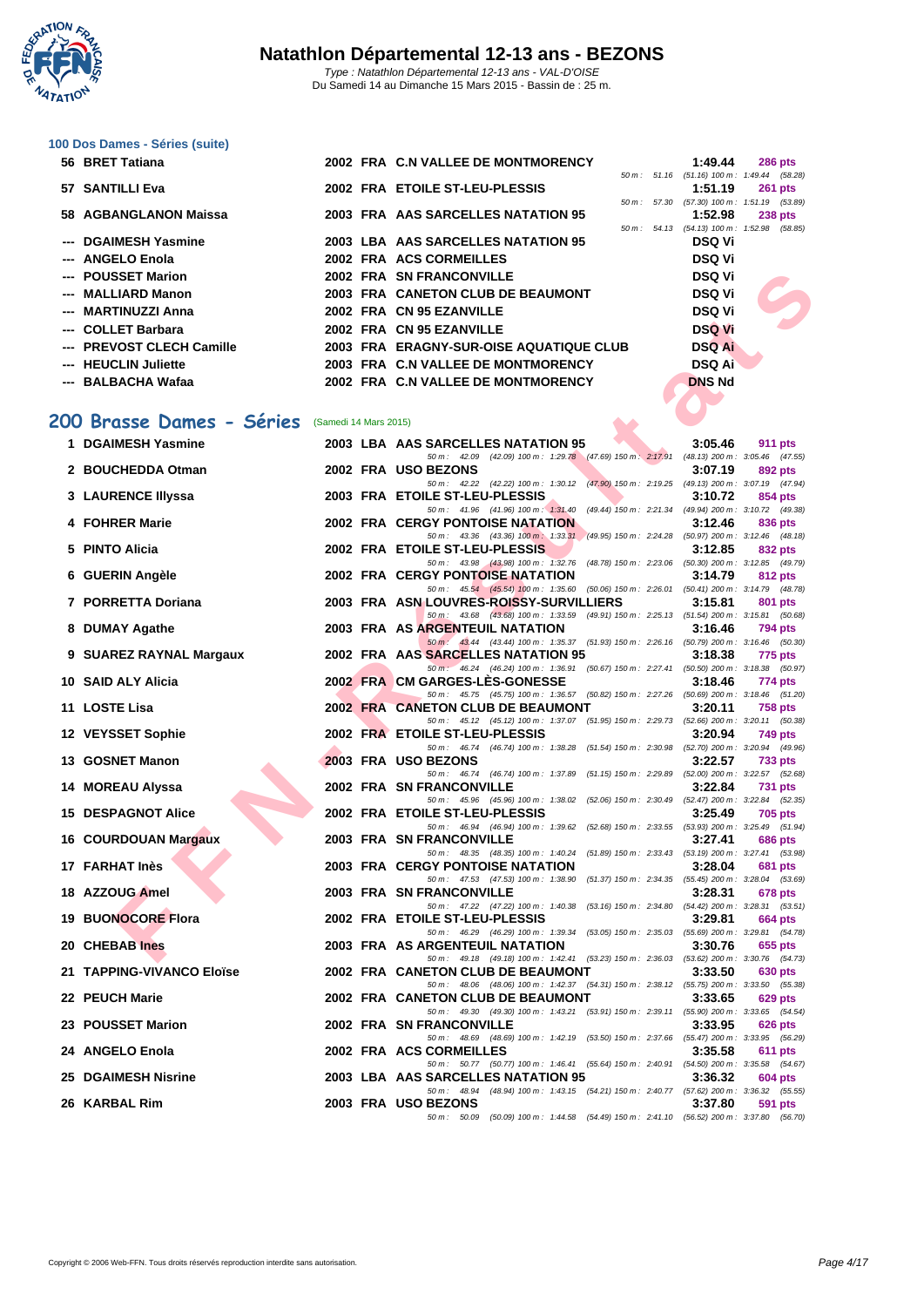# Natathlon Départemental 12-13 ans - BEZONS

*Type : Natathlon Départemental 12-13 ans - VAL-D'OISE*
Du Samedi 14 au Dimanche 15 Mars 2015 - Bassin de : 25 m.

## 100 Dos Dames - Séries (suite)

| Place | Nom | Année | Nat | Club | Temps | Points |
|---|---|---|---|---|---|---|
| 56 | BRET Tatiana | 2002 | FRA | C.N VALLEE DE MONTMORENCY | 1:49.44 | 286 pts |
| | *50 m : 51.16 (51.16) 100 m : 1:49.44 (58.28)* | | | | | |
| 57 | SANTILLI Eva | 2002 | FRA | ETOILE ST-LEU-PLESSIS | 1:51.19 | 261 pts |
| | *50 m : 57.30 (57.30) 100 m : 1:51.19 (53.89)* | | | | | |
| 58 | AGBANGLANON Maissa | 2003 | FRA | AAS SARCELLES NATATION 95 | 1:52.98 | 238 pts |
| | *50 m : 54.13 (54.13) 100 m : 1:52.98 (58.85)* | | | | | |
| --- | DGAIMESH Yasmine | 2003 | LBA | AAS SARCELLES NATATION 95 | DSQ Vi | |
| --- | ANGELO Enola | 2002 | FRA | ACS CORMEILLES | DSQ Vi | |
| --- | POUSSET Marion | 2002 | FRA | SN FRANCONVILLE | DSQ Vi | |
| --- | MALLIARD Manon | 2003 | FRA | CANETON CLUB DE BEAUMONT | DSQ Vi | |
| --- | MARTINUZZI Anna | 2002 | FRA | CN 95 EZANVILLE | DSQ Vi | |
| --- | COLLET Barbara | 2002 | FRA | CN 95 EZANVILLE | DSQ Vi | |
| --- | PREVOST CLECH Camille | 2003 | FRA | ERAGNY-SUR-OISE AQUATIQUE CLUB | DSQ Ai | |
| --- | HEUCLIN Juliette | 2003 | FRA | C.N VALLEE DE MONTMORENCY | DSQ Ai | |
| --- | BALBACHA Wafaa | 2002 | FRA | C.N VALLEE DE MONTMORENCY | DNS Nd | |

## 200 Brasse Dames - Séries (Samedi 14 Mars 2015)

| Place | Nom | Année | Nat | Club | Temps | Points |
|---|---|---|---|---|---|---|
| 1 | DGAIMESH Yasmine | 2003 | LBA | AAS SARCELLES NATATION 95 | 3:05.46 | 911 pts |
| | *50 m : 42.09 (42.09) 100 m : 1:29.78 (47.69) 150 m : 2:17.91 (48.13) 200 m : 3:05.46 (47.55)* | | | | | |
| 2 | BOUCHEDDA Otman | 2002 | FRA | USO BEZONS | 3:07.19 | 892 pts |
| | *50 m : 42.22 (42.22) 100 m : 1:30.12 (47.90) 150 m : 2:19.25 (49.13) 200 m : 3:07.19 (47.94)* | | | | | |
| 3 | LAURENCE Illyssa | 2003 | FRA | ETOILE ST-LEU-PLESSIS | 3:10.72 | 854 pts |
| | *50 m : 41.96 (41.96) 100 m : 1:31.40 (49.44) 150 m : 2:21.34 (49.94) 200 m : 3:10.72 (49.38)* | | | | | |
| 4 | FOHRER Marie | 2002 | FRA | CERGY PONTOISE NATATION | 3:12.46 | 836 pts |
| | *50 m : 43.36 (43.36) 100 m : 1:33.31 (49.95) 150 m : 2:24.28 (50.97) 200 m : 3:12.46 (48.18)* | | | | | |
| 5 | PINTO Alicia | 2002 | FRA | ETOILE ST-LEU-PLESSIS | 3:12.85 | 832 pts |
| | *50 m : 43.98 (43.98) 100 m : 1:32.76 (48.78) 150 m : 2:23.06 (50.30) 200 m : 3:12.85 (49.79)* | | | | | |
| 6 | GUERIN Angèle | 2002 | FRA | CERGY PONTOISE NATATION | 3:14.79 | 812 pts |
| | *50 m : 45.54 (45.54) 100 m : 1:35.60 (50.06) 150 m : 2:26.01 (50.41) 200 m : 3:14.79 (48.78)* | | | | | |
| 7 | PORRETTA Doriana | 2003 | FRA | ASN LOUVRES-ROISSY-SURVILLIERS | 3:15.81 | 801 pts |
| | *50 m : 43.68 (43.68) 100 m : 1:33.59 (49.91) 150 m : 2:25.13 (51.54) 200 m : 3:15.81 (50.68)* | | | | | |
| 8 | DUMAY Agathe | 2003 | FRA | AS ARGENTEUIL NATATION | 3:16.46 | 794 pts |
| | *50 m : 43.44 (43.44) 100 m : 1:35.37 (51.93) 150 m : 2:26.16 (50.79) 200 m : 3:16.46 (50.30)* | | | | | |
| 9 | SUAREZ RAYNAL Margaux | 2002 | FRA | AAS SARCELLES NATATION 95 | 3:18.38 | 775 pts |
| | *50 m : 46.24 (46.24) 100 m : 1:36.91 (50.67) 150 m : 2:27.41 (50.50) 200 m : 3:18.38 (50.97)* | | | | | |
| 10 | SAID ALY Alicia | 2002 | FRA | CM GARGES-LÈS-GONESSE | 3:18.46 | 774 pts |
| | *50 m : 45.75 (45.75) 100 m : 1:36.57 (50.82) 150 m : 2:27.26 (50.69) 200 m : 3:18.46 (51.20)* | | | | | |
| 11 | LOSTE Lisa | 2002 | FRA | CANETON CLUB DE BEAUMONT | 3:20.11 | 758 pts |
| | *50 m : 45.12 (45.12) 100 m : 1:37.07 (51.95) 150 m : 2:29.73 (52.66) 200 m : 3:20.11 (50.38)* | | | | | |
| 12 | VEYSSET Sophie | 2002 | FRA | ETOILE ST-LEU-PLESSIS | 3:20.94 | 749 pts |
| | *50 m : 46.74 (46.74) 100 m : 1:38.28 (51.54) 150 m : 2:30.98 (52.70) 200 m : 3:20.94 (49.96)* | | | | | |
| 13 | GOSNET Manon | 2003 | FRA | USO BEZONS | 3:22.57 | 733 pts |
| | *50 m : 46.74 (46.74) 100 m : 1:37.89 (51.15) 150 m : 2:29.89 (52.00) 200 m : 3:22.57 (52.68)* | | | | | |
| 14 | MOREAU Alyssa | 2002 | FRA | SN FRANCONVILLE | 3:22.84 | 731 pts |
| | *50 m : 45.96 (45.96) 100 m : 1:38.02 (52.06) 150 m : 2:30.49 (52.47) 200 m : 3:22.84 (52.35)* | | | | | |
| 15 | DESPAGNOT Alice | 2002 | FRA | ETOILE ST-LEU-PLESSIS | 3:25.49 | 705 pts |
| | *50 m : 46.94 (46.94) 100 m : 1:39.62 (52.68) 150 m : 2:33.55 (53.93) 200 m : 3:25.49 (51.94)* | | | | | |
| 16 | COURDOUAN Margaux | 2003 | FRA | SN FRANCONVILLE | 3:27.41 | 686 pts |
| | *50 m : 48.35 (48.35) 100 m : 1:40.24 (51.89) 150 m : 2:33.43 (53.19) 200 m : 3:27.41 (53.98)* | | | | | |
| 17 | FARHAT Inès | 2003 | FRA | CERGY PONTOISE NATATION | 3:28.04 | 681 pts |
| | *50 m : 47.53 (47.53) 100 m : 1:38.90 (51.37) 150 m : 2:34.35 (55.45) 200 m : 3:28.04 (53.69)* | | | | | |
| 18 | AZZOUG Amel | 2003 | FRA | SN FRANCONVILLE | 3:28.31 | 678 pts |
| | *50 m : 47.22 (47.22) 100 m : 1:40.38 (53.16) 150 m : 2:34.80 (54.42) 200 m : 3:28.31 (53.51)* | | | | | |
| 19 | BUONOCORE Flora | 2002 | FRA | ETOILE ST-LEU-PLESSIS | 3:29.81 | 664 pts |
| | *50 m : 46.29 (46.29) 100 m : 1:39.34 (53.05) 150 m : 2:35.03 (55.69) 200 m : 3:29.81 (54.78)* | | | | | |
| 20 | CHEBAB Ines | 2003 | FRA | AS ARGENTEUIL NATATION | 3:30.76 | 655 pts |
| | *50 m : 49.18 (49.18) 100 m : 1:42.41 (53.23) 150 m : 2:36.03 (53.62) 200 m : 3:30.76 (54.73)* | | | | | |
| 21 | TAPPING-VIVANCO Eloïse | 2002 | FRA | CANETON CLUB DE BEAUMONT | 3:33.50 | 630 pts |
| | *50 m : 48.06 (48.06) 100 m : 1:42.37 (54.31) 150 m : 2:38.12 (55.75) 200 m : 3:33.50 (55.38)* | | | | | |
| 22 | PEUCH Marie | 2002 | FRA | CANETON CLUB DE BEAUMONT | 3:33.65 | 629 pts |
| | *50 m : 49.30 (49.30) 100 m : 1:43.21 (53.91) 150 m : 2:39.11 (55.90) 200 m : 3:33.65 (54.54)* | | | | | |
| 23 | POUSSET Marion | 2002 | FRA | SN FRANCONVILLE | 3:33.95 | 626 pts |
| | *50 m : 48.69 (48.69) 100 m : 1:42.19 (53.50) 150 m : 2:37.66 (55.47) 200 m : 3:33.95 (56.29)* | | | | | |
| 24 | ANGELO Enola | 2002 | FRA | ACS CORMEILLES | 3:35.58 | 611 pts |
| | *50 m : 50.77 (50.77) 100 m : 1:46.41 (55.64) 150 m : 2:40.91 (54.50) 200 m : 3:35.58 (54.67)* | | | | | |
| 25 | DGAIMESH Nisrine | 2003 | LBA | AAS SARCELLES NATATION 95 | 3:36.32 | 604 pts |
| | *50 m : 48.94 (48.94) 100 m : 1:43.15 (54.21) 150 m : 2:40.77 (57.62) 200 m : 3:36.32 (55.55)* | | | | | |
| 26 | KARBAL Rim | 2003 | FRA | USO BEZONS | 3:37.80 | 591 pts |
| | *50 m : 50.09 (50.09) 100 m : 1:44.58 (54.49) 150 m : 2:41.10 (56.52) 200 m : 3:37.80 (56.70)* | | | | | |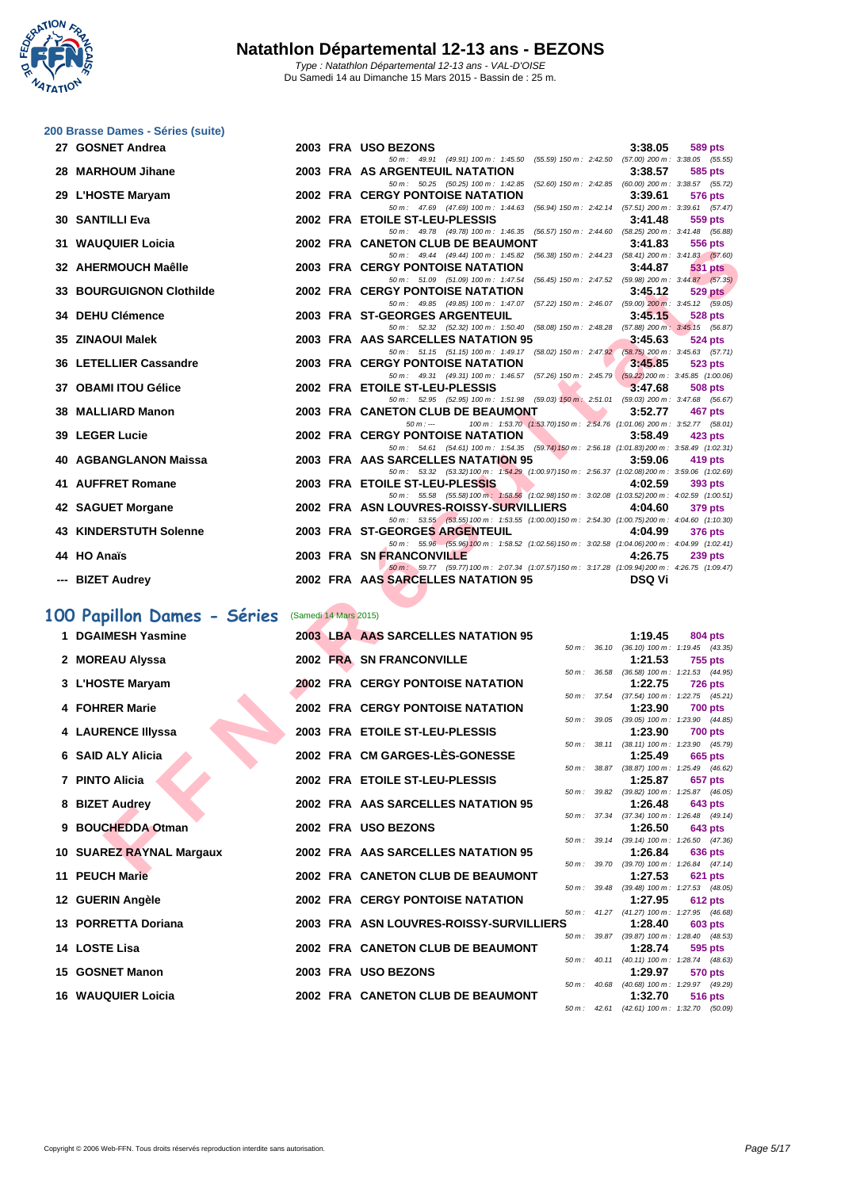# Natathlon Départemental 12-13 ans - BEZONS

*Type : Natathlon Départemental 12-13 ans - VAL-D'OISE*
Du Samedi 14 au Dimanche 15 Mars 2015 - Bassin de : 25 m.

## 200 Brasse Dames - Séries (suite)

| Rang | Nom | Année | Nat. | Club | Temps | Points |
|---|---|---|---|---|---|---|
| 27 | GOSNET Andrea | 2003 | FRA | USO BEZONS | 3:38.05 | 589 pts |
| | 50 m : 49.91 (49.91) 100 m : 1:45.50 (55.59) 150 m : 2:42.50 (57.00) 200 m : 3:38.05 (55.55) | | | | | |
| 28 | MARHOUM Jihane | 2003 | FRA | AS ARGENTEUIL NATATION | 3:38.57 | 585 pts |
| | 50 m : 50.25 (50.25) 100 m : 1:42.85 (52.60) 150 m : 2:42.85 (60.00) 200 m : 3:38.57 (55.72) | | | | | |
| 29 | L'HOSTE Maryam | 2002 | FRA | CERGY PONTOISE NATATION | 3:39.61 | 576 pts |
| | 50 m : 47.69 (47.69) 100 m : 1:44.63 (56.94) 150 m : 2:42.14 (57.51) 200 m : 3:39.61 (57.47) | | | | | |
| 30 | SANTILLI Eva | 2002 | FRA | ETOILE ST-LEU-PLESSIS | 3:41.48 | 559 pts |
| | 50 m : 49.78 (49.78) 100 m : 1:46.35 (56.57) 150 m : 2:44.60 (58.25) 200 m : 3:41.48 (56.88) | | | | | |
| 31 | WAUQUIER Loicia | 2002 | FRA | CANETON CLUB DE BEAUMONT | 3:41.83 | 556 pts |
| | 50 m : 49.44 (49.44) 100 m : 1:45.82 (56.38) 150 m : 2:44.23 (58.41) 200 m : 3:41.83 (57.60) | | | | | |
| 32 | AHERMOUCH Maêlle | 2003 | FRA | CERGY PONTOISE NATATION | 3:44.87 | 531 pts |
| | 50 m : 51.09 (51.09) 100 m : 1:47.54 (56.45) 150 m : 2:47.52 (59.98) 200 m : 3:44.87 (57.35) | | | | | |
| 33 | BOURGUIGNON Clothilde | 2002 | FRA | CERGY PONTOISE NATATION | 3:45.12 | 529 pts |
| | 50 m : 49.85 (49.85) 100 m : 1:47.07 (57.22) 150 m : 2:46.07 (59.00) 200 m : 3:45.12 (59.05) | | | | | |
| 34 | DEHU Clémence | 2003 | FRA | ST-GEORGES ARGENTEUIL | 3:45.15 | 528 pts |
| | 50 m : 52.32 (52.32) 100 m : 1:50.40 (58.08) 150 m : 2:48.28 (57.88) 200 m : 3:45.15 (56.87) | | | | | |
| 35 | ZINAOUI Malek | 2003 | FRA | AAS SARCELLES NATATION 95 | 3:45.63 | 524 pts |
| | 50 m : 51.15 (51.15) 100 m : 1:49.17 (58.02) 150 m : 2:47.92 (58.75) 200 m : 3:45.63 (57.71) | | | | | |
| 36 | LETELLIER Cassandre | 2003 | FRA | CERGY PONTOISE NATATION | 3:45.85 | 523 pts |
| | 50 m : 49.31 (49.31) 100 m : 1:46.57 (57.26) 150 m : 2:45.79 (59.22) 200 m : 3:45.85 (1:00.06) | | | | | |
| 37 | OBAMI ITOU Gélice | 2002 | FRA | ETOILE ST-LEU-PLESSIS | 3:47.68 | 508 pts |
| | 50 m : 52.95 (52.95) 100 m : 1:51.98 (59.03) 150 m : 2:51.01 (59.03) 200 m : 3:47.68 (56.67) | | | | | |
| 38 | MALLIARD Manon | 2003 | FRA | CANETON CLUB DE BEAUMONT | 3:52.77 | 467 pts |
| | 50 m : --- 100 m : 1:53.70 (1:53.70) 150 m : 2:54.76 (1:01.06) 200 m : 3:52.77 (58.01) | | | | | |
| 39 | LEGER Lucie | 2002 | FRA | CERGY PONTOISE NATATION | 3:58.49 | 423 pts |
| | 50 m : 54.61 (54.61) 100 m : 1:54.35 (59.74) 150 m : 2:56.18 (1:01.83) 200 m : 3:58.49 (1:02.31) | | | | | |
| 40 | AGBANGLANON Maissa | 2003 | FRA | AAS SARCELLES NATATION 95 | 3:59.06 | 419 pts |
| | 50 m : 53.32 (53.32) 100 m : 1:54.29 (1:00.97) 150 m : 2:56.37 (1:02.08) 200 m : 3:59.06 (1:02.69) | | | | | |
| 41 | AUFFRET Romane | 2003 | FRA | ETOILE ST-LEU-PLESSIS | 4:02.59 | 393 pts |
| | 50 m : 55.58 (55.58) 100 m : 1:58.56 (1:02.98) 150 m : 3:02.08 (1:03.52) 200 m : 4:02.59 (1:00.51) | | | | | |
| 42 | SAGUET Morgane | 2002 | FRA | ASN LOUVRES-ROISSY-SURVILLIERS | 4:04.60 | 379 pts |
| | 50 m : 53.55 (53.55) 100 m : 1:53.55 (1:00.00) 150 m : 2:54.30 (1:00.75) 200 m : 4:04.60 (1:10.30) | | | | | |
| 43 | KINDERSTUTH Solenne | 2003 | FRA | ST-GEORGES ARGENTEUIL | 4:04.99 | 376 pts |
| | 50 m : 55.96 (55.96) 100 m : 1:58.52 (1:02.56) 150 m : 3:02.58 (1:04.06) 200 m : 4:04.99 (1:02.41) | | | | | |
| 44 | HO Anaïs | 2003 | FRA | SN FRANCONVILLE | 4:26.75 | 239 pts |
| | 50 m : 59.77 (59.77) 100 m : 2:07.34 (1:07.57) 150 m : 3:17.28 (1:09.94) 200 m : 4:26.75 (1:09.47) | | | | | |
| --- | BIZET Audrey | 2002 | FRA | AAS SARCELLES NATATION 95 | DSQ Vi | |

## 100 Papillon Dames - Séries (Samedi 14 Mars 2015)

| Rang | Nom | Année | Nat. | Club | Temps | Points |
|---|---|---|---|---|---|---|
| 1 | DGAIMESH Yasmine | 2003 | LBA | AAS SARCELLES NATATION 95 | 1:19.45 | 804 pts |
| | 50 m : 36.10 (36.10) 100 m : 1:19.45 (43.35) | | | | | |
| 2 | MOREAU Alyssa | 2002 | FRA | SN FRANCONVILLE | 1:21.53 | 755 pts |
| | 50 m : 36.58 (36.58) 100 m : 1:21.53 (44.95) | | | | | |
| 3 | L'HOSTE Maryam | 2002 | FRA | CERGY PONTOISE NATATION | 1:22.75 | 726 pts |
| | 50 m : 37.54 (37.54) 100 m : 1:22.75 (45.21) | | | | | |
| 4 | FOHRER Marie | 2002 | FRA | CERGY PONTOISE NATATION | 1:23.90 | 700 pts |
| | 50 m : 39.05 (39.05) 100 m : 1:23.90 (44.85) | | | | | |
| 4 | LAURENCE Illyssa | 2003 | FRA | ETOILE ST-LEU-PLESSIS | 1:23.90 | 700 pts |
| | 50 m : 38.11 (38.11) 100 m : 1:23.90 (45.79) | | | | | |
| 6 | SAID ALY Alicia | 2002 | FRA | CM GARGES-LÈS-GONESSE | 1:25.49 | 665 pts |
| | 50 m : 38.87 (38.87) 100 m : 1:25.49 (46.62) | | | | | |
| 7 | PINTO Alicia | 2002 | FRA | ETOILE ST-LEU-PLESSIS | 1:25.87 | 657 pts |
| | 50 m : 39.82 (39.82) 100 m : 1:25.87 (46.05) | | | | | |
| 8 | BIZET Audrey | 2002 | FRA | AAS SARCELLES NATATION 95 | 1:26.48 | 643 pts |
| | 50 m : 37.34 (37.34) 100 m : 1:26.48 (49.14) | | | | | |
| 9 | BOUCHEDDA Otman | 2002 | FRA | USO BEZONS | 1:26.50 | 643 pts |
| | 50 m : 39.14 (39.14) 100 m : 1:26.50 (47.36) | | | | | |
| 10 | SUAREZ RAYNAL Margaux | 2002 | FRA | AAS SARCELLES NATATION 95 | 1:26.84 | 636 pts |
| | 50 m : 39.70 (39.70) 100 m : 1:26.84 (47.14) | | | | | |
| 11 | PEUCH Marie | 2002 | FRA | CANETON CLUB DE BEAUMONT | 1:27.53 | 621 pts |
| | 50 m : 39.48 (39.48) 100 m : 1:27.53 (48.05) | | | | | |
| 12 | GUERIN Angèle | 2002 | FRA | CERGY PONTOISE NATATION | 1:27.95 | 612 pts |
| | 50 m : 41.27 (41.27) 100 m : 1:27.95 (46.68) | | | | | |
| 13 | PORRETTA Doriana | 2003 | FRA | ASN LOUVRES-ROISSY-SURVILLIERS | 1:28.40 | 603 pts |
| | 50 m : 39.87 (39.87) 100 m : 1:28.40 (48.53) | | | | | |
| 14 | LOSTE Lisa | 2002 | FRA | CANETON CLUB DE BEAUMONT | 1:28.74 | 595 pts |
| | 50 m : 40.11 (40.11) 100 m : 1:28.74 (48.63) | | | | | |
| 15 | GOSNET Manon | 2003 | FRA | USO BEZONS | 1:29.97 | 570 pts |
| | 50 m : 40.68 (40.68) 100 m : 1:29.97 (49.29) | | | | | |
| 16 | WAUQUIER Loicia | 2002 | FRA | CANETON CLUB DE BEAUMONT | 1:32.70 | 516 pts |
| | 50 m : 42.61 (42.61) 100 m : 1:32.70 (50.09) | | | | | |

Copyright © 2006 Web-FFN. Tous droits réservés reproduction interdite sans autorisation.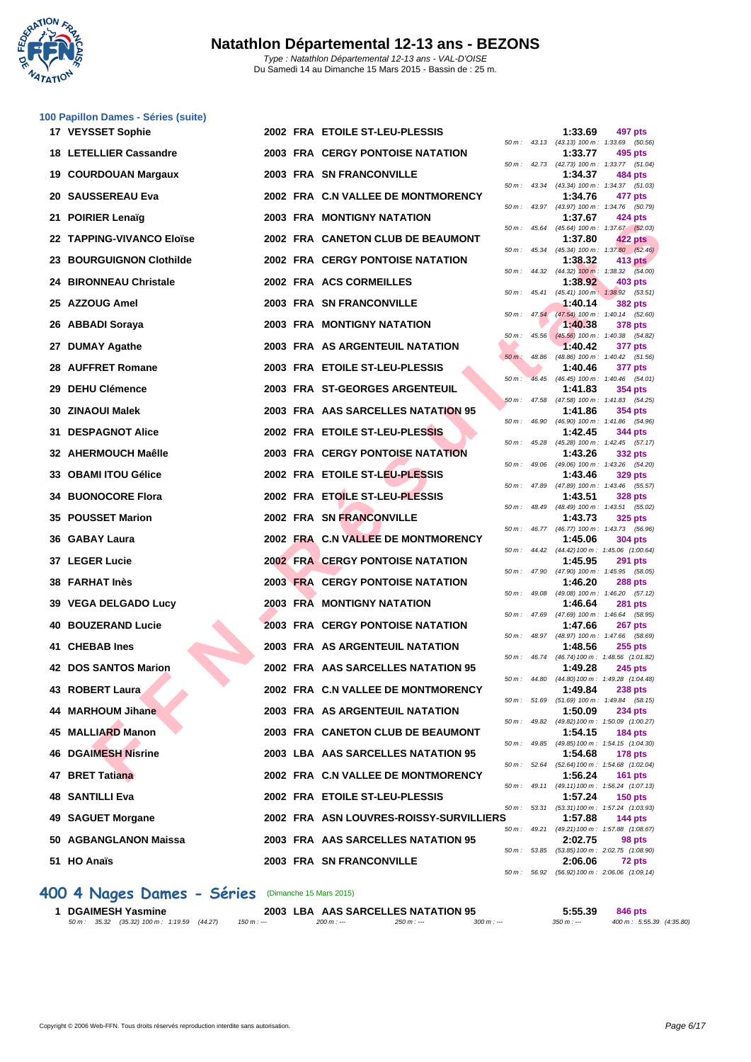# Natathlon Départemental 12-13 ans - BEZONS

*Type : Natathlon Départemental 12-13 ans - VAL-D'OISE*
Du Samedi 14 au Dimanche 15 Mars 2015 - Bassin de : 25 m.

### 100 Papillon Dames - Séries (suite)

| Rang | Nom | Année | Nat. | Club | Temps | Points | Splits |
|---|---|---|---|---|---|---|---|
| 17 | VEYSSET Sophie | 2002 | FRA | ETOILE ST-LEU-PLESSIS | 1:33.69 | 497 pts | 50 m : 43.13 (43.13) 100 m : 1:33.69 (50.56) |
| 18 | LETELLIER Cassandre | 2003 | FRA | CERGY PONTOISE NATATION | 1:33.77 | 495 pts | 50 m : 42.73 (42.73) 100 m : 1:33.77 (51.04) |
| 19 | COURDOUAN Margaux | 2003 | FRA | SN FRANCONVILLE | 1:34.37 | 484 pts | 50 m : 43.34 (43.34) 100 m : 1:34.37 (51.03) |
| 20 | SAUSSEREAU Eva | 2002 | FRA | C.N VALLEE DE MONTMORENCY | 1:34.76 | 477 pts | 50 m : 43.97 (43.97) 100 m : 1:34.76 (50.79) |
| 21 | POIRIER Lenaïg | 2003 | FRA | MONTIGNY NATATION | 1:37.67 | 424 pts | 50 m : 45.64 (45.64) 100 m : 1:37.67 (52.03) |
| 22 | TAPPING-VIVANCO Eloïse | 2002 | FRA | CANETON CLUB DE BEAUMONT | 1:37.80 | 422 pts | 50 m : 45.34 (45.34) 100 m : 1:37.80 (52.46) |
| 23 | BOURGUIGNON Clothilde | 2002 | FRA | CERGY PONTOISE NATATION | 1:38.32 | 413 pts | 50 m : 44.32 (44.32) 100 m : 1:38.32 (54.00) |
| 24 | BIRONNEAU Christale | 2002 | FRA | ACS CORMEILLES | 1:38.92 | 403 pts | 50 m : 45.41 (45.41) 100 m : 1:38.92 (53.51) |
| 25 | AZZOUG Amel | 2003 | FRA | SN FRANCONVILLE | 1:40.14 | 382 pts | 50 m : 47.54 (47.54) 100 m : 1:40.14 (52.60) |
| 26 | ABBADI Soraya | 2003 | FRA | MONTIGNY NATATION | 1:40.38 | 378 pts | 50 m : 45.56 (45.56) 100 m : 1:40.38 (54.82) |
| 27 | DUMAY Agathe | 2003 | FRA | AS ARGENTEUIL NATATION | 1:40.42 | 377 pts | 50 m : 48.86 (48.86) 100 m : 1:40.42 (51.56) |
| 28 | AUFFRET Romane | 2003 | FRA | ETOILE ST-LEU-PLESSIS | 1:40.46 | 377 pts | 50 m : 46.45 (46.45) 100 m : 1:40.46 (54.01) |
| 29 | DEHU Clémence | 2003 | FRA | ST-GEORGES ARGENTEUIL | 1:41.83 | 354 pts | 50 m : 47.58 (47.58) 100 m : 1:41.83 (54.25) |
| 30 | ZINAOUI Malek | 2003 | FRA | AAS SARCELLES NATATION 95 | 1:41.86 | 354 pts | 50 m : 46.90 (46.90) 100 m : 1:41.86 (54.96) |
| 31 | DESPAGNOT Alice | 2002 | FRA | ETOILE ST-LEU-PLESSIS | 1:42.45 | 344 pts | 50 m : 45.28 (45.28) 100 m : 1:42.45 (57.17) |
| 32 | AHERMOUCH Maêlle | 2003 | FRA | CERGY PONTOISE NATATION | 1:43.26 | 332 pts | 50 m : 49.06 (49.06) 100 m : 1:43.26 (54.20) |
| 33 | OBAMI ITOU Gélice | 2002 | FRA | ETOILE ST-LEU-PLESSIS | 1:43.46 | 329 pts | 50 m : 47.89 (47.89) 100 m : 1:43.46 (55.57) |
| 34 | BUONOCORE Flora | 2002 | FRA | ETOILE ST-LEU-PLESSIS | 1:43.51 | 328 pts | 50 m : 48.49 (48.49) 100 m : 1:43.51 (55.02) |
| 35 | POUSSET Marion | 2002 | FRA | SN FRANCONVILLE | 1:43.73 | 325 pts | 50 m : 46.77 (46.77) 100 m : 1:43.73 (56.96) |
| 36 | GABAY Laura | 2002 | FRA | C.N VALLEE DE MONTMORENCY | 1:45.06 | 304 pts | 50 m : 44.42 (44.42) 100 m : 1:45.06 (1:00.64) |
| 37 | LEGER Lucie | 2002 | FRA | CERGY PONTOISE NATATION | 1:45.95 | 291 pts | 50 m : 47.90 (47.90) 100 m : 1:45.95 (58.05) |
| 38 | FARHAT Inès | 2003 | FRA | CERGY PONTOISE NATATION | 1:46.20 | 288 pts | 50 m : 49.08 (49.08) 100 m : 1:46.20 (57.12) |
| 39 | VEGA DELGADO Lucy | 2003 | FRA | MONTIGNY NATATION | 1:46.64 | 281 pts | 50 m : 47.69 (47.69) 100 m : 1:46.64 (58.95) |
| 40 | BOUZERAND Lucie | 2003 | FRA | CERGY PONTOISE NATATION | 1:47.66 | 267 pts | 50 m : 48.97 (48.97) 100 m : 1:47.66 (58.69) |
| 41 | CHEBAB Ines | 2003 | FRA | AS ARGENTEUIL NATATION | 1:48.56 | 255 pts | 50 m : 46.74 (46.74) 100 m : 1:48.56 (1:01.82) |
| 42 | DOS SANTOS Marion | 2002 | FRA | AAS SARCELLES NATATION 95 | 1:49.28 | 245 pts | 50 m : 44.80 (44.80) 100 m : 1:49.28 (1:04.48) |
| 43 | ROBERT Laura | 2002 | FRA | C.N VALLEE DE MONTMORENCY | 1:49.84 | 238 pts | 50 m : 51.69 (51.69) 100 m : 1:49.84 (58.15) |
| 44 | MARHOUM Jihane | 2003 | FRA | AS ARGENTEUIL NATATION | 1:50.09 | 234 pts | 50 m : 49.82 (49.82) 100 m : 1:50.09 (1:00.27) |
| 45 | MALLIARD Manon | 2003 | FRA | CANETON CLUB DE BEAUMONT | 1:54.15 | 184 pts | 50 m : 49.85 (49.85) 100 m : 1:54.15 (1:04.30) |
| 46 | DGAIMESH Nisrine | 2003 | LBA | AAS SARCELLES NATATION 95 | 1:54.68 | 178 pts | 50 m : 52.64 (52.64) 100 m : 1:54.68 (1:02.04) |
| 47 | BRET Tatiana | 2002 | FRA | C.N VALLEE DE MONTMORENCY | 1:56.24 | 161 pts | 50 m : 49.11 (49.11) 100 m : 1:56.24 (1:07.13) |
| 48 | SANTILLI Eva | 2002 | FRA | ETOILE ST-LEU-PLESSIS | 1:57.24 | 150 pts | 50 m : 53.31 (53.31) 100 m : 1:57.24 (1:03.93) |
| 49 | SAGUET Morgane | 2002 | FRA | ASN LOUVRES-ROISSY-SURVILLIERS | 1:57.88 | 144 pts | 50 m : 49.21 (49.21) 100 m : 1:57.88 (1:08.67) |
| 50 | AGBANGLANON Maissa | 2003 | FRA | AAS SARCELLES NATATION 95 | 2:02.75 | 98 pts | 50 m : 53.85 (53.85) 100 m : 2:02.75 (1:08.90) |
| 51 | HO Anaïs | 2003 | FRA | SN FRANCONVILLE | 2:06.06 | 72 pts | 50 m : 56.92 (56.92) 100 m : 2:06.06 (1:09.14) |

## 400 4 Nages Dames - Séries (Dimanche 15 Mars 2015)

| Rang | Nom | Année | Nat. | Club | Temps | Points |
|---|---|---|---|---|---|---|
| 1 | DGAIMESH Yasmine | 2003 | LBA | AAS SARCELLES NATATION 95 | 5:55.39 | 846 pts |

50 m : 35.32 (35.32) 100 m : 1:19.59 (44.27) 150 m : --- 200 m : --- 250 m : --- 300 m : --- 350 m : --- 400 m : 5:55.39 (4:35.80)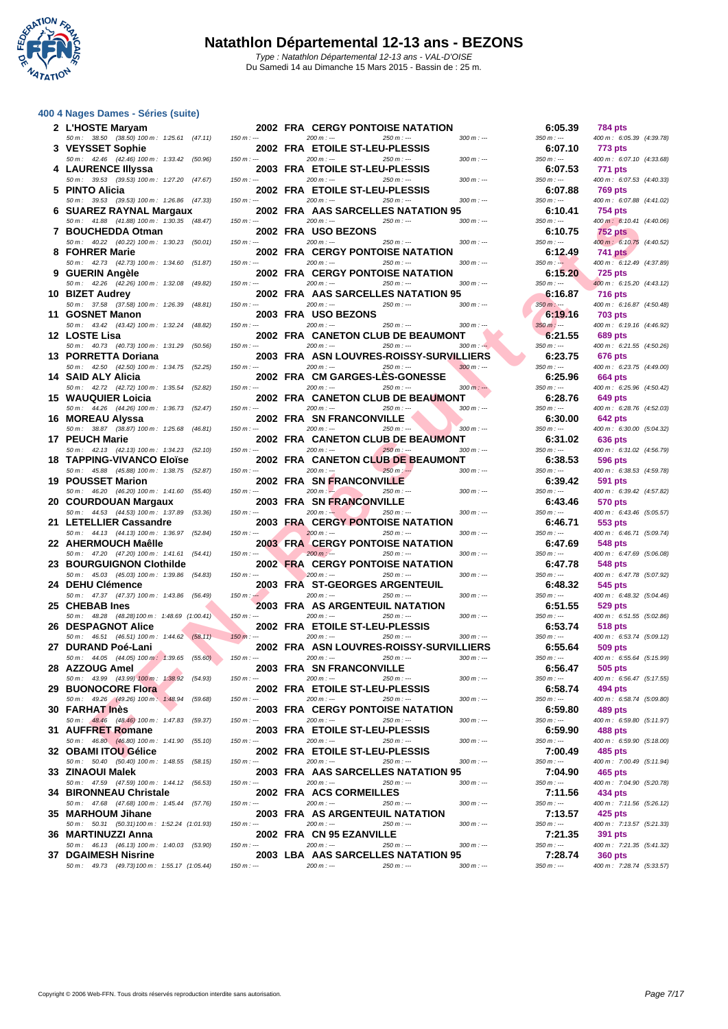# Natathlon Départemental 12-13 ans - BEZONS

Type : Natathlon Départemental 12-13 ans - VAL-D'OISE
Du Samedi 14 au Dimanche 15 Mars 2015 - Bassin de : 25 m.

## 400 4 Nages Dames - Séries (suite)

| Rang | Nom | Année | Nat. | Club | Temps | Points |
|---|---|---|---|---|---|---|
| 2 | L'HOSTE Maryam | 2002 | FRA | CERGY PONTOISE NATATION | 6:05.39 | 784 pts |
| | 50 m : 38.50 (38.50) 100 m : 1:25.61 (47.11) | | | | | 400 m : 6:05.39 (4:39.78) |
| 3 | VEYSSET Sophie | 2002 | FRA | ETOILE ST-LEU-PLESSIS | 6:07.10 | 773 pts |
| | 50 m : 42.46 (42.46) 100 m : 1:33.42 (50.96) | | | | | 400 m : 6:07.10 (4:33.68) |
| 4 | LAURENCE Illyssa | 2003 | FRA | ETOILE ST-LEU-PLESSIS | 6:07.53 | 771 pts |
| | 50 m : 39.53 (39.53) 100 m : 1:27.20 (47.67) | | | | | 400 m : 6:07.53 (4:40.33) |
| 5 | PINTO Alicia | 2002 | FRA | ETOILE ST-LEU-PLESSIS | 6:07.88 | 769 pts |
| | 50 m : 39.53 (39.53) 100 m : 1:26.86 (47.33) | | | | | 400 m : 6:07.88 (4:41.02) |
| 6 | SUAREZ RAYNAL Margaux | 2002 | FRA | AAS SARCELLES NATATION 95 | 6:10.41 | 754 pts |
| | 50 m : 41.88 (41.88) 100 m : 1:30.35 (48.47) | | | | | 400 m : 6:10.41 (4:40.06) |
| 7 | BOUCHEDDA Otman | 2002 | FRA | USO BEZONS | 6:10.75 | 752 pts |
| | 50 m : 40.22 (40.22) 100 m : 1:30.23 (50.01) | | | | | 400 m : 6:10.75 (4:40.52) |
| 8 | FOHRER Marie | 2002 | FRA | CERGY PONTOISE NATATION | 6:12.49 | 741 pts |
| | 50 m : 42.73 (42.73) 100 m : 1:34.60 (51.87) | | | | | 400 m : 6:12.49 (4:37.89) |
| 9 | GUERIN Angèle | 2002 | FRA | CERGY PONTOISE NATATION | 6:15.20 | 725 pts |
| | 50 m : 42.26 (42.26) 100 m : 1:32.08 (49.82) | | | | | 400 m : 6:15.20 (4:43.12) |
| 10 | BIZET Audrey | 2002 | FRA | AAS SARCELLES NATATION 95 | 6:16.87 | 716 pts |
| | 50 m : 37.58 (37.58) 100 m : 1:26.39 (48.81) | | | | | 400 m : 6:16.87 (4:50.48) |
| 11 | GOSNET Manon | 2003 | FRA | USO BEZONS | 6:19.16 | 703 pts |
| | 50 m : 43.42 (43.42) 100 m : 1:32.24 (48.82) | | | | | 400 m : 6:19.16 (4:46.92) |
| 12 | LOSTE Lisa | 2002 | FRA | CANETON CLUB DE BEAUMONT | 6:21.55 | 689 pts |
| | 50 m : 40.73 (40.73) 100 m : 1:31.29 (50.56) | | | | | 400 m : 6:21.55 (4:50.26) |
| 13 | PORRETTA Doriana | 2003 | FRA | ASN LOUVRES-ROISSY-SURVILLIERS | 6:23.75 | 676 pts |
| | 50 m : 42.50 (42.50) 100 m : 1:34.75 (52.25) | | | | | 400 m : 6:23.75 (4:49.00) |
| 14 | SAID ALY Alicia | 2002 | FRA | CM GARGES-LÈS-GONESSE | 6:25.96 | 664 pts |
| | 50 m : 42.72 (42.72) 100 m : 1:35.54 (52.82) | | | | | 400 m : 6:25.96 (4:50.42) |
| 15 | WAUQUIER Loicia | 2002 | FRA | CANETON CLUB DE BEAUMONT | 6:28.76 | 649 pts |
| | 50 m : 44.26 (44.26) 100 m : 1:36.73 (52.47) | | | | | 400 m : 6:28.76 (4:52.03) |
| 16 | MOREAU Alyssa | 2002 | FRA | SN FRANCONVILLE | 6:30.00 | 642 pts |
| | 50 m : 38.87 (38.87) 100 m : 1:25.68 (46.81) | | | | | 400 m : 6:30.00 (5:04.32) |
| 17 | PEUCH Marie | 2002 | FRA | CANETON CLUB DE BEAUMONT | 6:31.02 | 636 pts |
| | 50 m : 42.13 (42.13) 100 m : 1:34.23 (52.10) | | | | | 400 m : 6:31.02 (4:56.79) |
| 18 | TAPPING-VIVANCO Eloïse | 2002 | FRA | CANETON CLUB DE BEAUMONT | 6:38.53 | 596 pts |
| | 50 m : 45.88 (45.88) 100 m : 1:38.75 (52.87) | | | | | 400 m : 6:38.53 (4:59.78) |
| 19 | POUSSET Marion | 2002 | FRA | SN FRANCONVILLE | 6:39.42 | 591 pts |
| | 50 m : 46.20 (46.20) 100 m : 1:41.60 (55.40) | | | | | 400 m : 6:39.42 (4:57.82) |
| 20 | COURDOUAN Margaux | 2003 | FRA | SN FRANCONVILLE | 6:43.46 | 570 pts |
| | 50 m : 44.53 (44.53) 100 m : 1:37.89 (53.36) | | | | | 400 m : 6:43.46 (5:05.57) |
| 21 | LETELLIER Cassandre | 2003 | FRA | CERGY PONTOISE NATATION | 6:46.71 | 553 pts |
| | 50 m : 44.13 (44.13) 100 m : 1:36.97 (52.84) | | | | | 400 m : 6:46.71 (5:09.74) |
| 22 | AHERMOUCH Maêlle | 2003 | FRA | CERGY PONTOISE NATATION | 6:47.69 | 548 pts |
| | 50 m : 47.20 (47.20) 100 m : 1:41.61 (54.41) | | | | | 400 m : 6:47.69 (5:06.08) |
| 23 | BOURGUIGNON Clothilde | 2002 | FRA | CERGY PONTOISE NATATION | 6:47.78 | 548 pts |
| | 50 m : 45.03 (45.03) 100 m : 1:39.86 (54.83) | | | | | 400 m : 6:47.78 (5:07.92) |
| 24 | DEHU Clémence | 2003 | FRA | ST-GEORGES ARGENTEUIL | 6:48.32 | 545 pts |
| | 50 m : 47.37 (47.37) 100 m : 1:43.86 (56.49) | | | | | 400 m : 6:48.32 (5:04.46) |
| 25 | CHEBAB Ines | 2003 | FRA | AS ARGENTEUIL NATATION | 6:51.55 | 529 pts |
| | 50 m : 48.28 (48.28) 100 m : 1:48.69 (1:00.41) | | | | | 400 m : 6:51.55 (5:02.86) |
| 26 | DESPAGNOT Alice | 2002 | FRA | ETOILE ST-LEU-PLESSIS | 6:53.74 | 518 pts |
| | 50 m : 46.51 (46.51) 100 m : 1:44.62 (58.11) | | | | | 400 m : 6:53.74 (5:09.12) |
| 27 | DURAND Poé-Lani | 2002 | FRA | ASN LOUVRES-ROISSY-SURVILLIERS | 6:55.64 | 509 pts |
| | 50 m : 44.05 (44.05) 100 m : 1:39.65 (55.60) | | | | | 400 m : 6:55.64 (5:15.99) |
| 28 | AZZOUG Amel | 2003 | FRA | SN FRANCONVILLE | 6:56.47 | 505 pts |
| | 50 m : 43.99 (43.99) 100 m : 1:38.92 (54.93) | | | | | 400 m : 6:56.47 (5:17.55) |
| 29 | BUONOCORE Flora | 2002 | FRA | ETOILE ST-LEU-PLESSIS | 6:58.74 | 494 pts |
| | 50 m : 49.26 (49.26) 100 m : 1:48.94 (59.68) | | | | | 400 m : 6:58.74 (5:09.80) |
| 30 | FARHAT Inès | 2003 | FRA | CERGY PONTOISE NATATION | 6:59.80 | 489 pts |
| | 50 m : 48.46 (48.46) 100 m : 1:47.83 (59.37) | | | | | 400 m : 6:59.80 (5:11.97) |
| 31 | AUFFRET Romane | 2003 | FRA | ETOILE ST-LEU-PLESSIS | 6:59.90 | 488 pts |
| | 50 m : 46.80 (46.80) 100 m : 1:41.90 (55.10) | | | | | 400 m : 6:59.90 (5:18.00) |
| 32 | OBAMI ITOU Gélice | 2002 | FRA | ETOILE ST-LEU-PLESSIS | 7:00.49 | 485 pts |
| | 50 m : 50.40 (50.40) 100 m : 1:48.55 (58.15) | | | | | 400 m : 7:00.49 (5:11.94) |
| 33 | ZINAOUI Malek | 2003 | FRA | AAS SARCELLES NATATION 95 | 7:04.90 | 465 pts |
| | 50 m : 47.59 (47.59) 100 m : 1:44.12 (56.53) | | | | | 400 m : 7:04.90 (5:20.78) |
| 34 | BIRONNEAU Christale | 2002 | FRA | ACS CORMEILLES | 7:11.56 | 434 pts |
| | 50 m : 47.68 (47.68) 100 m : 1:45.44 (57.76) | | | | | 400 m : 7:11.56 (5:26.12) |
| 35 | MARHOUM Jihane | 2003 | FRA | AS ARGENTEUIL NATATION | 7:13.57 | 425 pts |
| | 50 m : 50.31 (50.31) 100 m : 1:52.24 (1:01.93) | | | | | 400 m : 7:13.57 (5:21.33) |
| 36 | MARTINUZZI Anna | 2002 | FRA | CN 95 EZANVILLE | 7:21.35 | 391 pts |
| | 50 m : 46.13 (46.13) 100 m : 1:40.03 (53.90) | | | | | 400 m : 7:21.35 (5:41.32) |
| 37 | DGAIMESH Nisrine | 2003 | LBA | AAS SARCELLES NATATION 95 | 7:28.74 | 360 pts |
| | 50 m : 49.73 (49.73) 100 m : 1:55.17 (1:05.44) | | | | | 400 m : 7:28.74 (5:33.57) |

Copyright © 2006 Web-FFN. Tous droits réservés reproduction interdite sans autorisation.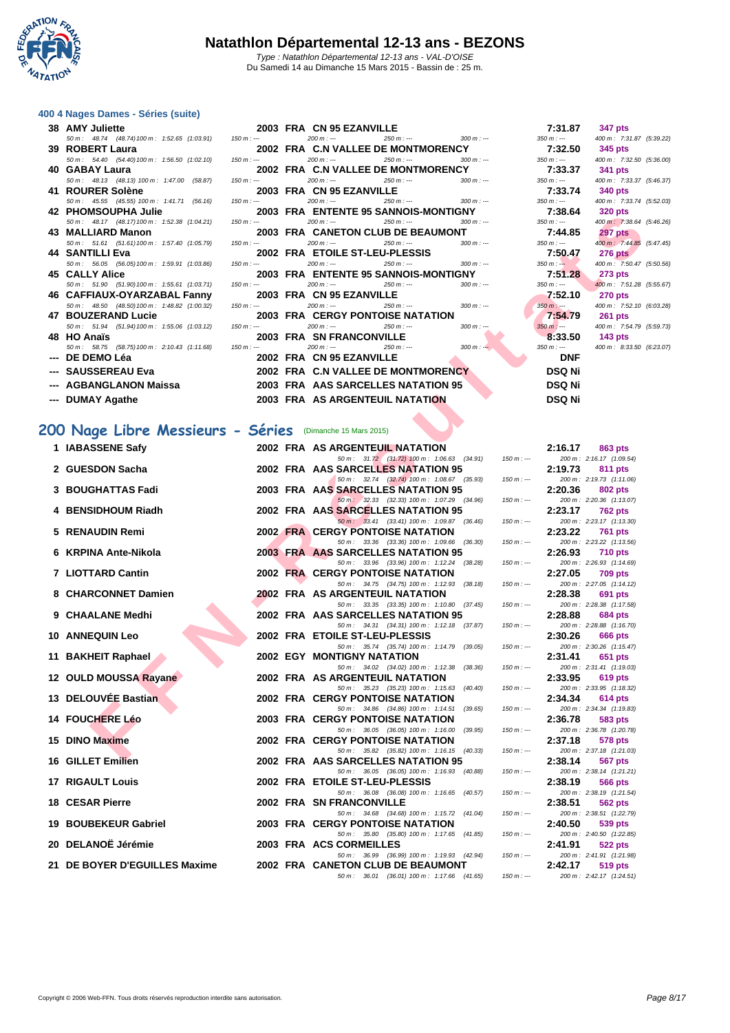# Natathlon Départemental 12-13 ans - BEZONS

*Type : Natathlon Départemental 12-13 ans - VAL-D'OISE*
Du Samedi 14 au Dimanche 15 Mars 2015 - Bassin de : 25 m.

### 400 4 Nages Dames - Séries (suite)

| Rang | Nom | Année | Nat. | Club | Temps | Points |
|---|---|---|---|---|---|---|
| 38 | AMY Juliette | 2003 | FRA | CN 95 EZANVILLE | 7:31.87 | 347 pts |
| | *50 m : 48.74 (48.74) 100 m : 1:52.65 (1:03.91) 150 m : --- 200 m : --- 250 m : --- 300 m : --- 350 m : --- 400 m : 7:31.87 (5:39.22)* | | | | | |
| 39 | ROBERT Laura | 2002 | FRA | C.N VALLEE DE MONTMORENCY | 7:32.50 | 345 pts |
| | *50 m : 54.40 (54.40) 100 m : 1:56.50 (1:02.10) 150 m : --- 200 m : --- 250 m : --- 300 m : --- 350 m : --- 400 m : 7:32.50 (5:36.00)* | | | | | |
| 40 | GABAY Laura | 2002 | FRA | C.N VALLEE DE MONTMORENCY | 7:33.37 | 341 pts |
| | *50 m : 48.13 (48.13) 100 m : 1:47.00 (58.87) 150 m : --- 200 m : --- 250 m : --- 300 m : --- 350 m : --- 400 m : 7:33.37 (5:46.37)* | | | | | |
| 41 | ROURER Solène | 2003 | FRA | CN 95 EZANVILLE | 7:33.74 | 340 pts |
| | *50 m : 45.55 (45.55) 100 m : 1:41.71 (56.16) 150 m : --- 200 m : --- 250 m : --- 300 m : --- 350 m : --- 400 m : 7:33.74 (5:52.03)* | | | | | |
| 42 | PHOMSOUPHA Julie | 2003 | FRA | ENTENTE 95 SANNOIS-MONTIGNY | 7:38.64 | 320 pts |
| | *50 m : 48.17 (48.17) 100 m : 1:52.38 (1:04.21) 150 m : --- 200 m : --- 250 m : --- 300 m : --- 350 m : --- 400 m : 7:38.64 (5:46.26)* | | | | | |
| 43 | MALLIARD Manon | 2003 | FRA | CANETON CLUB DE BEAUMONT | 7:44.85 | 297 pts |
| | *50 m : 51.61 (51.61) 100 m : 1:57.40 (1:05.79) 150 m : --- 200 m : --- 250 m : --- 300 m : --- 350 m : --- 400 m : 7:44.85 (5:47.45)* | | | | | |
| 44 | SANTILLI Eva | 2002 | FRA | ETOILE ST-LEU-PLESSIS | 7:50.47 | 276 pts |
| | *50 m : 56.05 (56.05) 100 m : 1:59.91 (1:03.86) 150 m : --- 200 m : --- 250 m : --- 300 m : --- 350 m : --- 400 m : 7:50.47 (5:50.56)* | | | | | |
| 45 | CALLY Alice | 2003 | FRA | ENTENTE 95 SANNOIS-MONTIGNY | 7:51.28 | 273 pts |
| | *50 m : 51.90 (51.90) 100 m : 1:55.61 (1:03.71) 150 m : --- 200 m : --- 250 m : --- 300 m : --- 350 m : --- 400 m : 7:51.28 (5:55.67)* | | | | | |
| 46 | CAFFIAUX-OYARZABAL Fanny | 2003 | FRA | CN 95 EZANVILLE | 7:52.10 | 270 pts |
| | *50 m : 48.50 (48.50) 100 m : 1:48.82 (1:00.32) 150 m : --- 200 m : --- 250 m : --- 300 m : --- 350 m : --- 400 m : 7:52.10 (6:03.28)* | | | | | |
| 47 | BOUZERAND Lucie | 2003 | FRA | CERGY PONTOISE NATATION | 7:54.79 | 261 pts |
| | *50 m : 51.94 (51.94) 100 m : 1:55.06 (1:03.12) 150 m : --- 200 m : --- 250 m : --- 300 m : --- 350 m : --- 400 m : 7:54.79 (5:59.73)* | | | | | |
| 48 | HO Anaïs | 2003 | FRA | SN FRANCONVILLE | 8:33.50 | 143 pts |
| | *50 m : 58.75 (58.75) 100 m : 2:10.43 (1:11.68) 150 m : --- 200 m : --- 250 m : --- 300 m : --- 350 m : --- 400 m : 8:33.50 (6:23.07)* | | | | | |
| --- | DE DEMO Léa | 2002 | FRA | CN 95 EZANVILLE | DNF | |
| --- | SAUSSEREAU Eva | 2002 | FRA | C.N VALLEE DE MONTMORENCY | DSQ Ni | |
| --- | AGBANGLANON Maissa | 2003 | FRA | AAS SARCELLES NATATION 95 | DSQ Ni | |
| --- | DUMAY Agathe | 2003 | FRA | AS ARGENTEUIL NATATION | DSQ Ni | |

## 200 Nage Libre Messieurs - Séries (Dimanche 15 Mars 2015)

| Rang | Nom | Année | Nat. | Club | Temps | Points |
|---|---|---|---|---|---|---|
| 1 | IABASSENE Safy | 2002 | FRA | AS ARGENTEUIL NATATION | 2:16.17 | 863 pts |
| | *50 m : 31.72 (31.72) 100 m : 1:06.63 (34.91) 150 m : --- 200 m : 2:16.17 (1:09.54)* | | | | | |
| 2 | GUESDON Sacha | 2002 | FRA | AAS SARCELLES NATATION 95 | 2:19.73 | 811 pts |
| | *50 m : 32.74 (32.74) 100 m : 1:08.67 (35.93) 150 m : --- 200 m : 2:19.73 (1:11.06)* | | | | | |
| 3 | BOUGHATTAS Fadi | 2003 | FRA | AAS SARCELLES NATATION 95 | 2:20.36 | 802 pts |
| | *50 m : 32.33 (32.33) 100 m : 1:07.29 (34.96) 150 m : --- 200 m : 2:20.36 (1:13.07)* | | | | | |
| 4 | BENSIDHOUM Riadh | 2002 | FRA | AAS SARCELLES NATATION 95 | 2:23.17 | 762 pts |
| | *50 m : 33.41 (33.41) 100 m : 1:09.87 (36.46) 150 m : --- 200 m : 2:23.17 (1:13.30)* | | | | | |
| 5 | RENAUDIN Remi | 2002 | FRA | CERGY PONTOISE NATATION | 2:23.22 | 761 pts |
| | *50 m : 33.36 (33.36) 100 m : 1:09.66 (36.30) 150 m : --- 200 m : 2:23.22 (1:13.56)* | | | | | |
| 6 | KRPINA Ante-Nikola | 2003 | FRA | AAS SARCELLES NATATION 95 | 2:26.93 | 710 pts |
| | *50 m : 33.96 (33.96) 100 m : 1:12.24 (38.28) 150 m : --- 200 m : 2:26.93 (1:14.69)* | | | | | |
| 7 | LIOTTARD Cantin | 2002 | FRA | CERGY PONTOISE NATATION | 2:27.05 | 709 pts |
| | *50 m : 34.75 (34.75) 100 m : 1:12.93 (38.18) 150 m : --- 200 m : 2:27.05 (1:14.12)* | | | | | |
| 8 | CHARCONNET Damien | 2002 | FRA | AS ARGENTEUIL NATATION | 2:28.38 | 691 pts |
| | *50 m : 33.35 (33.35) 100 m : 1:10.80 (37.45) 150 m : --- 200 m : 2:28.38 (1:17.58)* | | | | | |
| 9 | CHAALANE Medhi | 2002 | FRA | AAS SARCELLES NATATION 95 | 2:28.88 | 684 pts |
| | *50 m : 34.31 (34.31) 100 m : 1:12.18 (37.87) 150 m : --- 200 m : 2:28.88 (1:16.70)* | | | | | |
| 10 | ANNEQUIN Leo | 2002 | FRA | ETOILE ST-LEU-PLESSIS | 2:30.26 | 666 pts |
| | *50 m : 35.74 (35.74) 100 m : 1:14.79 (39.05) 150 m : --- 200 m : 2:30.26 (1:15.47)* | | | | | |
| 11 | BAKHEIT Raphael | 2002 | EGY | MONTIGNY NATATION | 2:31.41 | 651 pts |
| | *50 m : 34.02 (34.02) 100 m : 1:12.38 (38.36) 150 m : --- 200 m : 2:31.41 (1:19.03)* | | | | | |
| 12 | OULD MOUSSA Rayane | 2002 | FRA | AS ARGENTEUIL NATATION | 2:33.95 | 619 pts |
| | *50 m : 35.23 (35.23) 100 m : 1:15.63 (40.40) 150 m : --- 200 m : 2:33.95 (1:18.32)* | | | | | |
| 13 | DELOUVÉE Bastian | 2002 | FRA | CERGY PONTOISE NATATION | 2:34.34 | 614 pts |
| | *50 m : 34.86 (34.86) 100 m : 1:14.51 (39.65) 150 m : --- 200 m : 2:34.34 (1:19.83)* | | | | | |
| 14 | FOUCHERE Léo | 2003 | FRA | CERGY PONTOISE NATATION | 2:36.78 | 583 pts |
| | *50 m : 36.05 (36.05) 100 m : 1:16.00 (39.95) 150 m : --- 200 m : 2:36.78 (1:20.78)* | | | | | |
| 15 | DINO Maxime | 2002 | FRA | CERGY PONTOISE NATATION | 2:37.18 | 578 pts |
| | *50 m : 35.82 (35.82) 100 m : 1:16.15 (40.33) 150 m : --- 200 m : 2:37.18 (1:21.03)* | | | | | |
| 16 | GILLET Emilien | 2002 | FRA | AAS SARCELLES NATATION 95 | 2:38.14 | 567 pts |
| | *50 m : 36.05 (36.05) 100 m : 1:16.93 (40.88) 150 m : --- 200 m : 2:38.14 (1:21.21)* | | | | | |
| 17 | RIGAULT Louis | 2002 | FRA | ETOILE ST-LEU-PLESSIS | 2:38.19 | 566 pts |
| | *50 m : 36.08 (36.08) 100 m : 1:16.65 (40.57) 150 m : --- 200 m : 2:38.19 (1:21.54)* | | | | | |
| 18 | CESAR Pierre | 2002 | FRA | SN FRANCONVILLE | 2:38.51 | 562 pts |
| | *50 m : 34.68 (34.68) 100 m : 1:15.72 (41.04) 150 m : --- 200 m : 2:38.51 (1:22.79)* | | | | | |
| 19 | BOUBEKEUR Gabriel | 2003 | FRA | CERGY PONTOISE NATATION | 2:40.50 | 539 pts |
| | *50 m : 35.80 (35.80) 100 m : 1:17.65 (41.85) 150 m : --- 200 m : 2:40.50 (1:22.85)* | | | | | |
| 20 | DELANOË Jérémie | 2003 | FRA | ACS CORMEILLES | 2:41.91 | 522 pts |
| | *50 m : 36.99 (36.99) 100 m : 1:19.93 (42.94) 150 m : --- 200 m : 2:41.91 (1:21.98)* | | | | | |
| 21 | DE BOYER D'EGUILLES Maxime | 2002 | FRA | CANETON CLUB DE BEAUMONT | 2:42.17 | 519 pts |
| | *50 m : 36.01 (36.01) 100 m : 1:17.66 (41.65) 150 m : --- 200 m : 2:42.17 (1:24.51)* | | | | | |

Copyright © 2006 Web-FFN. Tous droits réservés reproduction interdite sans autorisation.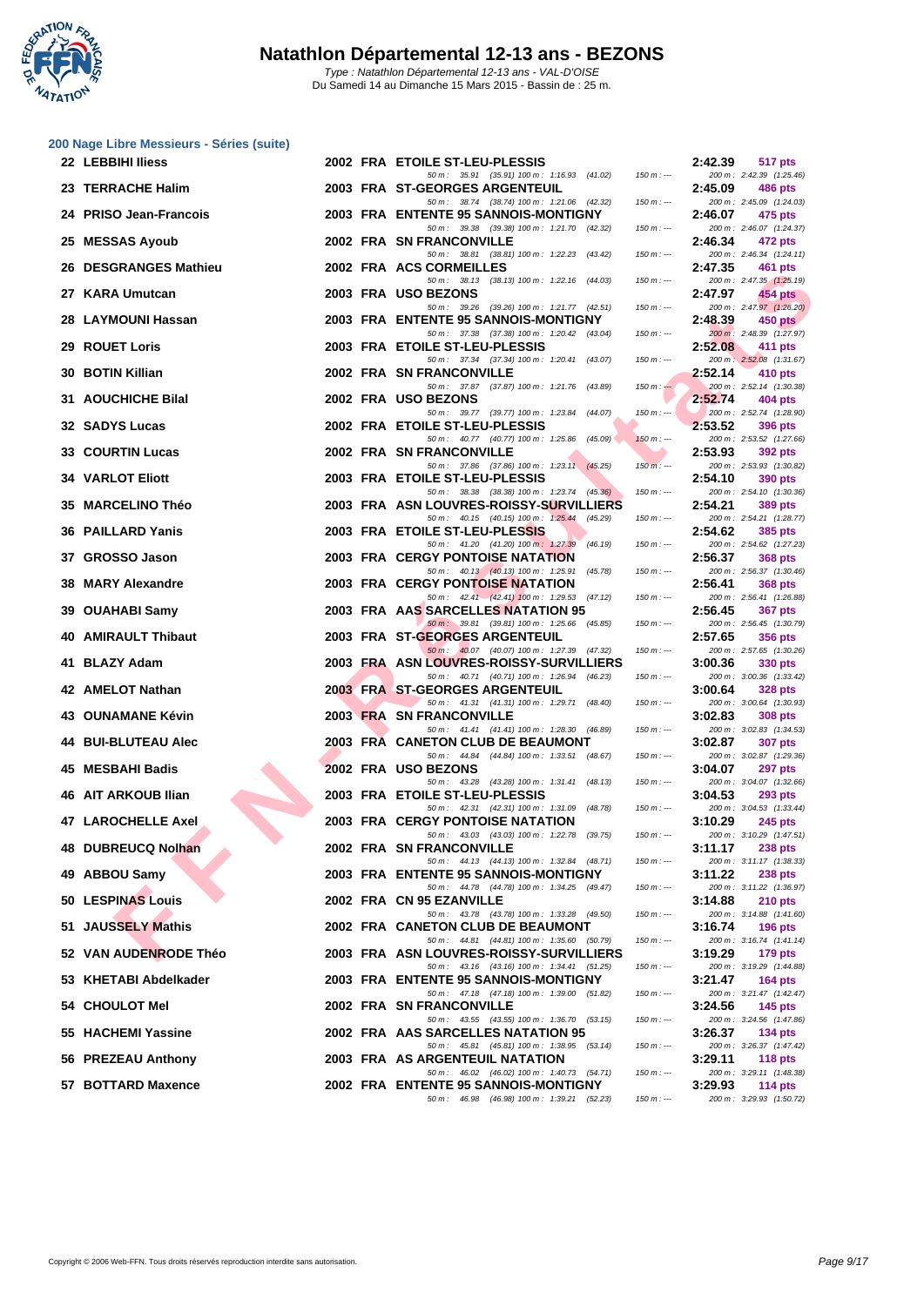# Natathlon Départemental 12-13 ans - BEZONS

*Type : Natathlon Départemental 12-13 ans - VAL-D'OISE*
Du Samedi 14 au Dimanche 15 Mars 2015 - Bassin de : 25 m.

## 200 Nage Libre Messieurs - Séries (suite)

| Rang | Nom | Année | Nat. | Club | Temps | Points |
|---|---|---|---|---|---|---|
| 22 | LEBBIHI Iliess | 2002 | FRA | ETOILE ST-LEU-PLESSIS | 2:42.39 | 517 pts |
| | 50 m : 35.91 (35.91) 100 m : 1:16.93 (41.02) 150 m : --- 200 m : 2:42.39 (1:25.46) | | | | | |
| 23 | TERRACHE Halim | 2003 | FRA | ST-GEORGES ARGENTEUIL | 2:45.09 | 486 pts |
| | 50 m : 38.74 (38.74) 100 m : 1:21.06 (42.32) 150 m : --- 200 m : 2:45.09 (1:24.03) | | | | | |
| 24 | PRISO Jean-Francois | 2003 | FRA | ENTENTE 95 SANNOIS-MONTIGNY | 2:46.07 | 475 pts |
| | 50 m : 39.38 (39.38) 100 m : 1:21.70 (42.32) 150 m : --- 200 m : 2:46.07 (1:24.37) | | | | | |
| 25 | MESSAS Ayoub | 2002 | FRA | SN FRANCONVILLE | 2:46.34 | 472 pts |
| | 50 m : 38.81 (38.81) 100 m : 1:22.23 (43.42) 150 m : --- 200 m : 2:46.34 (1:24.11) | | | | | |
| 26 | DESGRANGES Mathieu | 2002 | FRA | ACS CORMEILLES | 2:47.35 | 461 pts |
| | 50 m : 38.13 (38.13) 100 m : 1:22.16 (44.03) 150 m : --- 200 m : 2:47.35 (1:25.19) | | | | | |
| 27 | KARA Umutcan | 2003 | FRA | USO BEZONS | 2:47.97 | 454 pts |
| | 50 m : 39.26 (39.26) 100 m : 1:21.77 (42.51) 150 m : --- 200 m : 2:47.97 (1:26.20) | | | | | |
| 28 | LAYMOUNI Hassan | 2003 | FRA | ENTENTE 95 SANNOIS-MONTIGNY | 2:48.39 | 450 pts |
| | 50 m : 37.38 (37.38) 100 m : 1:20.42 (43.04) 150 m : --- 200 m : 2:48.39 (1:27.97) | | | | | |
| 29 | ROUET Loris | 2003 | FRA | ETOILE ST-LEU-PLESSIS | 2:52.08 | 411 pts |
| | 50 m : 37.34 (37.34) 100 m : 1:20.41 (43.07) 150 m : --- 200 m : 2:52.08 (1:31.67) | | | | | |
| 30 | BOTIN Killian | 2002 | FRA | SN FRANCONVILLE | 2:52.14 | 410 pts |
| | 50 m : 37.87 (37.87) 100 m : 1:21.76 (43.89) 150 m : --- 200 m : 2:52.14 (1:30.38) | | | | | |
| 31 | AOUCHICHE Bilal | 2002 | FRA | USO BEZONS | 2:52.74 | 404 pts |
| | 50 m : 39.77 (39.77) 100 m : 1:23.84 (44.07) 150 m : --- 200 m : 2:52.74 (1:28.90) | | | | | |
| 32 | SADYS Lucas | 2002 | FRA | ETOILE ST-LEU-PLESSIS | 2:53.52 | 396 pts |
| | 50 m : 40.77 (40.77) 100 m : 1:25.86 (45.09) 150 m : --- 200 m : 2:53.52 (1:27.66) | | | | | |
| 33 | COURTIN Lucas | 2002 | FRA | SN FRANCONVILLE | 2:53.93 | 392 pts |
| | 50 m : 37.86 (37.86) 100 m : 1:23.11 (45.25) 150 m : --- 200 m : 2:53.93 (1:30.82) | | | | | |
| 34 | VARLOT Eliott | 2003 | FRA | ETOILE ST-LEU-PLESSIS | 2:54.10 | 390 pts |
| | 50 m : 38.38 (38.38) 100 m : 1:23.74 (45.36) 150 m : --- 200 m : 2:54.10 (1:30.36) | | | | | |
| 35 | MARCELINO Théo | 2003 | FRA | ASN LOUVRES-ROISSY-SURVILLIERS | 2:54.21 | 389 pts |
| | 50 m : 40.15 (40.15) 100 m : 1:25.44 (45.29) 150 m : --- 200 m : 2:54.21 (1:28.77) | | | | | |
| 36 | PAILLARD Yanis | 2003 | FRA | ETOILE ST-LEU-PLESSIS | 2:54.62 | 385 pts |
| | 50 m : 41.20 (41.20) 100 m : 1:27.39 (46.19) 150 m : --- 200 m : 2:54.62 (1:27.23) | | | | | |
| 37 | GROSSO Jason | 2003 | FRA | CERGY PONTOISE NATATION | 2:56.37 | 368 pts |
| | 50 m : 40.13 (40.13) 100 m : 1:25.91 (45.78) 150 m : --- 200 m : 2:56.37 (1:30.46) | | | | | |
| 38 | MARY Alexandre | 2003 | FRA | CERGY PONTOISE NATATION | 2:56.41 | 368 pts |
| | 50 m : 42.41 (42.41) 100 m : 1:29.53 (47.12) 150 m : --- 200 m : 2:56.41 (1:26.88) | | | | | |
| 39 | OUAHABI Samy | 2003 | FRA | AAS SARCELLES NATATION 95 | 2:56.45 | 367 pts |
| | 50 m : 39.81 (39.81) 100 m : 1:25.66 (45.85) 150 m : --- 200 m : 2:56.45 (1:30.79) | | | | | |
| 40 | AMIRAULT Thibaut | 2003 | FRA | ST-GEORGES ARGENTEUIL | 2:57.65 | 356 pts |
| | 50 m : 40.07 (40.07) 100 m : 1:27.39 (47.32) 150 m : --- 200 m : 2:57.65 (1:30.26) | | | | | |
| 41 | BLAZY Adam | 2003 | FRA | ASN LOUVRES-ROISSY-SURVILLIERS | 3:00.36 | 330 pts |
| | 50 m : 40.71 (40.71) 100 m : 1:26.94 (46.23) 150 m : --- 200 m : 3:00.36 (1:33.42) | | | | | |
| 42 | AMELOT Nathan | 2003 | FRA | ST-GEORGES ARGENTEUIL | 3:00.64 | 328 pts |
| | 50 m : 41.31 (41.31) 100 m : 1:29.71 (48.40) 150 m : --- 200 m : 3:00.64 (1:30.93) | | | | | |
| 43 | OUNAMANE Kévin | 2003 | FRA | SN FRANCONVILLE | 3:02.83 | 308 pts |
| | 50 m : 41.41 (41.41) 100 m : 1:28.30 (46.89) 150 m : --- 200 m : 3:02.83 (1:34.53) | | | | | |
| 44 | BUI-BLUTEAU Alec | 2003 | FRA | CANETON CLUB DE BEAUMONT | 3:02.87 | 307 pts |
| | 50 m : 44.84 (44.84) 100 m : 1:33.51 (48.67) 150 m : --- 200 m : 3:02.87 (1:29.36) | | | | | |
| 45 | MESBAHI Badis | 2002 | FRA | USO BEZONS | 3:04.07 | 297 pts |
| | 50 m : 43.28 (43.28) 100 m : 1:31.41 (48.13) 150 m : --- 200 m : 3:04.07 (1:32.66) | | | | | |
| 46 | AIT ARKOUB Ilian | 2003 | FRA | ETOILE ST-LEU-PLESSIS | 3:04.53 | 293 pts |
| | 50 m : 42.31 (42.31) 100 m : 1:31.09 (48.78) 150 m : --- 200 m : 3:04.53 (1:33.44) | | | | | |
| 47 | LAROCHELLE Axel | 2003 | FRA | CERGY PONTOISE NATATION | 3:10.29 | 245 pts |
| | 50 m : 43.03 (43.03) 100 m : 1:22.78 (39.75) 150 m : --- 200 m : 3:10.29 (1:47.51) | | | | | |
| 48 | DUBREUCQ Nolhan | 2002 | FRA | SN FRANCONVILLE | 3:11.17 | 238 pts |
| | 50 m : 44.13 (44.13) 100 m : 1:32.84 (48.71) 150 m : --- 200 m : 3:11.17 (1:38.33) | | | | | |
| 49 | ABBOU Samy | 2003 | FRA | ENTENTE 95 SANNOIS-MONTIGNY | 3:11.22 | 238 pts |
| | 50 m : 44.78 (44.78) 100 m : 1:34.25 (49.47) 150 m : --- 200 m : 3:11.22 (1:36.97) | | | | | |
| 50 | LESPINAS Louis | 2002 | FRA | CN 95 EZANVILLE | 3:14.88 | 210 pts |
| | 50 m : 43.78 (43.78) 100 m : 1:33.28 (49.50) 150 m : --- 200 m : 3:14.88 (1:41.60) | | | | | |
| 51 | JAUSSELY Mathis | 2002 | FRA | CANETON CLUB DE BEAUMONT | 3:16.74 | 196 pts |
| | 50 m : 44.81 (44.81) 100 m : 1:35.60 (50.79) 150 m : --- 200 m : 3:16.74 (1:41.14) | | | | | |
| 52 | VAN AUDENRODE Théo | 2003 | FRA | ASN LOUVRES-ROISSY-SURVILLIERS | 3:19.29 | 179 pts |
| | 50 m : 43.16 (43.16) 100 m : 1:34.41 (51.25) 150 m : --- 200 m : 3:19.29 (1:44.88) | | | | | |
| 53 | KHETABI Abdelkader | 2003 | FRA | ENTENTE 95 SANNOIS-MONTIGNY | 3:21.47 | 164 pts |
| | 50 m : 47.18 (47.18) 100 m : 1:39.00 (51.82) 150 m : --- 200 m : 3:21.47 (1:42.47) | | | | | |
| 54 | CHOULOT Mel | 2002 | FRA | SN FRANCONVILLE | 3:24.56 | 145 pts |
| | 50 m : 43.55 (43.55) 100 m : 1:36.70 (53.15) 150 m : --- 200 m : 3:24.56 (1:47.86) | | | | | |
| 55 | HACHEMI Yassine | 2002 | FRA | AAS SARCELLES NATATION 95 | 3:26.37 | 134 pts |
| | 50 m : 45.81 (45.81) 100 m : 1:38.95 (53.14) 150 m : --- 200 m : 3:26.37 (1:47.42) | | | | | |
| 56 | PREZEAU Anthony | 2003 | FRA | AS ARGENTEUIL NATATION | 3:29.11 | 118 pts |
| | 50 m : 46.02 (46.02) 100 m : 1:40.73 (54.71) 150 m : --- 200 m : 3:29.11 (1:48.38) | | | | | |
| 57 | BOTTARD Maxence | 2002 | FRA | ENTENTE 95 SANNOIS-MONTIGNY | 3:29.93 | 114 pts |
| | 50 m : 46.98 (46.98) 100 m : 1:39.21 (52.23) 150 m : --- 200 m : 3:29.93 (1:50.72) | | | | | |

Copyright © 2006 Web-FFN. Tous droits réservés reproduction interdite sans autorisation.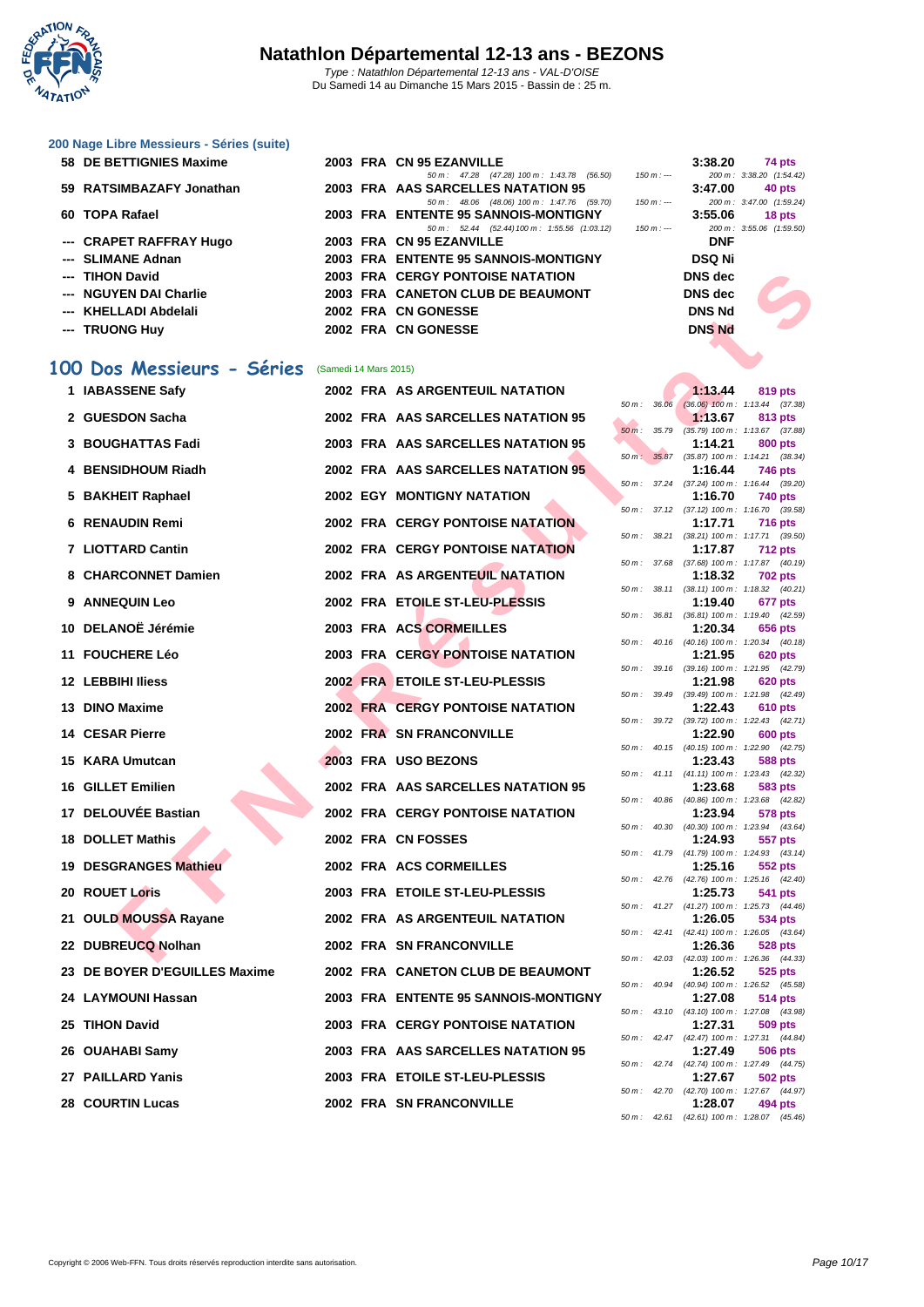# Natathlon Départemental 12-13 ans - BEZONS

*Type : Natathlon Départemental 12-13 ans - VAL-D'OISE*
Du Samedi 14 au Dimanche 15 Mars 2015 - Bassin de : 25 m.

### 200 Nage Libre Messieurs - Séries (suite)

| Place | Nom | Année | Nat. | Club | Temps | Points |
|---|---|---|---|---|---|---|
| 58 | DE BETTIGNIES Maxime | 2003 | FRA | CN 95 EZANVILLE | 3:38.20 | 74 pts |
| | | | | 50 m : 47.28 (47.28) 100 m : 1:43.78 (56.50) 150 m : --- | 200 m : 3:38.20 (1:54.42) | |
| 59 | RATSIMBAZAFY Jonathan | 2003 | FRA | AAS SARCELLES NATATION 95 | 3:47.00 | 40 pts |
| | | | | 50 m : 48.06 (48.06) 100 m : 1:47.76 (59.70) 150 m : --- | 200 m : 3:47.00 (1:59.24) | |
| 60 | TOPA Rafael | 2003 | FRA | ENTENTE 95 SANNOIS-MONTIGNY | 3:55.06 | 18 pts |
| | | | | 50 m : 52.44 (52.44) 100 m : 1:55.56 (1:03.12) 150 m : --- | 200 m : 3:55.06 (1:59.50) | |
| --- | CRAPET RAFFRAY Hugo | 2003 | FRA | CN 95 EZANVILLE | DNF | |
| --- | SLIMANE Adnan | 2003 | FRA | ENTENTE 95 SANNOIS-MONTIGNY | DSQ Ni | |
| --- | TIHON David | 2003 | FRA | CERGY PONTOISE NATATION | DNS dec | |
| --- | NGUYEN DAI Charlie | 2003 | FRA | CANETON CLUB DE BEAUMONT | DNS dec | |
| --- | KHELLADI Abdelali | 2002 | FRA | CN GONESSE | DNS Nd | |
| --- | TRUONG Huy | 2002 | FRA | CN GONESSE | DNS Nd | |

## 100 Dos Messieurs - Séries (Samedi 14 Mars 2015)

| Place | Nom | Année | Nat. | Club | Temps | Points | Splits |
|---|---|---|---|---|---|---|---|
| 1 | IABASSENE Safy | 2002 | FRA | AS ARGENTEUIL NATATION | 1:13.44 | 819 pts | 50 m : 36.06 (36.06) 100 m : 1:13.44 (37.38) |
| 2 | GUESDON Sacha | 2002 | FRA | AAS SARCELLES NATATION 95 | 1:13.67 | 813 pts | 50 m : 35.79 (35.79) 100 m : 1:13.67 (37.88) |
| 3 | BOUGHATTAS Fadi | 2003 | FRA | AAS SARCELLES NATATION 95 | 1:14.21 | 800 pts | 50 m : 35.87 (35.87) 100 m : 1:14.21 (38.34) |
| 4 | BENSIDHOUM Riadh | 2002 | FRA | AAS SARCELLES NATATION 95 | 1:16.44 | 746 pts | 50 m : 37.24 (37.24) 100 m : 1:16.44 (39.20) |
| 5 | BAKHEIT Raphael | 2002 | EGY | MONTIGNY NATATION | 1:16.70 | 740 pts | 50 m : 37.12 (37.12) 100 m : 1:16.70 (39.58) |
| 6 | RENAUDIN Remi | 2002 | FRA | CERGY PONTOISE NATATION | 1:17.71 | 716 pts | 50 m : 38.21 (38.21) 100 m : 1:17.71 (39.50) |
| 7 | LIOTTARD Cantin | 2002 | FRA | CERGY PONTOISE NATATION | 1:17.87 | 712 pts | 50 m : 37.68 (37.68) 100 m : 1:17.87 (40.19) |
| 8 | CHARCONNET Damien | 2002 | FRA | AS ARGENTEUIL NATATION | 1:18.32 | 702 pts | 50 m : 38.11 (38.11) 100 m : 1:18.32 (40.21) |
| 9 | ANNEQUIN Leo | 2002 | FRA | ETOILE ST-LEU-PLESSIS | 1:19.40 | 677 pts | 50 m : 36.81 (36.81) 100 m : 1:19.40 (42.59) |
| 10 | DELANOË Jérémie | 2003 | FRA | ACS CORMEILLES | 1:20.34 | 656 pts | 50 m : 40.16 (40.16) 100 m : 1:20.34 (40.18) |
| 11 | FOUCHERE Léo | 2003 | FRA | CERGY PONTOISE NATATION | 1:21.95 | 620 pts | 50 m : 39.16 (39.16) 100 m : 1:21.95 (42.79) |
| 12 | LEBBIHI Iliess | 2002 | FRA | ETOILE ST-LEU-PLESSIS | 1:21.98 | 620 pts | 50 m : 39.49 (39.49) 100 m : 1:21.98 (42.49) |
| 13 | DINO Maxime | 2002 | FRA | CERGY PONTOISE NATATION | 1:22.43 | 610 pts | 50 m : 39.72 (39.72) 100 m : 1:22.43 (42.71) |
| 14 | CESAR Pierre | 2002 | FRA | SN FRANCONVILLE | 1:22.90 | 600 pts | 50 m : 40.15 (40.15) 100 m : 1:22.90 (42.75) |
| 15 | KARA Umutcan | 2003 | FRA | USO BEZONS | 1:23.43 | 588 pts | 50 m : 41.11 (41.11) 100 m : 1:23.43 (42.32) |
| 16 | GILLET Emilien | 2002 | FRA | AAS SARCELLES NATATION 95 | 1:23.68 | 583 pts | 50 m : 40.86 (40.86) 100 m : 1:23.68 (42.82) |
| 17 | DELOUVÉE Bastian | 2002 | FRA | CERGY PONTOISE NATATION | 1:23.94 | 578 pts | 50 m : 40.30 (40.30) 100 m : 1:23.94 (43.64) |
| 18 | DOLLET Mathis | 2002 | FRA | CN FOSSES | 1:24.93 | 557 pts | 50 m : 41.79 (41.79) 100 m : 1:24.93 (43.14) |
| 19 | DESGRANGES Mathieu | 2002 | FRA | ACS CORMEILLES | 1:25.16 | 552 pts | 50 m : 42.76 (42.76) 100 m : 1:25.16 (42.40) |
| 20 | ROUET Loris | 2003 | FRA | ETOILE ST-LEU-PLESSIS | 1:25.73 | 541 pts | 50 m : 41.27 (41.27) 100 m : 1:25.73 (44.46) |
| 21 | OULD MOUSSA Rayane | 2002 | FRA | AS ARGENTEUIL NATATION | 1:26.05 | 534 pts | 50 m : 42.41 (42.41) 100 m : 1:26.05 (43.64) |
| 22 | DUBREUCQ Nolhan | 2002 | FRA | SN FRANCONVILLE | 1:26.36 | 528 pts | 50 m : 42.03 (42.03) 100 m : 1:26.36 (44.33) |
| 23 | DE BOYER D'EGUILLES Maxime | 2002 | FRA | CANETON CLUB DE BEAUMONT | 1:26.52 | 525 pts | 50 m : 40.94 (40.94) 100 m : 1:26.52 (45.58) |
| 24 | LAYMOUNI Hassan | 2003 | FRA | ENTENTE 95 SANNOIS-MONTIGNY | 1:27.08 | 514 pts | 50 m : 43.10 (43.10) 100 m : 1:27.08 (43.98) |
| 25 | TIHON David | 2003 | FRA | CERGY PONTOISE NATATION | 1:27.31 | 509 pts | 50 m : 42.47 (42.47) 100 m : 1:27.31 (44.84) |
| 26 | OUAHABI Samy | 2003 | FRA | AAS SARCELLES NATATION 95 | 1:27.49 | 506 pts | 50 m : 42.74 (42.74) 100 m : 1:27.49 (44.75) |
| 27 | PAILLARD Yanis | 2003 | FRA | ETOILE ST-LEU-PLESSIS | 1:27.67 | 502 pts | 50 m : 42.70 (42.70) 100 m : 1:27.67 (44.97) |
| 28 | COURTIN Lucas | 2002 | FRA | SN FRANCONVILLE | 1:28.07 | 494 pts | 50 m : 42.61 (42.61) 100 m : 1:28.07 (45.46) |

Copyright © 2006 Web-FFN. Tous droits réservés reproduction interdite sans autorisation.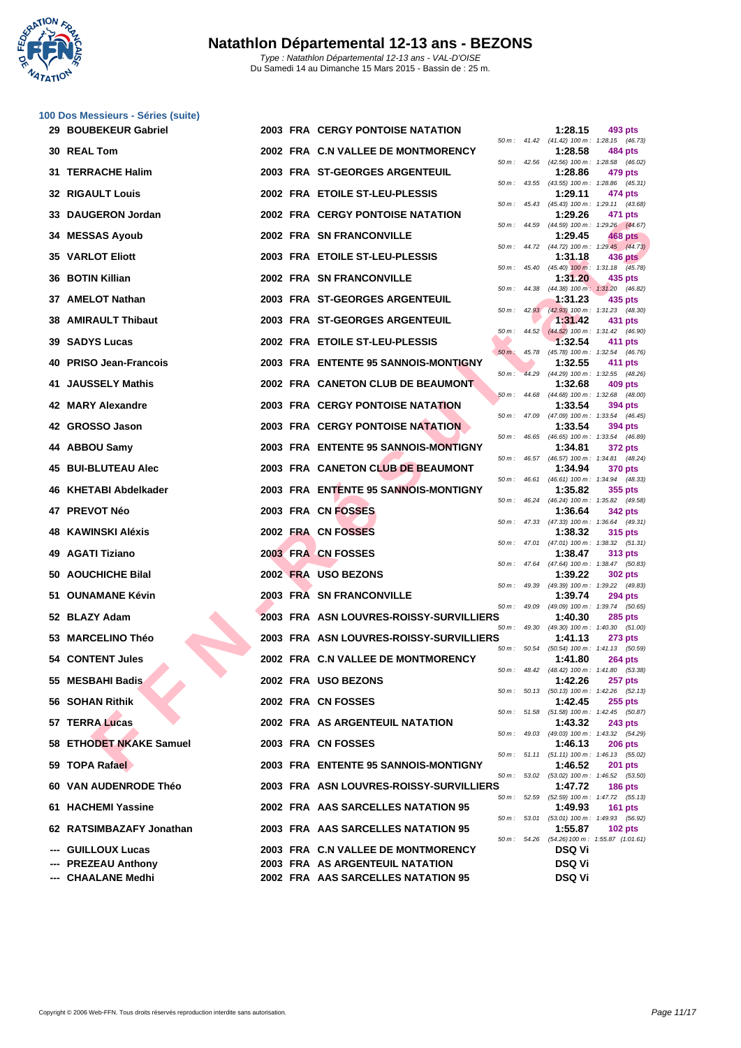# Natathlon Départemental 12-13 ans - BEZONS

*Type : Natathlon Départemental 12-13 ans - VAL-D'OISE*
*Du Samedi 14 au Dimanche 15 Mars 2015 - Bassin de : 25 m.*

### 100 Dos Messieurs - Séries (suite)

| Place | Nom | Année | Nat. | Club | Temps | Points | Splits |
|---|---|---|---|---|---|---|---|
| 29 | BOUBEKEUR Gabriel | 2003 | FRA | CERGY PONTOISE NATATION | 1:28.15 | 493 pts | 50 m : 41.42 (41.42) 100 m : 1:28.15 (46.73) |
| 30 | REAL Tom | 2002 | FRA | C.N VALLEE DE MONTMORENCY | 1:28.58 | 484 pts | 50 m : 42.56 (42.56) 100 m : 1:28.58 (46.02) |
| 31 | TERRACHE Halim | 2003 | FRA | ST-GEORGES ARGENTEUIL | 1:28.86 | 479 pts | 50 m : 43.55 (43.55) 100 m : 1:28.86 (45.31) |
| 32 | RIGAULT Louis | 2002 | FRA | ETOILE ST-LEU-PLESSIS | 1:29.11 | 474 pts | 50 m : 45.43 (45.43) 100 m : 1:29.11 (43.68) |
| 33 | DAUGERON Jordan | 2002 | FRA | CERGY PONTOISE NATATION | 1:29.26 | 471 pts | 50 m : 44.59 (44.59) 100 m : 1:29.26 (44.67) |
| 34 | MESSAS Ayoub | 2002 | FRA | SN FRANCONVILLE | 1:29.45 | 468 pts | 50 m : 44.72 (44.72) 100 m : 1:29.45 (44.73) |
| 35 | VARLOT Eliott | 2003 | FRA | ETOILE ST-LEU-PLESSIS | 1:31.18 | 436 pts | 50 m : 45.40 (45.40) 100 m : 1:31.18 (45.78) |
| 36 | BOTIN Killian | 2002 | FRA | SN FRANCONVILLE | 1:31.20 | 435 pts | 50 m : 44.38 (44.38) 100 m : 1:31.20 (46.82) |
| 37 | AMELOT Nathan | 2003 | FRA | ST-GEORGES ARGENTEUIL | 1:31.23 | 435 pts | 50 m : 42.93 (42.93) 100 m : 1:31.23 (48.30) |
| 38 | AMIRAULT Thibaut | 2003 | FRA | ST-GEORGES ARGENTEUIL | 1:31.42 | 431 pts | 50 m : 44.52 (44.52) 100 m : 1:31.42 (46.90) |
| 39 | SADYS Lucas | 2002 | FRA | ETOILE ST-LEU-PLESSIS | 1:32.54 | 411 pts | 50 m : 45.78 (45.78) 100 m : 1:32.54 (46.76) |
| 40 | PRISO Jean-Francois | 2003 | FRA | ENTENTE 95 SANNOIS-MONTIGNY | 1:32.55 | 411 pts | 50 m : 44.29 (44.29) 100 m : 1:32.55 (48.26) |
| 41 | JAUSSELY Mathis | 2002 | FRA | CANETON CLUB DE BEAUMONT | 1:32.68 | 409 pts | 50 m : 44.68 (44.68) 100 m : 1:32.68 (48.00) |
| 42 | MARY Alexandre | 2003 | FRA | CERGY PONTOISE NATATION | 1:33.54 | 394 pts | 50 m : 47.09 (47.09) 100 m : 1:33.54 (46.45) |
| 42 | GROSSO Jason | 2003 | FRA | CERGY PONTOISE NATATION | 1:33.54 | 394 pts | 50 m : 46.65 (46.65) 100 m : 1:33.54 (46.89) |
| 44 | ABBOU Samy | 2003 | FRA | ENTENTE 95 SANNOIS-MONTIGNY | 1:34.81 | 372 pts | 50 m : 46.57 (46.57) 100 m : 1:34.81 (48.24) |
| 45 | BUI-BLUTEAU Alec | 2003 | FRA | CANETON CLUB DE BEAUMONT | 1:34.94 | 370 pts | 50 m : 46.61 (46.61) 100 m : 1:34.94 (48.33) |
| 46 | KHETABI Abdelkader | 2003 | FRA | ENTENTE 95 SANNOIS-MONTIGNY | 1:35.82 | 355 pts | 50 m : 46.24 (46.24) 100 m : 1:35.82 (49.58) |
| 47 | PREVOT Néo | 2003 | FRA | CN FOSSES | 1:36.64 | 342 pts | 50 m : 47.33 (47.33) 100 m : 1:36.64 (49.31) |
| 48 | KAWINSKI Aléxis | 2002 | FRA | CN FOSSES | 1:38.32 | 315 pts | 50 m : 47.01 (47.01) 100 m : 1:38.32 (51.31) |
| 49 | AGATI Tiziano | 2003 | FRA | CN FOSSES | 1:38.47 | 313 pts | 50 m : 47.64 (47.64) 100 m : 1:38.47 (50.83) |
| 50 | AOUCHICHE Bilal | 2002 | FRA | USO BEZONS | 1:39.22 | 302 pts | 50 m : 49.39 (49.39) 100 m : 1:39.22 (49.83) |
| 51 | OUNAMANE Kévin | 2003 | FRA | SN FRANCONVILLE | 1:39.74 | 294 pts | 50 m : 49.09 (49.09) 100 m : 1:39.74 (50.65) |
| 52 | BLAZY Adam | 2003 | FRA | ASN LOUVRES-ROISSY-SURVILLIERS | 1:40.30 | 285 pts | 50 m : 49.30 (49.30) 100 m : 1:40.30 (51.00) |
| 53 | MARCELINO Théo | 2003 | FRA | ASN LOUVRES-ROISSY-SURVILLIERS | 1:41.13 | 273 pts | 50 m : 50.54 (50.54) 100 m : 1:41.13 (50.59) |
| 54 | CONTENT Jules | 2002 | FRA | C.N VALLEE DE MONTMORENCY | 1:41.80 | 264 pts | 50 m : 48.42 (48.42) 100 m : 1:41.80 (53.38) |
| 55 | MESBAHI Badis | 2002 | FRA | USO BEZONS | 1:42.26 | 257 pts | 50 m : 50.13 (50.13) 100 m : 1:42.26 (52.13) |
| 56 | SOHAN Rithik | 2002 | FRA | CN FOSSES | 1:42.45 | 255 pts | 50 m : 51.58 (51.58) 100 m : 1:42.45 (50.87) |
| 57 | TERRA Lucas | 2002 | FRA | AS ARGENTEUIL NATATION | 1:43.32 | 243 pts | 50 m : 49.03 (49.03) 100 m : 1:43.32 (54.29) |
| 58 | ETHODET NKAKE Samuel | 2003 | FRA | CN FOSSES | 1:46.13 | 206 pts | 50 m : 51.11 (51.11) 100 m : 1:46.13 (55.02) |
| 59 | TOPA Rafael | 2003 | FRA | ENTENTE 95 SANNOIS-MONTIGNY | 1:46.52 | 201 pts | 50 m : 53.02 (53.02) 100 m : 1:46.52 (53.50) |
| 60 | VAN AUDENRODE Théo | 2003 | FRA | ASN LOUVRES-ROISSY-SURVILLIERS | 1:47.72 | 186 pts | 50 m : 52.59 (52.59) 100 m : 1:47.72 (55.13) |
| 61 | HACHEMI Yassine | 2002 | FRA | AAS SARCELLES NATATION 95 | 1:49.93 | 161 pts | 50 m : 53.01 (53.01) 100 m : 1:49.93 (56.92) |
| 62 | RATSIMBAZAFY Jonathan | 2003 | FRA | AAS SARCELLES NATATION 95 | 1:55.87 | 102 pts | 50 m : 54.26 (54.26) 100 m : 1:55.87 (1:01.61) |
| --- | GUILLOUX Lucas | 2003 | FRA | C.N VALLEE DE MONTMORENCY | DSQ Vi | | |
| --- | PREZEAU Anthony | 2003 | FRA | AS ARGENTEUIL NATATION | DSQ Vi | | |
| --- | CHAALANE Medhi | 2002 | FRA | AAS SARCELLES NATATION 95 | DSQ Vi | | |

Copyright © 2006 Web-FFN. Tous droits réservés reproduction interdite sans autorisation.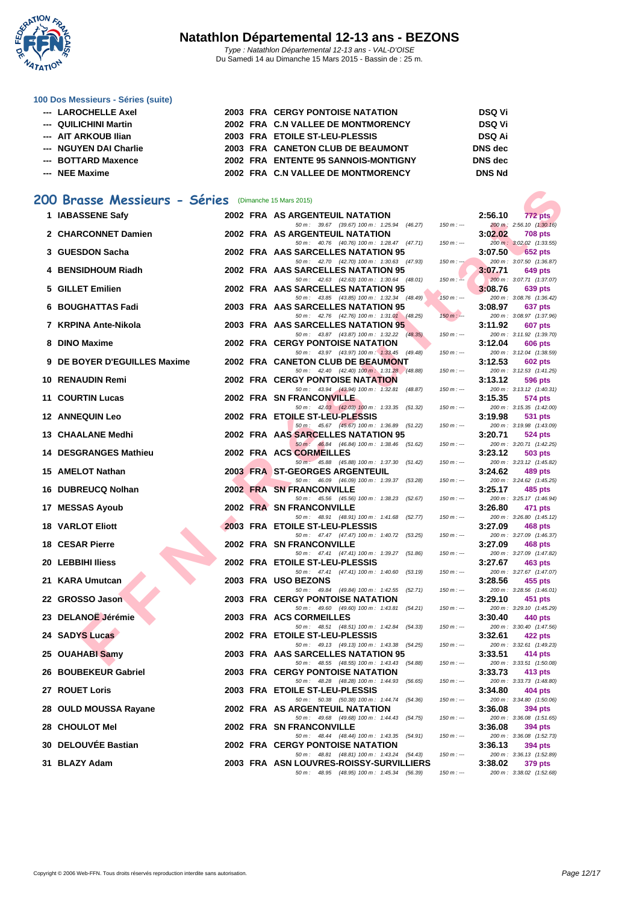# Natathlon Départemental 12-13 ans - BEZONS

*Type : Natathlon Départemental 12-13 ans - VAL-D'OISE*
*Du Samedi 14 au Dimanche 15 Mars 2015 - Bassin de : 25 m.*

### 100 Dos Messieurs - Séries (suite)

| | Nom | Année | Nat | Club | Résultat |
|---|---|---|---|---|---|
| --- | LAROCHELLE Axel | 2003 | FRA | CERGY PONTOISE NATATION | DSQ Vi |
| --- | QUILICHINI Martin | 2002 | FRA | C.N VALLEE DE MONTMORENCY | DSQ Vi |
| --- | AIT ARKOUB Ilian | 2003 | FRA | ETOILE ST-LEU-PLESSIS | DSQ Ai |
| --- | NGUYEN DAI Charlie | 2003 | FRA | CANETON CLUB DE BEAUMONT | DNS dec |
| --- | BOTTARD Maxence | 2002 | FRA | ENTENTE 95 SANNOIS-MONTIGNY | DNS dec |
| --- | NEE Maxime | 2002 | FRA | C.N VALLEE DE MONTMORENCY | DNS Nd |

## 200 Brasse Messieurs - Séries (Dimanche 15 Mars 2015)

| Rang | Nom | Année | Nat | Club | Temps | Points |
|---|---|---|---|---|---|---|
| 1 | IABASSENE Safy | 2002 | FRA | AS ARGENTEUIL NATATION | 2:56.10 | 772 pts |
| | | | | 50 m : 39.67 (39.67) 100 m : 1:25.94 (46.27) 150 m : --- | 200 m : 2:56.10 (1:30.16) | |
| 2 | CHARCONNET Damien | 2002 | FRA | AS ARGENTEUIL NATATION | 3:02.02 | 708 pts |
| | | | | 50 m : 40.76 (40.76) 100 m : 1:28.47 (47.71) 150 m : --- | 200 m : 3:02.02 (1:33.55) | |
| 3 | GUESDON Sacha | 2002 | FRA | AAS SARCELLES NATATION 95 | 3:07.50 | 652 pts |
| | | | | 50 m : 42.70 (42.70) 100 m : 1:30.63 (47.93) 150 m : --- | 200 m : 3:07.50 (1:36.87) | |
| 4 | BENSIDHOUM Riadh | 2002 | FRA | AAS SARCELLES NATATION 95 | 3:07.71 | 649 pts |
| | | | | 50 m : 42.63 (42.63) 100 m : 1:30.64 (48.01) 150 m : --- | 200 m : 3:07.71 (1:37.07) | |
| 5 | GILLET Emilien | 2002 | FRA | AAS SARCELLES NATATION 95 | 3:08.76 | 639 pts |
| | | | | 50 m : 43.85 (43.85) 100 m : 1:32.34 (48.49) 150 m : --- | 200 m : 3:08.76 (1:36.42) | |
| 6 | BOUGHATTAS Fadi | 2003 | FRA | AAS SARCELLES NATATION 95 | 3:08.97 | 637 pts |
| | | | | 50 m : 42.76 (42.76) 100 m : 1:31.01 (48.25) 150 m : --- | 200 m : 3:08.97 (1:37.96) | |
| 7 | KRPINA Ante-Nikola | 2003 | FRA | AAS SARCELLES NATATION 95 | 3:11.92 | 607 pts |
| | | | | 50 m : 43.87 (43.87) 100 m : 1:32.22 (48.35) 150 m : --- | 200 m : 3:11.92 (1:39.70) | |
| 8 | DINO Maxime | 2002 | FRA | CERGY PONTOISE NATATION | 3:12.04 | 606 pts |
| | | | | 50 m : 43.97 (43.97) 100 m : 1:33.45 (49.48) 150 m : --- | 200 m : 3:12.04 (1:38.59) | |
| 9 | DE BOYER D'EGUILLES Maxime | 2002 | FRA | CANETON CLUB DE BEAUMONT | 3:12.53 | 602 pts |
| | | | | 50 m : 42.40 (42.40) 100 m : 1:31.28 (48.88) 150 m : --- | 200 m : 3:12.53 (1:41.25) | |
| 10 | RENAUDIN Remi | 2002 | FRA | CERGY PONTOISE NATATION | 3:13.12 | 596 pts |
| | | | | 50 m : 43.94 (43.94) 100 m : 1:32.81 (48.87) 150 m : --- | 200 m : 3:13.12 (1:40.31) | |
| 11 | COURTIN Lucas | 2002 | FRA | SN FRANCONVILLE | 3:15.35 | 574 pts |
| | | | | 50 m : 42.03 (42.03) 100 m : 1:33.35 (51.32) 150 m : --- | 200 m : 3:15.35 (1:42.00) | |
| 12 | ANNEQUIN Leo | 2002 | FRA | ETOILE ST-LEU-PLESSIS | 3:19.98 | 531 pts |
| | | | | 50 m : 45.67 (45.67) 100 m : 1:36.89 (51.22) 150 m : --- | 200 m : 3:19.98 (1:43.09) | |
| 13 | CHAALANE Medhi | 2002 | FRA | AAS SARCELLES NATATION 95 | 3:20.71 | 524 pts |
| | | | | 50 m : 46.84 (46.84) 100 m : 1:38.46 (51.62) 150 m : --- | 200 m : 3:20.71 (1:42.25) | |
| 14 | DESGRANGES Mathieu | 2002 | FRA | ACS CORMEILLES | 3:23.12 | 503 pts |
| | | | | 50 m : 45.88 (45.88) 100 m : 1:37.30 (51.42) 150 m : --- | 200 m : 3:23.12 (1:45.82) | |
| 15 | AMELOT Nathan | 2003 | FRA | ST-GEORGES ARGENTEUIL | 3:24.62 | 489 pts |
| | | | | 50 m : 46.09 (46.09) 100 m : 1:39.37 (53.28) 150 m : --- | 200 m : 3:24.62 (1:45.25) | |
| 16 | DUBREUCQ Nolhan | 2002 | FRA | SN FRANCONVILLE | 3:25.17 | 485 pts |
| | | | | 50 m : 45.56 (45.56) 100 m : 1:38.23 (52.67) 150 m : --- | 200 m : 3:25.17 (1:46.94) | |
| 17 | MESSAS Ayoub | 2002 | FRA | SN FRANCONVILLE | 3:26.80 | 471 pts |
| | | | | 50 m : 48.91 (48.91) 100 m : 1:41.68 (52.77) 150 m : --- | 200 m : 3:26.80 (1:45.12) | |
| 18 | VARLOT Eliott | 2003 | FRA | ETOILE ST-LEU-PLESSIS | 3:27.09 | 468 pts |
| | | | | 50 m : 47.47 (47.47) 100 m : 1:40.72 (53.25) 150 m : --- | 200 m : 3:27.09 (1:46.37) | |
| 18 | CESAR Pierre | 2002 | FRA | SN FRANCONVILLE | 3:27.09 | 468 pts |
| | | | | 50 m : 47.41 (47.41) 100 m : 1:39.27 (51.86) 150 m : --- | 200 m : 3:27.09 (1:47.82) | |
| 20 | LEBBIHI Iliess | 2002 | FRA | ETOILE ST-LEU-PLESSIS | 3:27.67 | 463 pts |
| | | | | 50 m : 47.41 (47.41) 100 m : 1:40.60 (53.19) 150 m : --- | 200 m : 3:27.67 (1:47.07) | |
| 21 | KARA Umutcan | 2003 | FRA | USO BEZONS | 3:28.56 | 455 pts |
| | | | | 50 m : 49.84 (49.84) 100 m : 1:42.55 (52.71) 150 m : --- | 200 m : 3:28.56 (1:46.01) | |
| 22 | GROSSO Jason | 2003 | FRA | CERGY PONTOISE NATATION | 3:29.10 | 451 pts |
| | | | | 50 m : 49.60 (49.60) 100 m : 1:43.81 (54.21) 150 m : --- | 200 m : 3:29.10 (1:45.29) | |
| 23 | DELANOË Jérémie | 2003 | FRA | ACS CORMEILLES | 3:30.40 | 440 pts |
| | | | | 50 m : 48.51 (48.51) 100 m : 1:42.84 (54.33) 150 m : --- | 200 m : 3:30.40 (1:47.56) | |
| 24 | SADYS Lucas | 2002 | FRA | ETOILE ST-LEU-PLESSIS | 3:32.61 | 422 pts |
| | | | | 50 m : 49.13 (49.13) 100 m : 1:43.38 (54.25) 150 m : --- | 200 m : 3:32.61 (1:49.23) | |
| 25 | OUAHABI Samy | 2003 | FRA | AAS SARCELLES NATATION 95 | 3:33.51 | 414 pts |
| | | | | 50 m : 48.55 (48.55) 100 m : 1:43.43 (54.88) 150 m : --- | 200 m : 3:33.51 (1:50.08) | |
| 26 | BOUBEKEUR Gabriel | 2003 | FRA | CERGY PONTOISE NATATION | 3:33.73 | 413 pts |
| | | | | 50 m : 48.28 (48.28) 100 m : 1:44.93 (56.65) 150 m : --- | 200 m : 3:33.73 (1:48.80) | |
| 27 | ROUET Loris | 2003 | FRA | ETOILE ST-LEU-PLESSIS | 3:34.80 | 404 pts |
| | | | | 50 m : 50.38 (50.38) 100 m : 1:44.74 (54.36) 150 m : --- | 200 m : 3:34.80 (1:50.06) | |
| 28 | OULD MOUSSA Rayane | 2002 | FRA | AS ARGENTEUIL NATATION | 3:36.08 | 394 pts |
| | | | | 50 m : 49.68 (49.68) 100 m : 1:44.43 (54.75) 150 m : --- | 200 m : 3:36.08 (1:51.65) | |
| 28 | CHOULOT Mel | 2002 | FRA | SN FRANCONVILLE | 3:36.08 | 394 pts |
| | | | | 50 m : 48.44 (48.44) 100 m : 1:43.35 (54.91) 150 m : --- | 200 m : 3:36.08 (1:52.73) | |
| 30 | DELOUVÉE Bastian | 2002 | FRA | CERGY PONTOISE NATATION | 3:36.13 | 394 pts |
| | | | | 50 m : 48.81 (48.81) 100 m : 1:43.24 (54.43) 150 m : --- | 200 m : 3:36.13 (1:52.89) | |
| 31 | BLAZY Adam | 2003 | FRA | ASN LOUVRES-ROISSY-SURVILLIERS | 3:38.02 | 379 pts |
| | | | | 50 m : 48.95 (48.95) 100 m : 1:45.34 (56.39) 150 m : --- | 200 m : 3:38.02 (1:52.68) | |

Copyright © 2006 Web-FFN. Tous droits réservés reproduction interdite sans autorisation.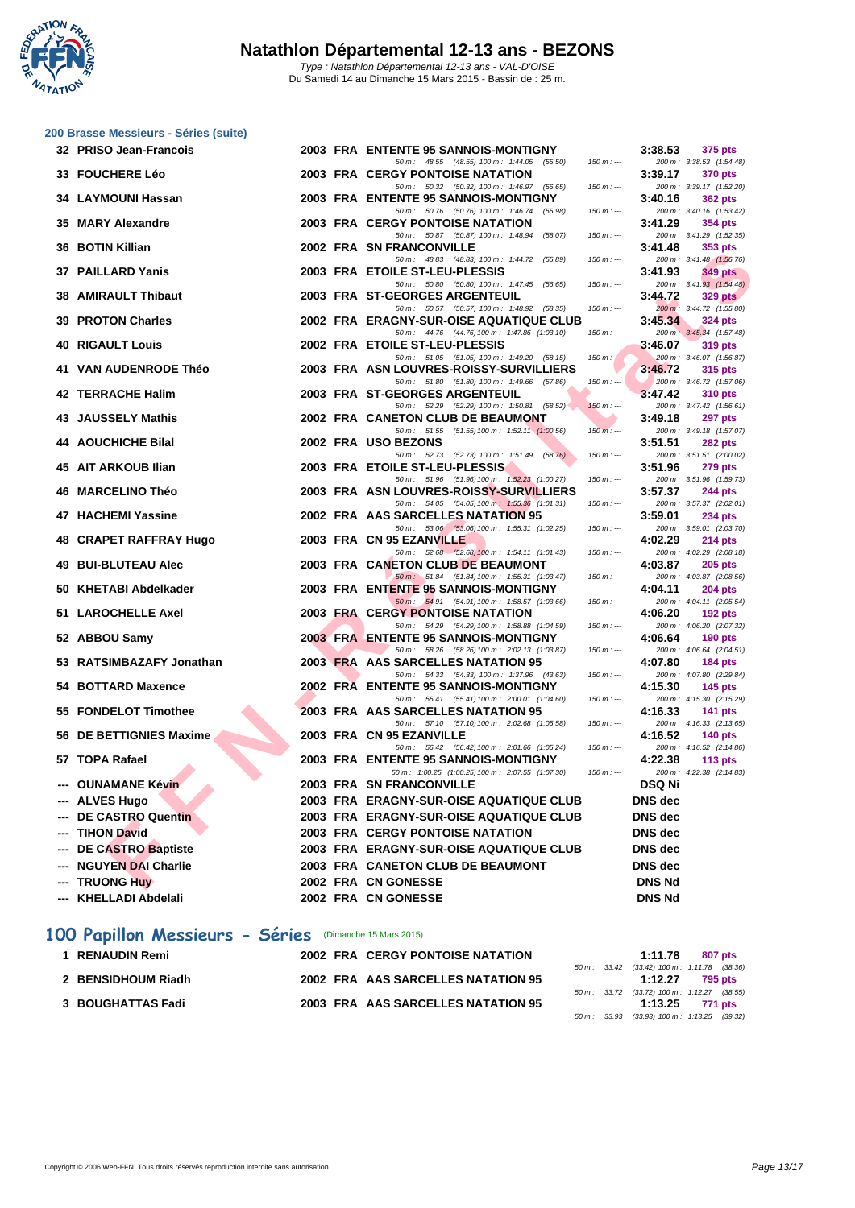# Natathlon Départemental 12-13 ans - BEZONS

*Type : Natathlon Départemental 12-13 ans - VAL-D'OISE*
Du Samedi 14 au Dimanche 15 Mars 2015 - Bassin de : 25 m.

## 200 Brasse Messieurs - Séries (suite)

| Rang | Nom | Année | Nat. | Club | Temps | Points |
|---|---|---|---|---|---|---|
| 32 | PRISO Jean-Francois | 2003 | FRA | ENTENTE 95 SANNOIS-MONTIGNY | 3:38.53 | 375 pts |
| | 50 m : 48.55 (48.55) 100 m : 1:44.05 (55.50) 150 m : --- 200 m : 3:38.53 (1:54.48) | | | | | |
| 33 | FOUCHERE Léo | 2003 | FRA | CERGY PONTOISE NATATION | 3:39.17 | 370 pts |
| | 50 m : 50.32 (50.32) 100 m : 1:46.97 (56.65) 150 m : --- 200 m : 3:39.17 (1:52.20) | | | | | |
| 34 | LAYMOUNI Hassan | 2003 | FRA | ENTENTE 95 SANNOIS-MONTIGNY | 3:40.16 | 362 pts |
| | 50 m : 50.76 (50.76) 100 m : 1:46.74 (55.98) 150 m : --- 200 m : 3:40.16 (1:53.42) | | | | | |
| 35 | MARY Alexandre | 2003 | FRA | CERGY PONTOISE NATATION | 3:41.29 | 354 pts |
| | 50 m : 50.87 (50.87) 100 m : 1:48.94 (58.07) 150 m : --- 200 m : 3:41.29 (1:52.35) | | | | | |
| 36 | BOTIN Killian | 2002 | FRA | SN FRANCONVILLE | 3:41.48 | 353 pts |
| | 50 m : 48.83 (48.83) 100 m : 1:44.72 (55.89) 150 m : --- 200 m : 3:41.48 (1:56.76) | | | | | |
| 37 | PAILLARD Yanis | 2003 | FRA | ETOILE ST-LEU-PLESSIS | 3:41.93 | 349 pts |
| | 50 m : 50.80 (50.80) 100 m : 1:47.45 (56.65) 150 m : --- 200 m : 3:41.93 (1:54.48) | | | | | |
| 38 | AMIRAULT Thibaut | 2003 | FRA | ST-GEORGES ARGENTEUIL | 3:44.72 | 329 pts |
| | 50 m : 50.57 (50.57) 100 m : 1:48.92 (58.35) 150 m : --- 200 m : 3:44.72 (1:55.80) | | | | | |
| 39 | PROTON Charles | 2002 | FRA | ERAGNY-SUR-OISE AQUATIQUE CLUB | 3:45.34 | 324 pts |
| | 50 m : 44.76 (44.76) 100 m : 1:47.86 (1:03.10) 150 m : --- 200 m : 3:45.34 (1:57.48) | | | | | |
| 40 | RIGAULT Louis | 2002 | FRA | ETOILE ST-LEU-PLESSIS | 3:46.07 | 319 pts |
| | 50 m : 51.05 (51.05) 100 m : 1:49.20 (58.15) 150 m : --- 200 m : 3:46.07 (1:56.87) | | | | | |
| 41 | VAN AUDENRODE Théo | 2003 | FRA | ASN LOUVRES-ROISSY-SURVILLIERS | 3:46.72 | 315 pts |
| | 50 m : 51.80 (51.80) 100 m : 1:49.66 (57.86) 150 m : --- 200 m : 3:46.72 (1:57.06) | | | | | |
| 42 | TERRACHE Halim | 2003 | FRA | ST-GEORGES ARGENTEUIL | 3:47.42 | 310 pts |
| | 50 m : 52.29 (52.29) 100 m : 1:50.81 (58.52) 150 m : --- 200 m : 3:47.42 (1:56.61) | | | | | |
| 43 | JAUSSELY Mathis | 2002 | FRA | CANETON CLUB DE BEAUMONT | 3:49.18 | 297 pts |
| | 50 m : 51.55 (51.55) 100 m : 1:52.11 (1:00.56) 150 m : --- 200 m : 3:49.18 (1:57.07) | | | | | |
| 44 | AOUCHICHE Bilal | 2002 | FRA | USO BEZONS | 3:51.51 | 282 pts |
| | 50 m : 52.73 (52.73) 100 m : 1:51.49 (58.76) 150 m : --- 200 m : 3:51.51 (2:00.02) | | | | | |
| 45 | AIT ARKOUB Ilian | 2003 | FRA | ETOILE ST-LEU-PLESSIS | 3:51.96 | 279 pts |
| | 50 m : 51.96 (51.96) 100 m : 1:52.23 (1:00.27) 150 m : --- 200 m : 3:51.96 (1:59.73) | | | | | |
| 46 | MARCELINO Théo | 2003 | FRA | ASN LOUVRES-ROISSY-SURVILLIERS | 3:57.37 | 244 pts |
| | 50 m : 54.05 (54.05) 100 m : 1:55.36 (1:01.31) 150 m : --- 200 m : 3:57.37 (2:02.01) | | | | | |
| 47 | HACHEMI Yassine | 2002 | FRA | AAS SARCELLES NATATION 95 | 3:59.01 | 234 pts |
| | 50 m : 53.06 (53.06) 100 m : 1:55.31 (1:02.25) 150 m : --- 200 m : 3:59.01 (2:03.70) | | | | | |
| 48 | CRAPET RAFFRAY Hugo | 2003 | FRA | CN 95 EZANVILLE | 4:02.29 | 214 pts |
| | 50 m : 52.68 (52.68) 100 m : 1:54.11 (1:01.43) 150 m : --- 200 m : 4:02.29 (2:08.18) | | | | | |
| 49 | BUI-BLUTEAU Alec | 2003 | FRA | CANETON CLUB DE BEAUMONT | 4:03.87 | 205 pts |
| | 50 m : 51.84 (51.84) 100 m : 1:55.31 (1:03.47) 150 m : --- 200 m : 4:03.87 (2:08.56) | | | | | |
| 50 | KHETABI Abdelkader | 2003 | FRA | ENTENTE 95 SANNOIS-MONTIGNY | 4:04.11 | 204 pts |
| | 50 m : 54.91 (54.91) 100 m : 1:58.57 (1:03.66) 150 m : --- 200 m : 4:04.11 (2:05.54) | | | | | |
| 51 | LAROCHELLE Axel | 2003 | FRA | CERGY PONTOISE NATATION | 4:06.20 | 192 pts |
| | 50 m : 54.29 (54.29) 100 m : 1:58.88 (1:04.59) 150 m : --- 200 m : 4:06.20 (2:07.32) | | | | | |
| 52 | ABBOU Samy | 2003 | FRA | ENTENTE 95 SANNOIS-MONTIGNY | 4:06.64 | 190 pts |
| | 50 m : 58.26 (58.26) 100 m : 2:02.13 (1:03.87) 150 m : --- 200 m : 4:06.64 (2:04.51) | | | | | |
| 53 | RATSIMBAZAFY Jonathan | 2003 | FRA | AAS SARCELLES NATATION 95 | 4:07.80 | 184 pts |
| | 50 m : 54.33 (54.33) 100 m : 1:37.96 (43.63) 150 m : --- 200 m : 4:07.80 (2:29.84) | | | | | |
| 54 | BOTTARD Maxence | 2002 | FRA | ENTENTE 95 SANNOIS-MONTIGNY | 4:15.30 | 145 pts |
| | 50 m : 55.41 (55.41) 100 m : 2:00.01 (1:04.60) 150 m : --- 200 m : 4:15.30 (2:15.29) | | | | | |
| 55 | FONDELOT Timothee | 2003 | FRA | AAS SARCELLES NATATION 95 | 4:16.33 | 141 pts |
| | 50 m : 57.10 (57.10) 100 m : 2:02.68 (1:05.58) 150 m : --- 200 m : 4:16.33 (2:13.65) | | | | | |
| 56 | DE BETTIGNIES Maxime | 2003 | FRA | CN 95 EZANVILLE | 4:16.52 | 140 pts |
| | 50 m : 56.42 (56.42) 100 m : 2:01.66 (1:05.24) 150 m : --- 200 m : 4:16.52 (2:14.86) | | | | | |
| 57 | TOPA Rafael | 2003 | FRA | ENTENTE 95 SANNOIS-MONTIGNY | 4:22.38 | 113 pts |
| | 50 m : 1:00.25 (1:00.25) 100 m : 2:07.55 (1:07.30) 150 m : --- 200 m : 4:22.38 (2:14.83) | | | | | |
| --- | OUNAMANE Kévin | 2003 | FRA | SN FRANCONVILLE | DSQ Ni | |
| --- | ALVES Hugo | 2003 | FRA | ERAGNY-SUR-OISE AQUATIQUE CLUB | DNS dec | |
| --- | DE CASTRO Quentin | 2003 | FRA | ERAGNY-SUR-OISE AQUATIQUE CLUB | DNS dec | |
| --- | TIHON David | 2003 | FRA | CERGY PONTOISE NATATION | DNS dec | |
| --- | DE CASTRO Baptiste | 2003 | FRA | ERAGNY-SUR-OISE AQUATIQUE CLUB | DNS dec | |
| --- | NGUYEN DAI Charlie | 2003 | FRA | CANETON CLUB DE BEAUMONT | DNS dec | |
| --- | TRUONG Huy | 2002 | FRA | CN GONESSE | DNS Nd | |
| --- | KHELLADI Abdelali | 2002 | FRA | CN GONESSE | DNS Nd | |

## 100 Papillon Messieurs - Séries (Dimanche 15 Mars 2015)

| Rang | Nom | Année | Nat. | Club | Temps | Points |
|---|---|---|---|---|---|---|
| 1 | RENAUDIN Remi | 2002 | FRA | CERGY PONTOISE NATATION | 1:11.78 | 807 pts |
| | 50 m : 33.42 (33.42) 100 m : 1:11.78 (38.36) | | | | | |
| 2 | BENSIDHOUM Riadh | 2002 | FRA | AAS SARCELLES NATATION 95 | 1:12.27 | 795 pts |
| | 50 m : 33.72 (33.72) 100 m : 1:12.27 (38.55) | | | | | |
| 3 | BOUGHATTAS Fadi | 2003 | FRA | AAS SARCELLES NATATION 95 | 1:13.25 | 771 pts |
| | 50 m : 33.93 (33.93) 100 m : 1:13.25 (39.32) | | | | | |

Copyright © 2006 Web-FFN. Tous droits réservés reproduction interdite sans autorisation.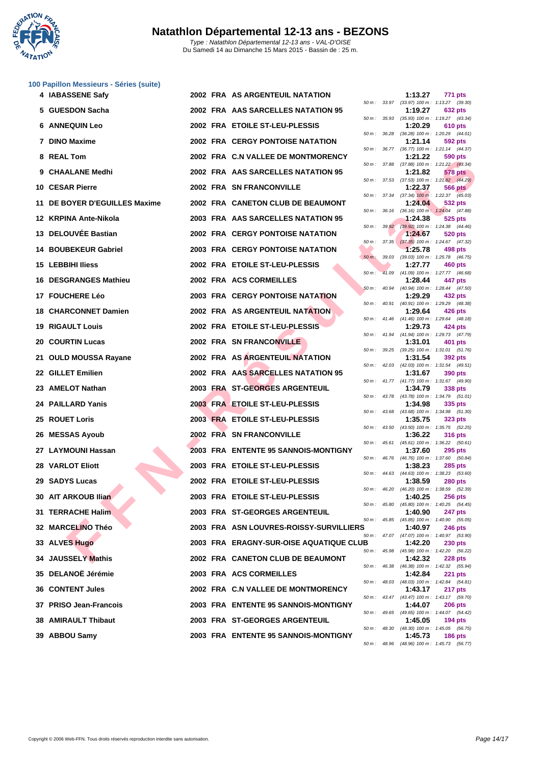# Natathlon Départemental 12-13 ans - BEZONS

*Type : Natathlon Départemental 12-13 ans - VAL-D'OISE*
Du Samedi 14 au Dimanche 15 Mars 2015 - Bassin de : 25 m.

### 100 Papillon Messieurs - Séries (suite)

| Rang | Nom | Année | Nat. | Club | Temps | Points | Splits |
|---|---|---|---|---|---|---|---|
| 4 | IABASSENE Safy | 2002 | FRA | AS ARGENTEUIL NATATION | 1:13.27 | 771 pts | 50 m : 33.97 (33.97) 100 m : 1:13.27 (39.30) |
| 5 | GUESDON Sacha | 2002 | FRA | AAS SARCELLES NATATION 95 | 1:19.27 | 632 pts | 50 m : 35.93 (35.93) 100 m : 1:19.27 (43.34) |
| 6 | ANNEQUIN Leo | 2002 | FRA | ETOILE ST-LEU-PLESSIS | 1:20.29 | 610 pts | 50 m : 36.28 (36.28) 100 m : 1:20.29 (44.01) |
| 7 | DINO Maxime | 2002 | FRA | CERGY PONTOISE NATATION | 1:21.14 | 592 pts | 50 m : 36.77 (36.77) 100 m : 1:21.14 (44.37) |
| 8 | REAL Tom | 2002 | FRA | C.N VALLEE DE MONTMORENCY | 1:21.22 | 590 pts | 50 m : 37.88 (37.88) 100 m : 1:21.22 (43.34) |
| 9 | CHAALANE Medhi | 2002 | FRA | AAS SARCELLES NATATION 95 | 1:21.82 | 578 pts | 50 m : 37.53 (37.53) 100 m : 1:21.82 (44.29) |
| 10 | CESAR Pierre | 2002 | FRA | SN FRANCONVILLE | 1:22.37 | 566 pts | 50 m : 37.34 (37.34) 100 m : 1:22.37 (45.03) |
| 11 | DE BOYER D'EGUILLES Maxime | 2002 | FRA | CANETON CLUB DE BEAUMONT | 1:24.04 | 532 pts | 50 m : 36.16 (36.16) 100 m : 1:24.04 (47.88) |
| 12 | KRPINA Ante-Nikola | 2003 | FRA | AAS SARCELLES NATATION 95 | 1:24.38 | 525 pts | 50 m : 39.92 (39.92) 100 m : 1:24.38 (44.46) |
| 13 | DELOUVÉE Bastian | 2002 | FRA | CERGY PONTOISE NATATION | 1:24.67 | 520 pts | 50 m : 37.35 (37.35) 100 m : 1:24.67 (47.32) |
| 14 | BOUBEKEUR Gabriel | 2003 | FRA | CERGY PONTOISE NATATION | 1:25.78 | 498 pts | 50 m : 39.03 (39.03) 100 m : 1:25.78 (46.75) |
| 15 | LEBBIHI Iliess | 2002 | FRA | ETOILE ST-LEU-PLESSIS | 1:27.77 | 460 pts | 50 m : 41.09 (41.09) 100 m : 1:27.77 (46.68) |
| 16 | DESGRANGES Mathieu | 2002 | FRA | ACS CORMEILLES | 1:28.44 | 447 pts | 50 m : 40.94 (40.94) 100 m : 1:28.44 (47.50) |
| 17 | FOUCHERE Léo | 2003 | FRA | CERGY PONTOISE NATATION | 1:29.29 | 432 pts | 50 m : 40.91 (40.91) 100 m : 1:29.29 (48.38) |
| 18 | CHARCONNET Damien | 2002 | FRA | AS ARGENTEUIL NATATION | 1:29.64 | 426 pts | 50 m : 41.46 (41.46) 100 m : 1:29.64 (48.18) |
| 19 | RIGAULT Louis | 2002 | FRA | ETOILE ST-LEU-PLESSIS | 1:29.73 | 424 pts | 50 m : 41.94 (41.94) 100 m : 1:29.73 (47.79) |
| 20 | COURTIN Lucas | 2002 | FRA | SN FRANCONVILLE | 1:31.01 | 401 pts | 50 m : 39.25 (39.25) 100 m : 1:31.01 (51.76) |
| 21 | OULD MOUSSA Rayane | 2002 | FRA | AS ARGENTEUIL NATATION | 1:31.54 | 392 pts | 50 m : 42.03 (42.03) 100 m : 1:31.54 (49.51) |
| 22 | GILLET Emilien | 2002 | FRA | AAS SARCELLES NATATION 95 | 1:31.67 | 390 pts | 50 m : 41.77 (41.77) 100 m : 1:31.67 (49.90) |
| 23 | AMELOT Nathan | 2003 | FRA | ST-GEORGES ARGENTEUIL | 1:34.79 | 338 pts | 50 m : 43.78 (43.78) 100 m : 1:34.79 (51.01) |
| 24 | PAILLARD Yanis | 2003 | FRA | ETOILE ST-LEU-PLESSIS | 1:34.98 | 335 pts | 50 m : 43.68 (43.68) 100 m : 1:34.98 (51.30) |
| 25 | ROUET Loris | 2003 | FRA | ETOILE ST-LEU-PLESSIS | 1:35.75 | 323 pts | 50 m : 43.50 (43.50) 100 m : 1:35.75 (52.25) |
| 26 | MESSAS Ayoub | 2002 | FRA | SN FRANCONVILLE | 1:36.22 | 316 pts | 50 m : 45.61 (45.61) 100 m : 1:36.22 (50.61) |
| 27 | LAYMOUNI Hassan | 2003 | FRA | ENTENTE 95 SANNOIS-MONTIGNY | 1:37.60 | 295 pts | 50 m : 46.76 (46.76) 100 m : 1:37.60 (50.84) |
| 28 | VARLOT Eliott | 2003 | FRA | ETOILE ST-LEU-PLESSIS | 1:38.23 | 285 pts | 50 m : 44.63 (44.63) 100 m : 1:38.23 (53.60) |
| 29 | SADYS Lucas | 2002 | FRA | ETOILE ST-LEU-PLESSIS | 1:38.59 | 280 pts | 50 m : 46.20 (46.20) 100 m : 1:38.59 (52.39) |
| 30 | AIT ARKOUB Ilian | 2003 | FRA | ETOILE ST-LEU-PLESSIS | 1:40.25 | 256 pts | 50 m : 45.80 (45.80) 100 m : 1:40.25 (54.45) |
| 31 | TERRACHE Halim | 2003 | FRA | ST-GEORGES ARGENTEUIL | 1:40.90 | 247 pts | 50 m : 45.85 (45.85) 100 m : 1:40.90 (55.05) |
| 32 | MARCELINO Théo | 2003 | FRA | ASN LOUVRES-ROISSY-SURVILLIERS | 1:40.97 | 246 pts | 50 m : 47.07 (47.07) 100 m : 1:40.97 (53.90) |
| 33 | ALVES Hugo | 2003 | FRA | ERAGNY-SUR-OISE AQUATIQUE CLUB | 1:42.20 | 230 pts | 50 m : 45.98 (45.98) 100 m : 1:42.20 (56.22) |
| 34 | JAUSSELY Mathis | 2002 | FRA | CANETON CLUB DE BEAUMONT | 1:42.32 | 228 pts | 50 m : 46.38 (46.38) 100 m : 1:42.32 (55.94) |
| 35 | DELANOË Jérémie | 2003 | FRA | ACS CORMEILLES | 1:42.84 | 221 pts | 50 m : 48.03 (48.03) 100 m : 1:42.84 (54.81) |
| 36 | CONTENT Jules | 2002 | FRA | C.N VALLEE DE MONTMORENCY | 1:43.17 | 217 pts | 50 m : 43.47 (43.47) 100 m : 1:43.17 (59.70) |
| 37 | PRISO Jean-Francois | 2003 | FRA | ENTENTE 95 SANNOIS-MONTIGNY | 1:44.07 | 206 pts | 50 m : 49.65 (49.65) 100 m : 1:44.07 (54.42) |
| 38 | AMIRAULT Thibaut | 2003 | FRA | ST-GEORGES ARGENTEUIL | 1:45.05 | 194 pts | 50 m : 48.30 (48.30) 100 m : 1:45.05 (56.75) |
| 39 | ABBOU Samy | 2003 | FRA | ENTENTE 95 SANNOIS-MONTIGNY | 1:45.73 | 186 pts | 50 m : 48.96 (48.96) 100 m : 1:45.73 (56.77) |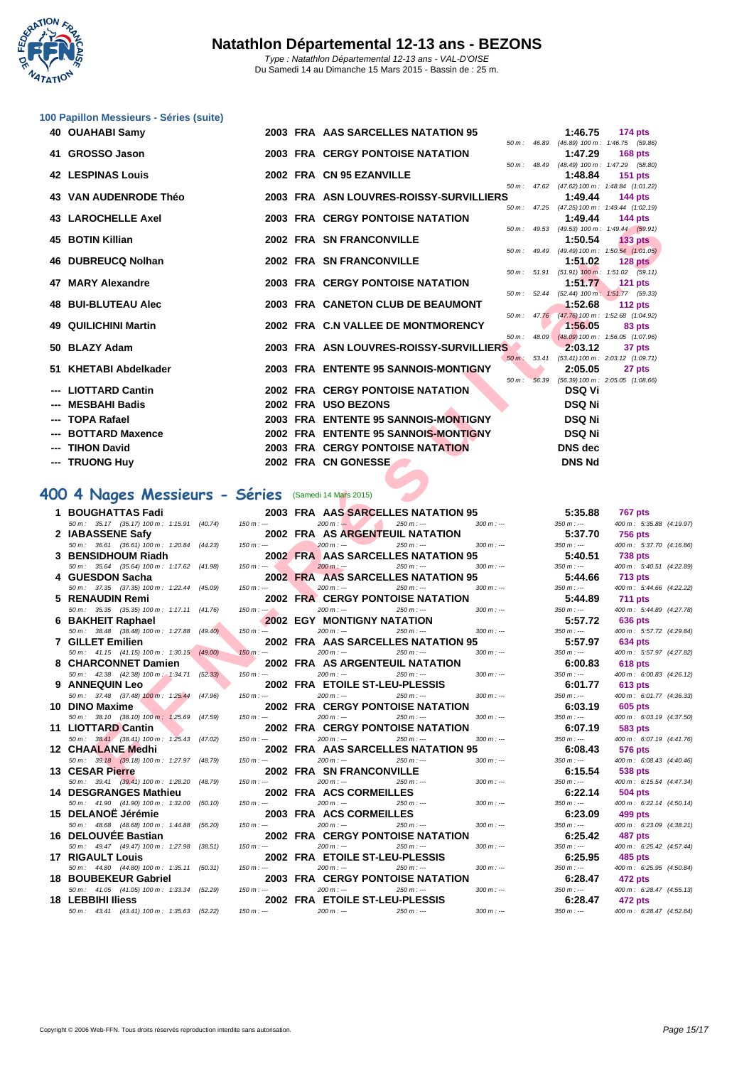### 100 Papillon Messieurs - Séries (suite)

| Place | Nom | Année | Nat. | Club | Temps | Points | Splits |
|---|---|---|---|---|---|---|---|
| 40 | OUAHABI Samy | 2003 | FRA | AAS SARCELLES NATATION 95 | 1:46.75 | 174 pts | 50 m : 46.89 (46.89) 100 m : 1:46.75 (59.86) |
| 41 | GROSSO Jason | 2003 | FRA | CERGY PONTOISE NATATION | 1:47.29 | 168 pts | 50 m : 48.49 (48.49) 100 m : 1:47.29 (58.80) |
| 42 | LESPINAS Louis | 2002 | FRA | CN 95 EZANVILLE | 1:48.84 | 151 pts | 50 m : 47.62 (47.62) 100 m : 1:48.84 (1:01.22) |
| 43 | VAN AUDENRODE Théo | 2003 | FRA | ASN LOUVRES-ROISSY-SURVILLIERS | 1:49.44 | 144 pts | 50 m : 47.25 (47.25) 100 m : 1:49.44 (1:02.19) |
| 43 | LAROCHELLE Axel | 2003 | FRA | CERGY PONTOISE NATATION | 1:49.44 | 144 pts | 50 m : 49.53 (49.53) 100 m : 1:49.44 (59.91) |
| 45 | BOTIN Killian | 2002 | FRA | SN FRANCONVILLE | 1:50.54 | 133 pts | 50 m : 49.49 (49.49) 100 m : 1:50.54 (1:01.05) |
| 46 | DUBREUCQ Nolhan | 2002 | FRA | SN FRANCONVILLE | 1:51.02 | 128 pts | 50 m : 51.91 (51.91) 100 m : 1:51.02 (59.11) |
| 47 | MARY Alexandre | 2003 | FRA | CERGY PONTOISE NATATION | 1:51.77 | 121 pts | 50 m : 52.44 (52.44) 100 m : 1:51.77 (59.33) |
| 48 | BUI-BLUTEAU Alec | 2003 | FRA | CANETON CLUB DE BEAUMONT | 1:52.68 | 112 pts | 50 m : 47.76 (47.76) 100 m : 1:52.68 (1:04.92) |
| 49 | QUILICHINI Martin | 2002 | FRA | C.N VALLEE DE MONTMORENCY | 1:56.05 | 83 pts | 50 m : 48.09 (48.09) 100 m : 1:56.05 (1:07.96) |
| 50 | BLAZY Adam | 2003 | FRA | ASN LOUVRES-ROISSY-SURVILLIERS | 2:03.12 | 37 pts | 50 m : 53.41 (53.41) 100 m : 2:03.12 (1:09.71) |
| 51 | KHETABI Abdelkader | 2003 | FRA | ENTENTE 95 SANNOIS-MONTIGNY | 2:05.05 | 27 pts | 50 m : 56.39 (56.39) 100 m : 2:05.05 (1:08.66) |
| --- | LIOTTARD Cantin | 2002 | FRA | CERGY PONTOISE NATATION | DSQ Vi | | |
| --- | MESBAHI Badis | 2002 | FRA | USO BEZONS | DSQ Ni | | |
| --- | TOPA Rafael | 2003 | FRA | ENTENTE 95 SANNOIS-MONTIGNY | DSQ Ni | | |
| --- | BOTTARD Maxence | 2002 | FRA | ENTENTE 95 SANNOIS-MONTIGNY | DSQ Ni | | |
| --- | TIHON David | 2003 | FRA | CERGY PONTOISE NATATION | DNS dec | | |
| --- | TRUONG Huy | 2002 | FRA | CN GONESSE | DNS Nd | | |

## 400 4 Nages Messieurs - Séries (Samedi 14 Mars 2015)

| Place | Nom | Année | Nat. | Club | Temps | Points | Splits |
|---|---|---|---|---|---|---|---|
| 1 | BOUGHATTAS Fadi | 2003 | FRA | AAS SARCELLES NATATION 95 | 5:35.88 | 767 pts | 50 m : 35.17 (35.17) 100 m : 1:15.91 (40.74) 150 m : --- 200 m : --- 250 m : --- 300 m : --- 350 m : --- 400 m : 5:35.88 (4:19.97) |
| 2 | IABASSENE Safy | 2002 | FRA | AS ARGENTEUIL NATATION | 5:37.70 | 756 pts | 50 m : 36.61 (36.61) 100 m : 1:20.84 (44.23) 150 m : --- 200 m : --- 250 m : --- 300 m : --- 350 m : --- 400 m : 5:37.70 (4:16.86) |
| 3 | BENSIDHOUM Riadh | 2002 | FRA | AAS SARCELLES NATATION 95 | 5:40.51 | 738 pts | 50 m : 35.64 (35.64) 100 m : 1:17.62 (41.98) 150 m : --- 200 m : --- 250 m : --- 300 m : --- 350 m : --- 400 m : 5:40.51 (4:22.89) |
| 4 | GUESDON Sacha | 2002 | FRA | AAS SARCELLES NATATION 95 | 5:44.66 | 713 pts | 50 m : 37.35 (37.35) 100 m : 1:22.44 (45.09) 150 m : --- 200 m : --- 250 m : --- 300 m : --- 350 m : --- 400 m : 5:44.66 (4:22.22) |
| 5 | RENAUDIN Remi | 2002 | FRA | CERGY PONTOISE NATATION | 5:44.89 | 711 pts | 50 m : 35.35 (35.35) 100 m : 1:17.11 (41.76) 150 m : --- 200 m : --- 250 m : --- 300 m : --- 350 m : --- 400 m : 5:44.89 (4:27.78) |
| 6 | BAKHEIT Raphael | 2002 | EGY | MONTIGNY NATATION | 5:57.72 | 636 pts | 50 m : 38.48 (38.48) 100 m : 1:27.88 (49.40) 150 m : --- 200 m : --- 250 m : --- 300 m : --- 350 m : --- 400 m : 5:57.72 (4:29.84) |
| 7 | GILLET Emilien | 2002 | FRA | AAS SARCELLES NATATION 95 | 5:57.97 | 634 pts | 50 m : 41.15 (41.15) 100 m : 1:30.15 (49.00) 150 m : --- 200 m : --- 250 m : --- 300 m : --- 350 m : --- 400 m : 5:57.97 (4:27.82) |
| 8 | CHARCONNET Damien | 2002 | FRA | AS ARGENTEUIL NATATION | 6:00.83 | 618 pts | 50 m : 42.38 (42.38) 100 m : 1:34.71 (52.33) 150 m : --- 200 m : --- 250 m : --- 300 m : --- 350 m : --- 400 m : 6:00.83 (4:26.12) |
| 9 | ANNEQUIN Leo | 2002 | FRA | ETOILE ST-LEU-PLESSIS | 6:01.77 | 613 pts | 50 m : 37.48 (37.48) 100 m : 1:25.44 (47.96) 150 m : --- 200 m : --- 250 m : --- 300 m : --- 350 m : --- 400 m : 6:01.77 (4:36.33) |
| 10 | DINO Maxime | 2002 | FRA | CERGY PONTOISE NATATION | 6:03.19 | 605 pts | 50 m : 38.10 (38.10) 100 m : 1:25.69 (47.59) 150 m : --- 200 m : --- 250 m : --- 300 m : --- 350 m : --- 400 m : 6:03.19 (4:37.50) |
| 11 | LIOTTARD Cantin | 2002 | FRA | CERGY PONTOISE NATATION | 6:07.19 | 583 pts | 50 m : 38.41 (38.41) 100 m : 1:25.43 (47.02) 150 m : --- 200 m : --- 250 m : --- 300 m : --- 350 m : --- 400 m : 6:07.19 (4:41.76) |
| 12 | CHAALANE Medhi | 2002 | FRA | AAS SARCELLES NATATION 95 | 6:08.43 | 576 pts | 50 m : 39.18 (39.18) 100 m : 1:27.97 (48.79) 150 m : --- 200 m : --- 250 m : --- 300 m : --- 350 m : --- 400 m : 6:08.43 (4:40.46) |
| 13 | CESAR Pierre | 2002 | FRA | SN FRANCONVILLE | 6:15.54 | 538 pts | 50 m : 39.41 (39.41) 100 m : 1:28.20 (48.79) 150 m : --- 200 m : --- 250 m : --- 300 m : --- 350 m : --- 400 m : 6:15.54 (4:47.34) |
| 14 | DESGRANGES Mathieu | 2002 | FRA | ACS CORMEILLES | 6:22.14 | 504 pts | 50 m : 41.90 (41.90) 100 m : 1:32.00 (50.10) 150 m : --- 200 m : --- 250 m : --- 300 m : --- 350 m : --- 400 m : 6:22.14 (4:50.14) |
| 15 | DELANOË Jérémie | 2003 | FRA | ACS CORMEILLES | 6:23.09 | 499 pts | 50 m : 48.68 (48.68) 100 m : 1:44.88 (56.20) 150 m : --- 200 m : --- 250 m : --- 300 m : --- 350 m : --- 400 m : 6:23.09 (4:38.21) |
| 16 | DELOUVÉE Bastian | 2002 | FRA | CERGY PONTOISE NATATION | 6:25.42 | 487 pts | 50 m : 49.47 (49.47) 100 m : 1:27.98 (38.51) 150 m : --- 200 m : --- 250 m : --- 300 m : --- 350 m : --- 400 m : 6:25.42 (4:57.44) |
| 17 | RIGAULT Louis | 2002 | FRA | ETOILE ST-LEU-PLESSIS | 6:25.95 | 485 pts | 50 m : 44.80 (44.80) 100 m : 1:35.11 (50.31) 150 m : --- 200 m : --- 250 m : --- 300 m : --- 350 m : --- 400 m : 6:25.95 (4:50.84) |
| 18 | BOUBEKEUR Gabriel | 2003 | FRA | CERGY PONTOISE NATATION | 6:28.47 | 472 pts | 50 m : 41.05 (41.05) 100 m : 1:33.34 (52.29) 150 m : --- 200 m : --- 250 m : --- 300 m : --- 350 m : --- 400 m : 6:28.47 (4:55.13) |
| 18 | LEBBIHI Iliess | 2002 | FRA | ETOILE ST-LEU-PLESSIS | 6:28.47 | 472 pts | 50 m : 43.41 (43.41) 100 m : 1:35.63 (52.22) 150 m : --- 200 m : --- 250 m : --- 300 m : --- 350 m : --- 400 m : 6:28.47 (4:52.84) |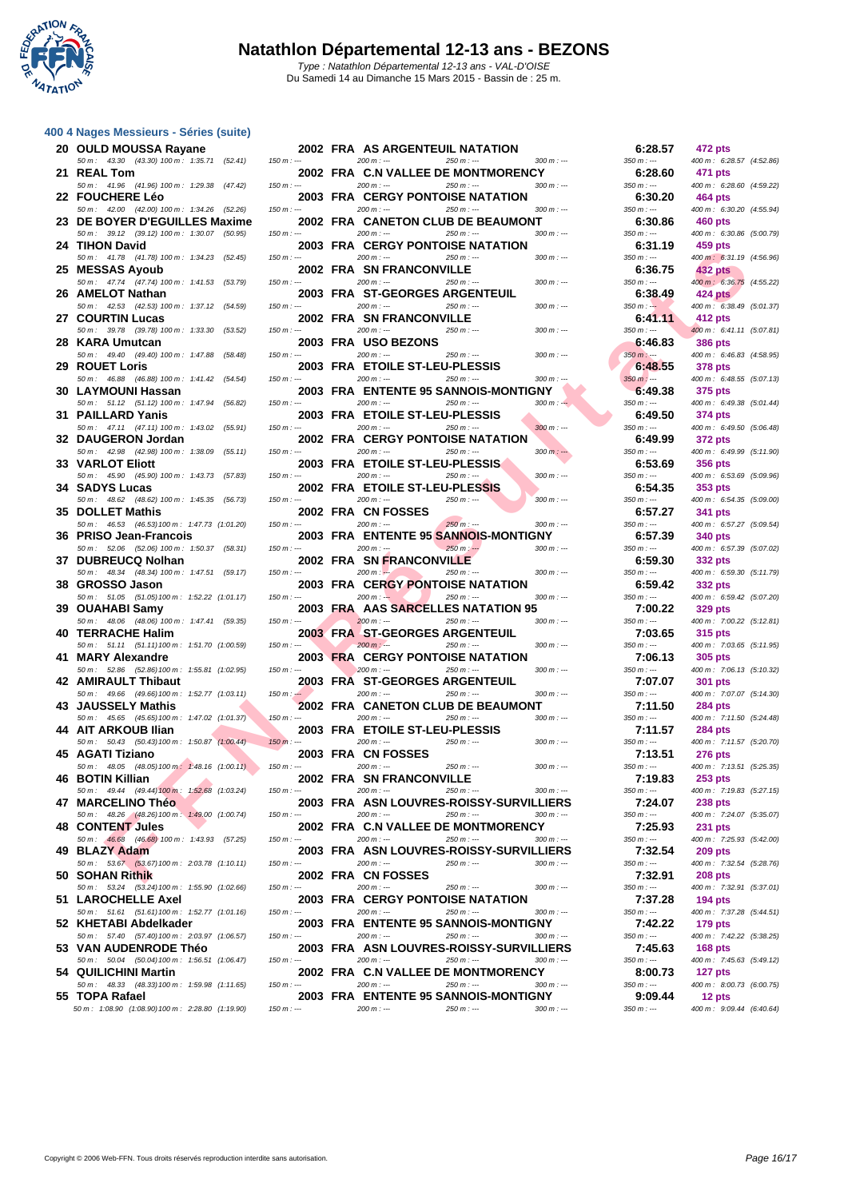# Natathlon Départemental 12-13 ans - BEZONS

Type : Natathlon Départemental 12-13 ans - VAL-D'OISE
Du Samedi 14 au Dimanche 15 Mars 2015 - Bassin de : 25 m.

### 400 4 Nages Messieurs - Séries (suite)

| Rg | Nom | Année | Nat | Club | Temps | Points |
|---|---|---|---|---|---|---|
| 20 | OULD MOUSSA Rayane | 2002 | FRA | AS ARGENTEUIL NATATION | 6:28.57 | 472 pts |
| | 50 m : 43.30 (43.30) 100 m : 1:35.71 (52.41) 150 m : --- 200 m : --- 250 m : --- 300 m : --- 350 m : --- 400 m : 6:28.57 (4:52.86) | | | | | |
| 21 | REAL Tom | 2002 | FRA | C.N VALLEE DE MONTMORENCY | 6:28.60 | 471 pts |
| | 50 m : 41.96 (41.96) 100 m : 1:29.38 (47.42) 150 m : --- 200 m : --- 250 m : --- 300 m : --- 350 m : --- 400 m : 6:28.60 (4:59.22) | | | | | |
| 22 | FOUCHERE Léo | 2003 | FRA | CERGY PONTOISE NATATION | 6:30.20 | 464 pts |
| | 50 m : 42.00 (42.00) 100 m : 1:34.26 (52.26) 150 m : --- 200 m : --- 250 m : --- 300 m : --- 350 m : --- 400 m : 6:30.20 (4:55.94) | | | | | |
| 23 | DE BOYER D'EGUILLES Maxime | 2002 | FRA | CANETON CLUB DE BEAUMONT | 6:30.86 | 460 pts |
| | 50 m : 39.12 (39.12) 100 m : 1:30.07 (50.95) 150 m : --- 200 m : --- 250 m : --- 300 m : --- 350 m : --- 400 m : 6:30.86 (5:00.79) | | | | | |
| 24 | TIHON David | 2003 | FRA | CERGY PONTOISE NATATION | 6:31.19 | 459 pts |
| | 50 m : 41.78 (41.78) 100 m : 1:34.23 (52.45) 150 m : --- 200 m : --- 250 m : --- 300 m : --- 350 m : --- 400 m : 6:31.19 (4:56.96) | | | | | |
| 25 | MESSAS Ayoub | 2002 | FRA | SN FRANCONVILLE | 6:36.75 | 432 pts |
| | 50 m : 47.74 (47.74) 100 m : 1:41.53 (53.79) 150 m : --- 200 m : --- 250 m : --- 300 m : --- 350 m : --- 400 m : 6:36.75 (4:55.22) | | | | | |
| 26 | AMELOT Nathan | 2003 | FRA | ST-GEORGES ARGENTEUIL | 6:38.49 | 424 pts |
| | 50 m : 42.53 (42.53) 100 m : 1:37.12 (54.59) 150 m : --- 200 m : --- 250 m : --- 300 m : --- 350 m : --- 400 m : 6:38.49 (5:01.37) | | | | | |
| 27 | COURTIN Lucas | 2002 | FRA | SN FRANCONVILLE | 6:41.11 | 412 pts |
| | 50 m : 39.78 (39.78) 100 m : 1:33.30 (53.52) 150 m : --- 200 m : --- 250 m : --- 300 m : --- 350 m : --- 400 m : 6:41.11 (5:07.81) | | | | | |
| 28 | KARA Umutcan | 2003 | FRA | USO BEZONS | 6:46.83 | 386 pts |
| | 50 m : 49.40 (49.40) 100 m : 1:47.88 (58.48) 150 m : --- 200 m : --- 250 m : --- 300 m : --- 350 m : --- 400 m : 6:46.83 (4:58.95) | | | | | |
| 29 | ROUET Loris | 2003 | FRA | ETOILE ST-LEU-PLESSIS | 6:48.55 | 378 pts |
| | 50 m : 46.88 (46.88) 100 m : 1:41.42 (54.54) 150 m : --- 200 m : --- 250 m : --- 300 m : --- 350 m : --- 400 m : 6:48.55 (5:07.13) | | | | | |
| 30 | LAYMOUNI Hassan | 2003 | FRA | ENTENTE 95 SANNOIS-MONTIGNY | 6:49.38 | 375 pts |
| | 50 m : 51.12 (51.12) 100 m : 1:47.94 (56.82) 150 m : --- 200 m : --- 250 m : --- 300 m : --- 350 m : --- 400 m : 6:49.38 (5:01.44) | | | | | |
| 31 | PAILLARD Yanis | 2003 | FRA | ETOILE ST-LEU-PLESSIS | 6:49.50 | 374 pts |
| | 50 m : 47.11 (47.11) 100 m : 1:43.02 (55.91) 150 m : --- 200 m : --- 250 m : --- 300 m : --- 350 m : --- 400 m : 6:49.50 (5:06.48) | | | | | |
| 32 | DAUGERON Jordan | 2002 | FRA | CERGY PONTOISE NATATION | 6:49.99 | 372 pts |
| | 50 m : 42.98 (42.98) 100 m : 1:38.09 (55.11) 150 m : --- 200 m : --- 250 m : --- 300 m : --- 350 m : --- 400 m : 6:49.99 (5:11.90) | | | | | |
| 33 | VARLOT Eliott | 2003 | FRA | ETOILE ST-LEU-PLESSIS | 6:53.69 | 356 pts |
| | 50 m : 45.90 (45.90) 100 m : 1:43.73 (57.83) 150 m : --- 200 m : --- 250 m : --- 300 m : --- 350 m : --- 400 m : 6:53.69 (5:09.96) | | | | | |
| 34 | SADYS Lucas | 2002 | FRA | ETOILE ST-LEU-PLESSIS | 6:54.35 | 353 pts |
| | 50 m : 48.62 (48.62) 100 m : 1:45.35 (56.73) 150 m : --- 200 m : --- 250 m : --- 300 m : --- 350 m : --- 400 m : 6:54.35 (5:09.00) | | | | | |
| 35 | DOLLET Mathis | 2002 | FRA | CN FOSSES | 6:57.27 | 341 pts |
| | 50 m : 46.53 (46.53) 100 m : 1:47.73 (1:01.20) 150 m : --- 200 m : --- 250 m : --- 300 m : --- 350 m : --- 400 m : 6:57.27 (5:09.54) | | | | | |
| 36 | PRISO Jean-Francois | 2003 | FRA | ENTENTE 95 SANNOIS-MONTIGNY | 6:57.39 | 340 pts |
| | 50 m : 52.06 (52.06) 100 m : 1:50.37 (58.31) 150 m : --- 200 m : --- 250 m : --- 300 m : --- 350 m : --- 400 m : 6:57.39 (5:07.02) | | | | | |
| 37 | DUBREUCQ Nolhan | 2002 | FRA | SN FRANCONVILLE | 6:59.30 | 332 pts |
| | 50 m : 48.34 (48.34) 100 m : 1:47.51 (59.17) 150 m : --- 200 m : --- 250 m : --- 300 m : --- 350 m : --- 400 m : 6:59.30 (5:11.79) | | | | | |
| 38 | GROSSO Jason | 2003 | FRA | CERGY PONTOISE NATATION | 6:59.42 | 332 pts |
| | 50 m : 51.05 (51.05) 100 m : 1:52.22 (1:01.17) 150 m : --- 200 m : --- 250 m : --- 300 m : --- 350 m : --- 400 m : 6:59.42 (5:07.20) | | | | | |
| 39 | OUAHABI Samy | 2003 | FRA | AAS SARCELLES NATATION 95 | 7:00.22 | 329 pts |
| | 50 m : 48.06 (48.06) 100 m : 1:47.41 (59.35) 150 m : --- 200 m : --- 250 m : --- 300 m : --- 350 m : --- 400 m : 7:00.22 (5:12.81) | | | | | |
| 40 | TERRACHE Halim | 2003 | FRA | ST-GEORGES ARGENTEUIL | 7:03.65 | 315 pts |
| | 50 m : 51.11 (51.11) 100 m : 1:51.70 (1:00.59) 150 m : --- 200 m : --- 250 m : --- 300 m : --- 350 m : --- 400 m : 7:03.65 (5:11.95) | | | | | |
| 41 | MARY Alexandre | 2003 | FRA | CERGY PONTOISE NATATION | 7:06.13 | 305 pts |
| | 50 m : 52.86 (52.86) 100 m : 1:55.81 (1:02.95) 150 m : --- 200 m : --- 250 m : --- 300 m : --- 350 m : --- 400 m : 7:06.13 (5:10.32) | | | | | |
| 42 | AMIRAULT Thibaut | 2003 | FRA | ST-GEORGES ARGENTEUIL | 7:07.07 | 301 pts |
| | 50 m : 49.66 (49.66) 100 m : 1:52.77 (1:03.11) 150 m : --- 200 m : --- 250 m : --- 300 m : --- 350 m : --- 400 m : 7:07.07 (5:14.30) | | | | | |
| 43 | JAUSSELY Mathis | 2002 | FRA | CANETON CLUB DE BEAUMONT | 7:11.50 | 284 pts |
| | 50 m : 45.65 (45.65) 100 m : 1:47.02 (1:01.37) 150 m : --- 200 m : --- 250 m : --- 300 m : --- 350 m : --- 400 m : 7:11.50 (5:24.48) | | | | | |
| 44 | AIT ARKOUB Ilian | 2003 | FRA | ETOILE ST-LEU-PLESSIS | 7:11.57 | 284 pts |
| | 50 m : 50.43 (50.43) 100 m : 1:50.87 (1:00.44) 150 m : --- 200 m : --- 250 m : --- 300 m : --- 350 m : --- 400 m : 7:11.57 (5:20.70) | | | | | |
| 45 | AGATI Tiziano | 2003 | FRA | CN FOSSES | 7:13.51 | 276 pts |
| | 50 m : 48.05 (48.05) 100 m : 1:48.16 (1:00.11) 150 m : --- 200 m : --- 250 m : --- 300 m : --- 350 m : --- 400 m : 7:13.51 (5:25.35) | | | | | |
| 46 | BOTIN Killian | 2002 | FRA | SN FRANCONVILLE | 7:19.83 | 253 pts |
| | 50 m : 49.44 (49.44) 100 m : 1:52.68 (1:03.24) 150 m : --- 200 m : --- 250 m : --- 300 m : --- 350 m : --- 400 m : 7:19.83 (5:27.15) | | | | | |
| 47 | MARCELINO Théo | 2003 | FRA | ASN LOUVRES-ROISSY-SURVILLIERS | 7:24.07 | 238 pts |
| | 50 m : 48.26 (48.26) 100 m : 1:49.00 (1:00.74) 150 m : --- 200 m : --- 250 m : --- 300 m : --- 350 m : --- 400 m : 7:24.07 (5:35.07) | | | | | |
| 48 | CONTENT Jules | 2002 | FRA | C.N VALLEE DE MONTMORENCY | 7:25.93 | 231 pts |
| | 50 m : 46.68 (46.68) 100 m : 1:43.93 (57.25) 150 m : --- 200 m : --- 250 m : --- 300 m : --- 350 m : --- 400 m : 7:25.93 (5:42.00) | | | | | |
| 49 | BLAZY Adam | 2003 | FRA | ASN LOUVRES-ROISSY-SURVILLIERS | 7:32.54 | 209 pts |
| | 50 m : 53.67 (53.67) 100 m : 2:03.78 (1:10.11) 150 m : --- 200 m : --- 250 m : --- 300 m : --- 350 m : --- 400 m : 7:32.54 (5:28.76) | | | | | |
| 50 | SOHAN Rithik | 2002 | FRA | CN FOSSES | 7:32.91 | 208 pts |
| | 50 m : 53.24 (53.24) 100 m : 1:55.90 (1:02.66) 150 m : --- 200 m : --- 250 m : --- 300 m : --- 350 m : --- 400 m : 7:32.91 (5:37.01) | | | | | |
| 51 | LAROCHELLE Axel | 2003 | FRA | CERGY PONTOISE NATATION | 7:37.28 | 194 pts |
| | 50 m : 51.61 (51.61) 100 m : 1:52.77 (1:01.16) 150 m : --- 200 m : --- 250 m : --- 300 m : --- 350 m : --- 400 m : 7:37.28 (5:44.51) | | | | | |
| 52 | KHETABI Abdelkader | 2003 | FRA | ENTENTE 95 SANNOIS-MONTIGNY | 7:42.22 | 179 pts |
| | 50 m : 57.40 (57.40) 100 m : 2:03.97 (1:06.57) 150 m : --- 200 m : --- 250 m : --- 300 m : --- 350 m : --- 400 m : 7:42.22 (5:38.25) | | | | | |
| 53 | VAN AUDENRODE Théo | 2003 | FRA | ASN LOUVRES-ROISSY-SURVILLIERS | 7:45.63 | 168 pts |
| | 50 m : 50.04 (50.04) 100 m : 1:56.51 (1:06.47) 150 m : --- 200 m : --- 250 m : --- 300 m : --- 350 m : --- 400 m : 7:45.63 (5:49.12) | | | | | |
| 54 | QUILICHINI Martin | 2002 | FRA | C.N VALLEE DE MONTMORENCY | 8:00.73 | 127 pts |
| | 50 m : 48.33 (48.33) 100 m : 1:59.98 (1:11.65) 150 m : --- 200 m : --- 250 m : --- 300 m : --- 350 m : --- 400 m : 8:00.73 (6:00.75) | | | | | |
| 55 | TOPA Rafael | 2003 | FRA | ENTENTE 95 SANNOIS-MONTIGNY | 9:09.44 | 12 pts |
| | 50 m : 1:08.90 (1:08.90) 100 m : 2:28.80 (1:19.90) 150 m : --- 200 m : --- 250 m : --- 300 m : --- 350 m : --- 400 m : 9:09.44 (6:40.64) | | | | | |

Copyright © 2006 Web-FFN. Tous droits réservés reproduction interdite sans autorisation.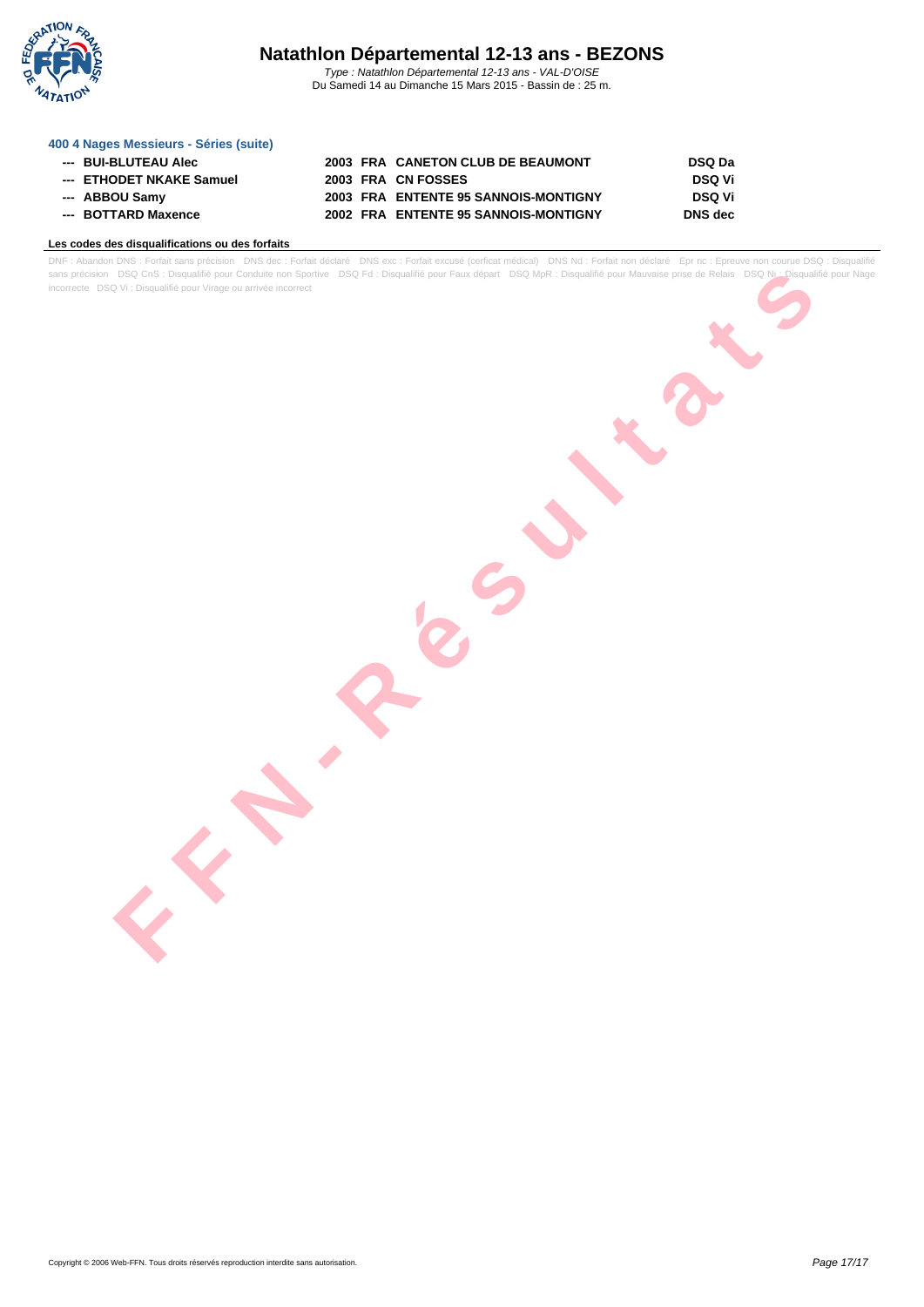# Natathlon Départemental 12-13 ans - BEZONS

*Type : Natathlon Départemental 12-13 ans - VAL-D'OISE*
Du Samedi 14 au Dimanche 15 Mars 2015 - Bassin de : 25 m.

### 400 4 Nages Messieurs - Séries (suite)

| | | | | | |
|---|---|---|---|---|---|
| --- | BUI-BLUTEAU Alec | 2003 | FRA | CANETON CLUB DE BEAUMONT | DSQ Da |
| --- | ETHODET NKAKE Samuel | 2003 | FRA | CN FOSSES | DSQ Vi |
| --- | ABBOU Samy | 2003 | FRA | ENTENTE 95 SANNOIS-MONTIGNY | DSQ Vi |
| --- | BOTTARD Maxence | 2002 | FRA | ENTENTE 95 SANNOIS-MONTIGNY | DNS dec |

#### Les codes des disqualifications ou des forfaits

DNF : Abandon DNS : Forfait sans précision DNS dec : Forfait déclaré DNS exc : Forfait excusé (cerficat médical) DNS Nd : Forfait non déclaré Epr nc : Epreuve non courue DSQ : Disqualifié sans précision DSQ CnS : Disqualifié pour Conduite non Sportive DSQ Fd : Disqualifié pour Faux départ DSQ MpR : Disqualifié pour Mauvaise prise de Relais DSQ Ni : Disqualifié pour Nage incorrecte DSQ Vi : Disqualifié pour Virage ou arrivée incorrect

Copyright © 2006 Web-FFN. Tous droits réservés reproduction interdite sans autorisation.